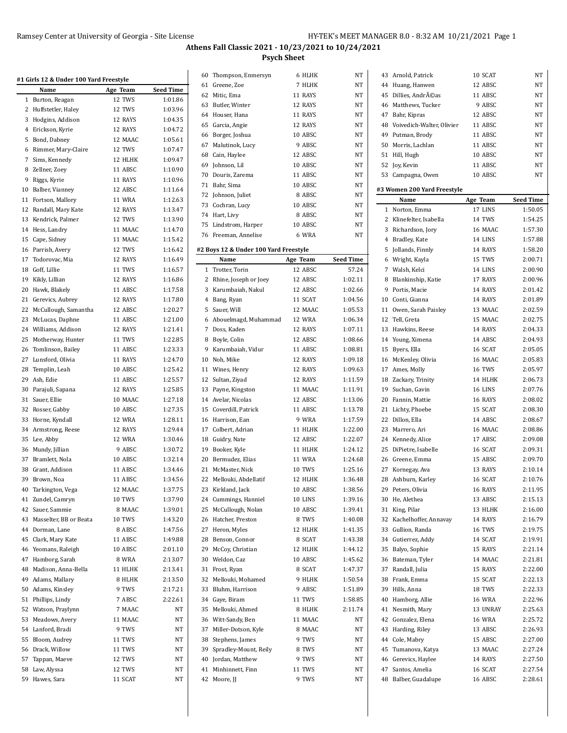# Athens Fall Classic 2021 - 10/23/2021 to 10/24/2021

## Psych Sheet

### #1 Girls 12 & Under 100 Yard Freestyle

| | Name | Age | Team | Seed Time |
|---|---|---|---|---|
| 1 | Burton, Reagan | 12 | TWS | 1:01.86 |
| 2 | Huffstetler, Haley | 12 | TWS | 1:03.96 |
| 3 | Hodgins, Addison | 12 | RAYS | 1:04.35 |
| 4 | Erickson, Kyrie | 12 | RAYS | 1:04.72 |
| 5 | Bond, Dabney | 12 | MAAC | 1:05.61 |
| 6 | Rimmer, Mary-Claire | 12 | TWS | 1:07.47 |
| 7 | Sims, Kennedy | 12 | HLHK | 1:09.47 |
| 8 | Zellner, Zoey | 11 | ABSC | 1:10.90 |
| 9 | Riggs, Kyrie | 11 | RAYS | 1:10.96 |
| 10 | Balber, Vianney | 12 | ABSC | 1:11.64 |
| 11 | Fortson, Mallory | 11 | WRA | 1:12.63 |
| 12 | Randall, Mary Kate | 12 | RAYS | 1:13.47 |
| 13 | Kendrick, Palmer | 12 | TWS | 1:13.90 |
| 14 | Hess, Landry | 11 | MAAC | 1:14.70 |
| 15 | Cape, Sidney | 11 | MAAC | 1:15.42 |
| 16 | Parrish, Avery | 12 | TWS | 1:16.42 |
| 17 | Todorovac, Mia | 12 | RAYS | 1:16.49 |
| 18 | Goff, Lillie | 11 | TWS | 1:16.57 |
| 19 | Kikly, Lillian | 12 | RAYS | 1:16.86 |
| 20 | Hawk, Blakely | 11 | ABSC | 1:17.58 |
| 21 | Gerevics, Aubrey | 12 | RAYS | 1:17.80 |
| 22 | McCullough, Samantha | 12 | ABSC | 1:20.27 |
| 23 | McLucas, Daphne | 11 | ABSC | 1:21.00 |
| 24 | Williams, Addison | 12 | RAYS | 1:21.41 |
| 25 | Motherway, Hunter | 11 | TWS | 1:22.85 |
| 26 | Tomlinson, Bailey | 11 | ABSC | 1:23.33 |
| 27 | Lunsford, Olivia | 11 | RAYS | 1:24.70 |
| 28 | Templin, Leah | 10 | ABSC | 1:25.42 |
| 29 | Ash, Edie | 11 | ABSC | 1:25.57 |
| 30 | Parajuli, Sapana | 12 | RAYS | 1:25.85 |
| 31 | Sauer, Ellie | 10 | MAAC | 1:27.18 |
| 32 | Rosser, Gabby | 10 | ABSC | 1:27.35 |
| 33 | Horne, Kyndall | 12 | WRA | 1:28.11 |
| 34 | Armstrong, Reese | 12 | RAYS | 1:29.44 |
| 35 | Lee, Abby | 12 | WRA | 1:30.46 |
| 36 | Mundy, Jillian | 9 | ABSC | 1:30.72 |
| 37 | Bramlett, Nola | 10 | ABSC | 1:32.14 |
| 38 | Grant, Addison | 11 | ABSC | 1:34.46 |
| 39 | Brown, Noa | 11 | ABSC | 1:34.56 |
| 40 | Tarkington, Vega | 12 | MAAC | 1:37.75 |
| 41 | Zundel, Camryn | 10 | TWS | 1:37.90 |
| 42 | Sauer, Sammie | 8 | MAAC | 1:39.01 |
| 43 | Masselter, BB or Beata | 10 | TWS | 1:43.20 |
| 44 | Dorman, Lane | 8 | ABSC | 1:47.56 |
| 45 | Clark, Mary Kate | 11 | ABSC | 1:49.88 |
| 46 | Yeomans, Raleigh | 10 | ABSC | 2:01.10 |
| 47 | Hamborg, Sarah | 8 | WRA | 2:13.07 |
| 48 | Madison, Anna-Bella | 11 | HLHK | 2:13.41 |
| 49 | Adams, Mallary | 8 | HLHK | 2:13.50 |
| 50 | Adams, Kinsley | 9 | TWS | 2:17.21 |
| 51 | Phillips, Lindy | 7 | ABSC | 2:22.61 |
| 52 | Watson, Praylynn | 7 | MAAC | NT |
| 53 | Meadows, Avery | 11 | MAAC | NT |
| 54 | Lanford, Bradi | 9 | TWS | NT |
| 55 | Bloom, Audrey | 11 | TWS | NT |
| 56 | Drack, Willow | 11 | TWS | NT |
| 57 | Tappan, Maeve | 12 | TWS | NT |
| 58 | Law, Alyssa | 12 | TWS | NT |
| 59 | Hawes, Sara | 11 | SCAT | NT |
| 60 | Thompson, Enmersyn | 6 | HLHK | NT |
| 61 | Greene, Zoe | 7 | HLHK | NT |
| 62 | Mitic, Ema | 11 | RAYS | NT |
| 63 | Butler, Winter | 12 | RAYS | NT |
| 64 | Houser, Hana | 11 | RAYS | NT |
| 65 | Garcia, Angie | 12 | RAYS | NT |
| 66 | Borger, Joshua | 10 | ABSC | NT |
| 67 | Malutinok, Lucy | 9 | ABSC | NT |
| 68 | Cain, Haylee | 12 | ABSC | NT |
| 69 | Johnson, Lil | 10 | ABSC | NT |
| 70 | Douris, Zarema | 11 | ABSC | NT |
| 71 | Bahr, Sima | 10 | ABSC | NT |
| 72 | Johnson, Juliet | 8 | ABSC | NT |
| 73 | Cochran, Lucy | 10 | ABSC | NT |
| 74 | Hart, Livy | 8 | ABSC | NT |
| 75 | Lindstrom, Harper | 10 | ABSC | NT |
| 76 | Freeman, Annelise | 6 | WRA | NT |

### #2 Boys 12 & Under 100 Yard Freestyle

| | Name | Age | Team | Seed Time |
|---|---|---|---|---|
| 1 | Trotter, Torin | 12 | ABSC | 57.24 |
| 2 | Rhine, Joseph or Joey | 12 | ABSC | 1:02.11 |
| 3 | Karumbaiah, Nakul | 12 | ABSC | 1:02.66 |
| 4 | Bang, Ryan | 11 | SCAT | 1:04.56 |
| 5 | Sauer, Will | 12 | MAAC | 1:05.53 |
| 6 | Abouelmagd, Muhammad | 12 | WRA | 1:06.34 |
| 7 | Doss, Kaden | 12 | RAYS | 1:07.11 |
| 8 | Boyle, Colin | 12 | ABSC | 1:08.66 |
| 9 | Karumbaiah, Vidur | 11 | ABSC | 1:08.81 |
| 10 | Noh, Mike | 12 | RAYS | 1:09.18 |
| 11 | Wines, Henry | 12 | RAYS | 1:09.63 |
| 12 | Sultan, Ziyad | 12 | RAYS | 1:11.59 |
| 13 | Payne, Kingston | 11 | MAAC | 1:11.91 |
| 14 | Avelar, Nicolas | 12 | ABSC | 1:13.06 |
| 15 | Coverdill, Patrick | 11 | ABSC | 1:13.78 |
| 16 | Harrison, Ean | 9 | WRA | 1:17.59 |
| 17 | Colbert, Adrian | 11 | HLHK | 1:22.00 |
| 18 | Guidry, Nate | 12 | ABSC | 1:22.07 |
| 19 | Booker, Kyle | 11 | HLHK | 1:24.12 |
| 20 | Bermudez, Elias | 11 | WRA | 1:24.68 |
| 21 | McMaster, Nick | 10 | TWS | 1:25.16 |
| 22 | Mellouki, Abdellatif | 12 | HLHK | 1:36.48 |
| 23 | Kirkland, Jack | 10 | ABSC | 1:38.56 |
| 24 | Cummings, Hanniel | 10 | LINS | 1:39.16 |
| 25 | McCullough, Nolan | 10 | ABSC | 1:39.41 |
| 26 | Hatcher, Preston | 8 | TWS | 1:40.08 |
| 27 | Heron, Myles | 12 | HLHK | 1:41.35 |
| 28 | Benson, Connor | 8 | SCAT | 1:43.38 |
| 29 | McCoy, Christian | 12 | HLHK | 1:44.12 |
| 30 | Weldon, Caz | 10 | ABSC | 1:45.62 |
| 31 | Frost, Ryan | 8 | SCAT | 1:47.37 |
| 32 | Mellouki, Mohamed | 9 | HLHK | 1:50.54 |
| 33 | Bluhm, Harrison | 9 | ABSC | 1:51.89 |
| 34 | Gaye, Biram | 11 | TWS | 1:58.85 |
| 35 | Mellouki, Ahmed | 8 | HLHK | 2:11.74 |
| 36 | Witt-Sandy, Ben | 11 | MAAC | NT |
| 37 | Miller-Dotson, Kyle | 8 | MAAC | NT |
| 38 | Stephens, James | 9 | TWS | NT |
| 39 | Spradley-Mount, Reily | 8 | TWS | NT |
| 40 | Jordan, Matthew | 9 | TWS | NT |
| 41 | Minhinnett, Finn | 11 | TWS | NT |
| 42 | Moore, JJ | 9 | TWS | NT |
| 43 | Arnold, Patrick | 10 | SCAT | NT |
| 44 | Huang, Hanwen | 12 | ABSC | NT |
| 45 | Dillies, AndrÃ©as | 11 | ABSC | NT |
| 46 | Matthews, Tucker | 9 | ABSC | NT |
| 47 | Bahr, Kipras | 12 | ABSC | NT |
| 48 | Voivedich-Walter, Olivier | 11 | ABSC | NT |
| 49 | Putman, Brody | 11 | ABSC | NT |
| 50 | Morris, Lachlan | 11 | ABSC | NT |
| 51 | Hill, Hugh | 10 | ABSC | NT |
| 52 | Joy, Kevin | 11 | ABSC | NT |
| 53 | Campagna, Owen | 10 | ABSC | NT |

### #3 Women 200 Yard Freestyle

| | Name | Age | Team | Seed Time |
|---|---|---|---|---|
| 1 | Norton, Emma | 17 | LINS | 1:50.05 |
| 2 | Klinefelter, Isabella | 14 | TWS | 1:54.25 |
| 3 | Richardson, Jory | 16 | MAAC | 1:57.30 |
| 4 | Bradley, Kate | 14 | LINS | 1:57.88 |
| 5 | Jollands, Finnly | 14 | RAYS | 1:58.20 |
| 6 | Wright, Kayla | 15 | TWS | 2:00.71 |
| 7 | Walsh, Kelci | 14 | LINS | 2:00.90 |
| 8 | Blankinship, Katie | 17 | RAYS | 2:00.96 |
| 9 | Portis, Macie | 14 | RAYS | 2:01.42 |
| 10 | Conti, Gianna | 14 | RAYS | 2:01.89 |
| 11 | Owen, Sarah Paisley | 13 | MAAC | 2:02.59 |
| 12 | Tell, Greta | 15 | MAAC | 2:02.75 |
| 13 | Hawkins, Reese | 14 | RAYS | 2:04.33 |
| 14 | Young, Ximena | 14 | ABSC | 2:04.93 |
| 15 | Byers, Ella | 16 | SCAT | 2:05.05 |
| 16 | McKenley, Olivia | 16 | MAAC | 2:05.83 |
| 17 | Ames, Molly | 16 | TWS | 2:05.97 |
| 18 | Zackary, Trinity | 14 | HLHK | 2:06.73 |
| 19 | Suchan, Gavin | 16 | LINS | 2:07.76 |
| 20 | Fannin, Mattie | 16 | RAYS | 2:08.02 |
| 21 | Lichty, Phoebe | 15 | SCAT | 2:08.30 |
| 22 | Dillon, Ella | 14 | ABSC | 2:08.67 |
| 23 | Marrero, Ari | 16 | MAAC | 2:08.86 |
| 24 | Kennedy, Alice | 17 | ABSC | 2:09.08 |
| 25 | DiPietre, Isabelle | 16 | SCAT | 2:09.31 |
| 26 | Greene, Emma | 15 | ABSC | 2:09.70 |
| 27 | Kornegay, Ava | 13 | RAYS | 2:10.14 |
| 28 | Ashburn, Karley | 16 | SCAT | 2:10.76 |
| 29 | Peters, Olivia | 16 | RAYS | 2:11.95 |
| 30 | He, Alethea | 13 | ABSC | 2:15.13 |
| 31 | King, Pilar | 13 | HLHK | 2:16.00 |
| 32 | Kachelhoffer, Annavay | 14 | RAYS | 2:16.79 |
| 33 | Gullion, Randa | 16 | TWS | 2:19.75 |
| 34 | Gutierrez, Addy | 14 | SCAT | 2:19.91 |
| 35 | Balyo, Sophie | 15 | RAYS | 2:21.14 |
| 36 | Bateman, Tyler | 14 | MAAC | 2:21.81 |
| 37 | Randall, Julia | 15 | RAYS | 2:22.00 |
| 38 | Frank, Emma | 15 | SCAT | 2:22.13 |
| 39 | Hills, Anna | 18 | TWS | 2:22.33 |
| 40 | Hamborg, Allie | 16 | WRA | 2:22.96 |
| 41 | Nesmith, Mary | 13 | UNRAY | 2:25.63 |
| 42 | Gonzalez, Elena | 16 | WRA | 2:25.72 |
| 43 | Harding, Riley | 13 | ABSC | 2:26.93 |
| 44 | Cole, Mabry | 15 | ABSC | 2:27.00 |
| 45 | Tumanova, Katya | 13 | MAAC | 2:27.24 |
| 46 | Gerevics, Haylee | 14 | RAYS | 2:27.50 |
| 47 | Santos, Amelia | 16 | SCAT | 2:27.54 |
| 48 | Balber, Guadalupe | 16 | ABSC | 2:28.61 |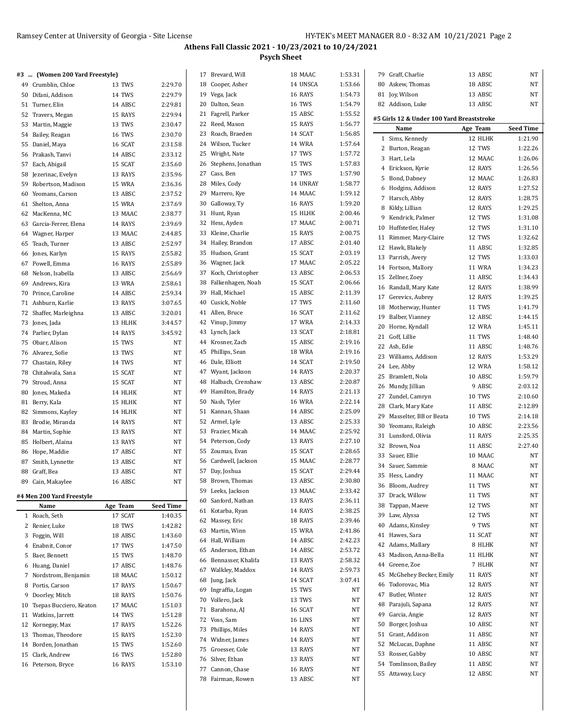## Athens Fall Classic 2021 - 10/23/2021 to 10/24/2021

### Psych Sheet

#### #3 ... (Women 200 Yard Freestyle)

| | Name | Age | Team | Seed Time |
|---|---|---|---|---|
| 49 | Crumblin, Chloe | 13 | TWS | 2:29.70 |
| 50 | Difani, Addison | 14 | TWS | 2:29.79 |
| 51 | Turner, Elin | 14 | ABSC | 2:29.81 |
| 52 | Travers, Megan | 15 | RAYS | 2:29.94 |
| 53 | Martin, Maggie | 13 | TWS | 2:30.47 |
| 54 | Bailey, Reagan | 16 | TWS | 2:30.70 |
| 55 | Daniel, Maya | 16 | SCAT | 2:31.58 |
| 56 | Prakash, Tanvi | 14 | ABSC | 2:33.12 |
| 57 | Each, Abigail | 15 | SCAT | 2:35.60 |
| 58 | Jezerinac, Evelyn | 13 | RAYS | 2:35.96 |
| 59 | Robertson, Madison | 15 | WRA | 2:36.36 |
| 60 | Yeomans, Carson | 13 | ABSC | 2:37.52 |
| 61 | Shelton, Anna | 15 | WRA | 2:37.69 |
| 62 | MacKenna, MC | 13 | MAAC | 2:38.77 |
| 63 | Garcia-Ferrer, Elena | 14 | RAYS | 2:39.69 |
| 64 | Wagner, Harper | 13 | MAAC | 2:44.85 |
| 65 | Teach, Turner | 13 | ABSC | 2:52.97 |
| 66 | Jones, Karlyn | 15 | RAYS | 2:55.82 |
| 67 | Powell, Emma | 16 | RAYS | 2:55.89 |
| 68 | Nelson, Isabella | 13 | ABSC | 2:56.69 |
| 69 | Andrews, Kira | 13 | WRA | 2:58.61 |
| 70 | Prince, Caroline | 14 | ABSC | 2:59.34 |
| 71 | Ashburn, Karlie | 13 | RAYS | 3:07.65 |
| 72 | Shaffer, Marleighna | 13 | ABSC | 3:20.01 |
| 73 | Jones, Jada | 13 | HLHK | 3:44.57 |
| 74 | Parlier, Dylan | 14 | RAYS | 3:45.92 |
| 75 | Obarr, Alison | 15 | TWS | NT |
| 76 | Alvarez, Sofie | 13 | TWS | NT |
| 77 | Chastain, Riley | 14 | TWS | NT |
| 78 | Chitalwala, Sana | 15 | SCAT | NT |
| 79 | Stroud, Anna | 15 | SCAT | NT |
| 80 | Jones, Makeda | 14 | HLHK | NT |
| 81 | Berry, Kala | 15 | HLHK | NT |
| 82 | Simmons, Kayley | 14 | HLHK | NT |
| 83 | Brodie, Miranda | 14 | RAYS | NT |
| 84 | Martin, Sophie | 13 | RAYS | NT |
| 85 | Holbert, Alaina | 13 | RAYS | NT |
| 86 | Hope, Maddie | 17 | ABSC | NT |
| 87 | Smith, Lynnette | 13 | ABSC | NT |
| 88 | Graff, Bea | 13 | ABSC | NT |
| 89 | Cain, Makaylee | 16 | ABSC | NT |

#### #4 Men 200 Yard Freestyle

| | Name | Age | Team | Seed Time |
|---|---|---|---|---|
| 1 | Roach, Seth | 17 | SCAT | 1:40.35 |
| 2 | Renier, Luke | 18 | TWS | 1:42.82 |
| 3 | Foggin, Will | 18 | ABSC | 1:43.60 |
| 4 | Enabnit, Conor | 17 | TWS | 1:47.50 |
| 5 | Baer, Bennett | 15 | TWS | 1:48.70 |
| 6 | Huang, Daniel | 17 | ABSC | 1:48.76 |
| 7 | Nordstrom, Benjamin | 18 | MAAC | 1:50.12 |
| 8 | Portis, Carson | 17 | RAYS | 1:50.67 |
| 9 | Doorley, Mitch | 18 | RAYS | 1:50.76 |
| 10 | Tsepas Bucciero, Keaton | 17 | MAAC | 1:51.03 |
| 11 | Watkins, Jarrett | 14 | TWS | 1:51.28 |
| 12 | Kornegay, Max | 17 | RAYS | 1:52.26 |
| 13 | Thomas, Theodore | 15 | RAYS | 1:52.30 |
| 14 | Borden, Jonathan | 15 | TWS | 1:52.60 |
| 15 | Clark, Andrew | 16 | TWS | 1:52.80 |
| 16 | Peterson, Bryce | 16 | RAYS | 1:53.10 |
| 17 | Brevard, Will | 18 | MAAC | 1:53.31 |
| 18 | Cooper, Asher | 14 | UNSCA | 1:53.66 |
| 19 | Vega, Jack | 16 | RAYS | 1:54.73 |
| 20 | Dalton, Sean | 16 | TWS | 1:54.79 |
| 21 | Fagrell, Parker | 15 | ABSC | 1:55.52 |
| 22 | Reed, Mason | 15 | RAYS | 1:56.77 |
| 23 | Roach, Braeden | 14 | SCAT | 1:56.85 |
| 24 | Wilson, Tucker | 14 | WRA | 1:57.64 |
| 25 | Wright, Nate | 17 | TWS | 1:57.72 |
| 26 | Stephens, Jonathan | 15 | TWS | 1:57.83 |
| 27 | Cass, Ben | 17 | TWS | 1:57.90 |
| 28 | Miles, Cody | 14 | UNRAY | 1:58.77 |
| 29 | Marrero, Kye | 14 | MAAC | 1:59.12 |
| 30 | Galloway, Ty | 16 | RAYS | 1:59.20 |
| 31 | Hunt, Ryan | 15 | HLHK | 2:00.46 |
| 32 | Hess, Ayden | 17 | MAAC | 2:00.71 |
| 33 | Kleine, Charlie | 15 | RAYS | 2:00.75 |
| 34 | Hailey, Brandon | 17 | ABSC | 2:01.40 |
| 35 | Hudson, Grant | 15 | SCAT | 2:03.19 |
| 36 | Wagner, Jack | 17 | MAAC | 2:05.22 |
| 37 | Koch, Christopher | 13 | ABSC | 2:06.53 |
| 38 | Falkenhagen, Noah | 15 | SCAT | 2:06.66 |
| 39 | Hall, Michael | 15 | ABSC | 2:11.39 |
| 40 | Cusick, Noble | 17 | TWS | 2:11.60 |
| 41 | Allen, Bruce | 16 | SCAT | 2:11.62 |
| 42 | Vinup, Jimmy | 17 | WRA | 2:14.33 |
| 43 | Lynch, Jack | 13 | SCAT | 2:18.81 |
| 44 | Krosner, Zach | 15 | ABSC | 2:19.16 |
| 45 | Phillips, Sean | 18 | WRA | 2:19.16 |
| 46 | Dale, Elliott | 14 | SCAT | 2:19.50 |
| 47 | Wyant, Jackson | 14 | RAYS | 2:20.37 |
| 48 | Halbach, Crenshaw | 13 | ABSC | 2:20.87 |
| 49 | Hamilton, Brady | 14 | RAYS | 2:21.13 |
| 50 | Nash, Tyler | 16 | WRA | 2:22.14 |
| 51 | Kannan, Shaan | 14 | ABSC | 2:25.09 |
| 52 | Armel, Lyle | 13 | ABSC | 2:25.33 |
| 53 | Frazier, Micah | 14 | MAAC | 2:25.92 |
| 54 | Peterson, Cody | 13 | RAYS | 2:27.10 |
| 55 | Zoumas, Evan | 15 | SCAT | 2:28.65 |
| 56 | Cardwell, Jackson | 15 | MAAC | 2:28.77 |
| 57 | Day, Joshua | 15 | SCAT | 2:29.44 |
| 58 | Brown, Thomas | 13 | ABSC | 2:30.80 |
| 59 | Leeks, Jackson | 13 | MAAC | 2:33.42 |
| 60 | Sanford, Nathan | 13 | RAYS | 2:36.11 |
| 61 | Kotarba, Ryan | 14 | RAYS | 2:38.25 |
| 62 | Massey, Eric | 18 | RAYS | 2:39.46 |
| 63 | Martin, Winn | 15 | WRA | 2:41.86 |
| 64 | Hall, William | 14 | ABSC | 2:42.23 |
| 65 | Anderson, Ethan | 14 | ABSC | 2:53.72 |
| 66 | Bennasser, Khalifa | 13 | RAYS | 2:58.32 |
| 67 | Walkley, Maddox | 14 | RAYS | 2:59.73 |
| 68 | Jung, Jack | 14 | SCAT | 3:07.41 |
| 69 | Ingraffia, Logan | 15 | TWS | NT |
| 70 | Vollero, Jack | 13 | TWS | NT |
| 71 | Barahona, AJ | 16 | SCAT | NT |
| 72 | Voss, Sam | 16 | LINS | NT |
| 73 | Phillips, Miles | 14 | RAYS | NT |
| 74 | Widner, James | 14 | RAYS | NT |
| 75 | Groesser, Cole | 13 | RAYS | NT |
| 76 | Silver, Ethan | 13 | RAYS | NT |
| 77 | Cannon, Chase | 16 | RAYS | NT |
| 78 | Fairman, Rowen | 13 | ABSC | NT |
| 79 | Graff, Charlie | 13 | ABSC | NT |
| 80 | Askew, Thomas | 18 | ABSC | NT |
| 81 | Joy, Wilson | 13 | ABSC | NT |
| 82 | Addison, Luke | 13 | ABSC | NT |

#### #5 Girls 12 & Under 100 Yard Breaststroke

| | Name | Age | Team | Seed Time |
|---|---|---|---|---|
| 1 | Sims, Kennedy | 12 | HLHK | 1:21.90 |
| 2 | Burton, Reagan | 12 | TWS | 1:22.26 |
| 3 | Hart, Lela | 12 | MAAC | 1:26.06 |
| 4 | Erickson, Kyrie | 12 | RAYS | 1:26.56 |
| 5 | Bond, Dabney | 12 | MAAC | 1:26.83 |
| 6 | Hodgins, Addison | 12 | RAYS | 1:27.52 |
| 7 | Harsch, Abby | 12 | RAYS | 1:28.75 |
| 8 | Kikly, Lillian | 12 | RAYS | 1:29.25 |
| 9 | Kendrick, Palmer | 12 | TWS | 1:31.08 |
| 10 | Huffstetler, Haley | 12 | TWS | 1:31.10 |
| 11 | Rimmer, Mary-Claire | 12 | TWS | 1:32.62 |
| 12 | Hawk, Blakely | 11 | ABSC | 1:32.85 |
| 13 | Parrish, Avery | 12 | TWS | 1:33.03 |
| 14 | Fortson, Mallory | 11 | WRA | 1:34.23 |
| 15 | Zellner, Zoey | 11 | ABSC | 1:34.43 |
| 16 | Randall, Mary Kate | 12 | RAYS | 1:38.99 |
| 17 | Gerevics, Aubrey | 12 | RAYS | 1:39.25 |
| 18 | Motherway, Hunter | 11 | TWS | 1:41.79 |
| 19 | Balber, Vianney | 12 | ABSC | 1:44.15 |
| 20 | Horne, Kyndall | 12 | WRA | 1:45.11 |
| 21 | Goff, Lillie | 11 | TWS | 1:48.40 |
| 22 | Ash, Edie | 11 | ABSC | 1:48.76 |
| 23 | Williams, Addison | 12 | RAYS | 1:53.29 |
| 24 | Lee, Abby | 12 | WRA | 1:58.12 |
| 25 | Bramlett, Nola | 10 | ABSC | 1:59.79 |
| 26 | Mundy, Jillian | 9 | ABSC | 2:03.12 |
| 27 | Zundel, Camryn | 10 | TWS | 2:10.60 |
| 28 | Clark, Mary Kate | 11 | ABSC | 2:12.89 |
| 29 | Masselter, BB or Beata | 10 | TWS | 2:14.18 |
| 30 | Yeomans, Raleigh | 10 | ABSC | 2:23.56 |
| 31 | Lunsford, Olivia | 11 | RAYS | 2:25.35 |
| 32 | Brown, Noa | 11 | ABSC | 2:27.40 |
| 33 | Sauer, Ellie | 10 | MAAC | NT |
| 34 | Sauer, Sammie | 8 | MAAC | NT |
| 35 | Hess, Landry | 11 | MAAC | NT |
| 36 | Bloom, Audrey | 11 | TWS | NT |
| 37 | Drack, Willow | 11 | TWS | NT |
| 38 | Tappan, Maeve | 12 | TWS | NT |
| 39 | Law, Alyssa | 12 | TWS | NT |
| 40 | Adams, Kinsley | 9 | TWS | NT |
| 41 | Hawes, Sara | 11 | SCAT | NT |
| 42 | Adams, Mallary | 8 | HLHK | NT |
| 43 | Madison, Anna-Bella | 11 | HLHK | NT |
| 44 | Greene, Zoe | 7 | HLHK | NT |
| 45 | McGhehey Becker, Emily | 11 | RAYS | NT |
| 46 | Todorovac, Mia | 12 | RAYS | NT |
| 47 | Butler, Winter | 12 | RAYS | NT |
| 48 | Parajuli, Sapana | 12 | RAYS | NT |
| 49 | Garcia, Angie | 12 | RAYS | NT |
| 50 | Borger, Joshua | 10 | ABSC | NT |
| 51 | Grant, Addison | 11 | ABSC | NT |
| 52 | McLucas, Daphne | 11 | ABSC | NT |
| 53 | Rosser, Gabby | 10 | ABSC | NT |
| 54 | Tomlinson, Bailey | 11 | ABSC | NT |
| 55 | Attaway, Lucy | 12 | ABSC | NT |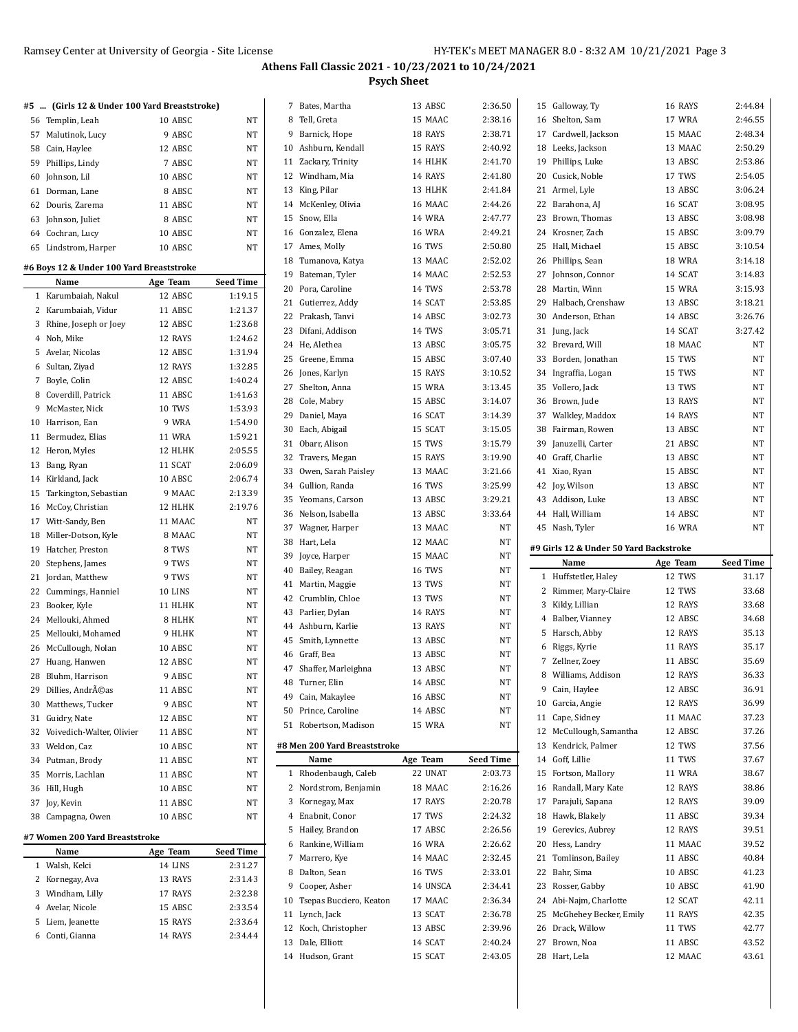## Athens Fall Classic 2021 - 10/23/2021 to 10/24/2021

### Psych Sheet

#### #5 ... (Girls 12 & Under 100 Yard Breaststroke)

| | Name | Age | Team | Seed Time |
|---|---|---|---|---|
| 56 | Templin, Leah | 10 | ABSC | NT |
| 57 | Malutinok, Lucy | 9 | ABSC | NT |
| 58 | Cain, Haylee | 12 | ABSC | NT |
| 59 | Phillips, Lindy | 7 | ABSC | NT |
| 60 | Johnson, Lil | 10 | ABSC | NT |
| 61 | Dorman, Lane | 8 | ABSC | NT |
| 62 | Douris, Zarema | 11 | ABSC | NT |
| 63 | Johnson, Juliet | 8 | ABSC | NT |
| 64 | Cochran, Lucy | 10 | ABSC | NT |
| 65 | Lindstrom, Harper | 10 | ABSC | NT |

#### #6 Boys 12 & Under 100 Yard Breaststroke

| | Name | Age | Team | Seed Time |
|---|---|---|---|---|
| 1 | Karumbaiah, Nakul | 12 | ABSC | 1:19.15 |
| 2 | Karumbaiah, Vidur | 11 | ABSC | 1:21.37 |
| 3 | Rhine, Joseph or Joey | 12 | ABSC | 1:23.68 |
| 4 | Noh, Mike | 12 | RAYS | 1:24.62 |
| 5 | Avelar, Nicolas | 12 | ABSC | 1:31.94 |
| 6 | Sultan, Ziyad | 12 | RAYS | 1:32.85 |
| 7 | Boyle, Colin | 12 | ABSC | 1:40.24 |
| 8 | Coverdill, Patrick | 11 | ABSC | 1:41.63 |
| 9 | McMaster, Nick | 10 | TWS | 1:53.93 |
| 10 | Harrison, Ean | 9 | WRA | 1:54.90 |
| 11 | Bermudez, Elias | 11 | WRA | 1:59.21 |
| 12 | Heron, Myles | 12 | HLHK | 2:05.55 |
| 13 | Bang, Ryan | 11 | SCAT | 2:06.09 |
| 14 | Kirkland, Jack | 10 | ABSC | 2:06.74 |
| 15 | Tarkington, Sebastian | 9 | MAAC | 2:13.39 |
| 16 | McCoy, Christian | 12 | HLHK | 2:19.76 |
| 17 | Witt-Sandy, Ben | 11 | MAAC | NT |
| 18 | Miller-Dotson, Kyle | 8 | MAAC | NT |
| 19 | Hatcher, Preston | 8 | TWS | NT |
| 20 | Stephens, James | 9 | TWS | NT |
| 21 | Jordan, Matthew | 9 | TWS | NT |
| 22 | Cummings, Hanniel | 10 | LINS | NT |
| 23 | Booker, Kyle | 11 | HLHK | NT |
| 24 | Mellouki, Ahmed | 8 | HLHK | NT |
| 25 | Mellouki, Mohamed | 9 | HLHK | NT |
| 26 | McCullough, Nolan | 10 | ABSC | NT |
| 27 | Huang, Hanwen | 12 | ABSC | NT |
| 28 | Bluhm, Harrison | 9 | ABSC | NT |
| 29 | Dillies, AndrÃ©as | 11 | ABSC | NT |
| 30 | Matthews, Tucker | 9 | ABSC | NT |
| 31 | Guidry, Nate | 12 | ABSC | NT |
| 32 | Voivedich-Walter, Olivier | 11 | ABSC | NT |
| 33 | Weldon, Caz | 10 | ABSC | NT |
| 34 | Putman, Brody | 11 | ABSC | NT |
| 35 | Morris, Lachlan | 11 | ABSC | NT |
| 36 | Hill, Hugh | 10 | ABSC | NT |
| 37 | Joy, Kevin | 11 | ABSC | NT |
| 38 | Campagna, Owen | 10 | ABSC | NT |

#### #7 Women 200 Yard Breaststroke

| | Name | Age | Team | Seed Time |
|---|---|---|---|---|
| 1 | Walsh, Kelci | 14 | LINS | 2:31.27 |
| 2 | Kornegay, Ava | 13 | RAYS | 2:31.43 |
| 3 | Windham, Lilly | 17 | RAYS | 2:32.38 |
| 4 | Avelar, Nicole | 15 | ABSC | 2:33.54 |
| 5 | Liem, Jeanette | 15 | RAYS | 2:33.64 |
| 6 | Conti, Gianna | 14 | RAYS | 2:34.44 |
| 7 | Bates, Martha | 13 | ABSC | 2:36.50 |
| 8 | Tell, Greta | 15 | MAAC | 2:38.16 |
| 9 | Barnick, Hope | 18 | RAYS | 2:38.71 |
| 10 | Ashburn, Kendall | 15 | RAYS | 2:40.92 |
| 11 | Zackary, Trinity | 14 | HLHK | 2:41.70 |
| 12 | Windham, Mia | 14 | RAYS | 2:41.80 |
| 13 | King, Pilar | 13 | HLHK | 2:41.84 |
| 14 | McKenley, Olivia | 16 | MAAC | 2:44.26 |
| 15 | Snow, Ella | 14 | WRA | 2:47.77 |
| 16 | Gonzalez, Elena | 16 | WRA | 2:49.21 |
| 17 | Ames, Molly | 16 | TWS | 2:50.80 |
| 18 | Tumanova, Katya | 13 | MAAC | 2:52.02 |
| 19 | Bateman, Tyler | 14 | MAAC | 2:52.53 |
| 20 | Pora, Caroline | 14 | TWS | 2:53.78 |
| 21 | Gutierrez, Addy | 14 | SCAT | 2:53.85 |
| 22 | Prakash, Tanvi | 14 | ABSC | 3:02.73 |
| 23 | Difani, Addison | 14 | TWS | 3:05.71 |
| 24 | He, Alethea | 13 | ABSC | 3:05.75 |
| 25 | Greene, Emma | 15 | ABSC | 3:07.40 |
| 26 | Jones, Karlyn | 15 | RAYS | 3:10.52 |
| 27 | Shelton, Anna | 15 | WRA | 3:13.45 |
| 28 | Cole, Mabry | 15 | ABSC | 3:14.07 |
| 29 | Daniel, Maya | 16 | SCAT | 3:14.39 |
| 30 | Each, Abigail | 15 | SCAT | 3:15.05 |
| 31 | Obarr, Alison | 15 | TWS | 3:15.79 |
| 32 | Travers, Megan | 15 | RAYS | 3:19.90 |
| 33 | Owen, Sarah Paisley | 13 | MAAC | 3:21.66 |
| 34 | Gullion, Randa | 16 | TWS | 3:25.99 |
| 35 | Yeomans, Carson | 13 | ABSC | 3:29.21 |
| 36 | Nelson, Isabella | 13 | ABSC | 3:33.64 |
| 37 | Wagner, Harper | 13 | MAAC | NT |
| 38 | Hart, Lela | 12 | MAAC | NT |
| 39 | Joyce, Harper | 15 | MAAC | NT |
| 40 | Bailey, Reagan | 16 | TWS | NT |
| 41 | Martin, Maggie | 13 | TWS | NT |
| 42 | Crumblin, Chloe | 13 | TWS | NT |
| 43 | Parlier, Dylan | 14 | RAYS | NT |
| 44 | Ashburn, Karlie | 13 | RAYS | NT |
| 45 | Smith, Lynnette | 13 | ABSC | NT |
| 46 | Graff, Bea | 13 | ABSC | NT |
| 47 | Shaffer, Marleighna | 13 | ABSC | NT |
| 48 | Turner, Elin | 14 | ABSC | NT |
| 49 | Cain, Makaylee | 16 | ABSC | NT |
| 50 | Prince, Caroline | 14 | ABSC | NT |
| 51 | Robertson, Madison | 15 | WRA | NT |

#### #8 Men 200 Yard Breaststroke

| | Name | Age | Team | Seed Time |
|---|---|---|---|---|
| 1 | Rhodenbaugh, Caleb | 22 | UNAT | 2:03.73 |
| 2 | Nordstrom, Benjamin | 18 | MAAC | 2:16.26 |
| 3 | Kornegay, Max | 17 | RAYS | 2:20.78 |
| 4 | Enabnit, Conor | 17 | TWS | 2:24.32 |
| 5 | Hailey, Brandon | 17 | ABSC | 2:26.56 |
| 6 | Rankine, William | 16 | WRA | 2:26.62 |
| 7 | Marrero, Kye | 14 | MAAC | 2:32.45 |
| 8 | Dalton, Sean | 16 | TWS | 2:33.01 |
| 9 | Cooper, Asher | 14 | UNSCA | 2:34.41 |
| 10 | Tsepas Bucciero, Keaton | 17 | MAAC | 2:36.34 |
| 11 | Lynch, Jack | 13 | SCAT | 2:36.78 |
| 12 | Koch, Christopher | 13 | ABSC | 2:39.96 |
| 13 | Dale, Elliott | 14 | SCAT | 2:40.24 |
| 14 | Hudson, Grant | 15 | SCAT | 2:43.05 |
| 15 | Galloway, Ty | 16 | RAYS | 2:44.84 |
| 16 | Shelton, Sam | 17 | WRA | 2:46.55 |
| 17 | Cardwell, Jackson | 15 | MAAC | 2:48.34 |
| 18 | Leeks, Jackson | 13 | MAAC | 2:50.29 |
| 19 | Phillips, Luke | 13 | ABSC | 2:53.86 |
| 20 | Cusick, Noble | 17 | TWS | 2:54.05 |
| 21 | Armel, Lyle | 13 | ABSC | 3:06.24 |
| 22 | Barahona, AJ | 16 | SCAT | 3:08.95 |
| 23 | Brown, Thomas | 13 | ABSC | 3:08.98 |
| 24 | Krosner, Zach | 15 | ABSC | 3:09.79 |
| 25 | Hall, Michael | 15 | ABSC | 3:10.54 |
| 26 | Phillips, Sean | 18 | WRA | 3:14.18 |
| 27 | Johnson, Connor | 14 | SCAT | 3:14.83 |
| 28 | Martin, Winn | 15 | WRA | 3:15.93 |
| 29 | Halbach, Crenshaw | 13 | ABSC | 3:18.21 |
| 30 | Anderson, Ethan | 14 | ABSC | 3:26.76 |
| 31 | Jung, Jack | 14 | SCAT | 3:27.42 |
| 32 | Brevard, Will | 18 | MAAC | NT |
| 33 | Borden, Jonathan | 15 | TWS | NT |
| 34 | Ingraffia, Logan | 15 | TWS | NT |
| 35 | Vollero, Jack | 13 | TWS | NT |
| 36 | Brown, Jude | 13 | RAYS | NT |
| 37 | Walkley, Maddox | 14 | RAYS | NT |
| 38 | Fairman, Rowen | 13 | ABSC | NT |
| 39 | Januzelli, Carter | 21 | ABSC | NT |
| 40 | Graff, Charlie | 13 | ABSC | NT |
| 41 | Xiao, Ryan | 15 | ABSC | NT |
| 42 | Joy, Wilson | 13 | ABSC | NT |
| 43 | Addison, Luke | 13 | ABSC | NT |
| 44 | Hall, William | 14 | ABSC | NT |
| 45 | Nash, Tyler | 16 | WRA | NT |

#### #9 Girls 12 & Under 50 Yard Backstroke

| | Name | Age | Team | Seed Time |
|---|---|---|---|---|
| 1 | Huffstetler, Haley | 12 | TWS | 31.17 |
| 2 | Rimmer, Mary-Claire | 12 | TWS | 33.68 |
| 3 | Kikly, Lillian | 12 | RAYS | 33.68 |
| 4 | Balber, Vianney | 12 | ABSC | 34.68 |
| 5 | Harsch, Abby | 12 | RAYS | 35.13 |
| 6 | Riggs, Kyrie | 11 | RAYS | 35.17 |
| 7 | Zellner, Zoey | 11 | ABSC | 35.69 |
| 8 | Williams, Addison | 12 | RAYS | 36.33 |
| 9 | Cain, Haylee | 12 | ABSC | 36.91 |
| 10 | Garcia, Angie | 12 | RAYS | 36.99 |
| 11 | Cape, Sidney | 11 | MAAC | 37.23 |
| 12 | McCullough, Samantha | 12 | ABSC | 37.26 |
| 13 | Kendrick, Palmer | 12 | TWS | 37.56 |
| 14 | Goff, Lillie | 11 | TWS | 37.67 |
| 15 | Fortson, Mallory | 11 | WRA | 38.67 |
| 16 | Randall, Mary Kate | 12 | RAYS | 38.86 |
| 17 | Parajuli, Sapana | 12 | RAYS | 39.09 |
| 18 | Hawk, Blakely | 11 | ABSC | 39.34 |
| 19 | Gerevics, Aubrey | 12 | RAYS | 39.51 |
| 20 | Hess, Landry | 11 | MAAC | 39.52 |
| 21 | Tomlinson, Bailey | 11 | ABSC | 40.84 |
| 22 | Bahr, Sima | 10 | ABSC | 41.23 |
| 23 | Rosser, Gabby | 10 | ABSC | 41.90 |
| 24 | Abi-Najm, Charlotte | 12 | SCAT | 42.11 |
| 25 | McGhehey Becker, Emily | 11 | RAYS | 42.35 |
| 26 | Drack, Willow | 11 | TWS | 42.77 |
| 27 | Brown, Noa | 11 | ABSC | 43.52 |
| 28 | Hart, Lela | 12 | MAAC | 43.61 |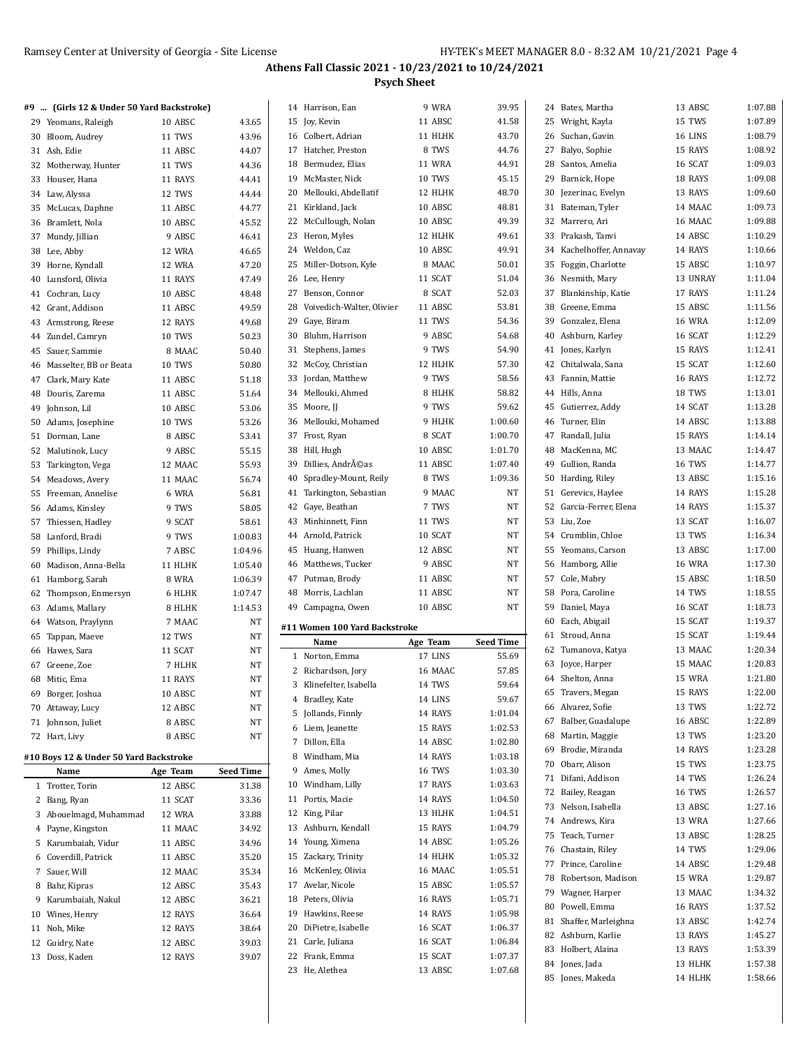# Athens Fall Classic 2021 - 10/23/2021 to 10/24/2021

## Psych Sheet

### #9 ... (Girls 12 & Under 50 Yard Backstroke)

| | Name | Age | Team | Seed Time |
|---|---|---|---|---|
| 29 | Yeomans, Raleigh | 10 | ABSC | 43.65 |
| 30 | Bloom, Audrey | 11 | TWS | 43.96 |
| 31 | Ash, Edie | 11 | ABSC | 44.07 |
| 32 | Motherway, Hunter | 11 | TWS | 44.36 |
| 33 | Houser, Hana | 11 | RAYS | 44.41 |
| 34 | Law, Alyssa | 12 | TWS | 44.44 |
| 35 | McLucas, Daphne | 11 | ABSC | 44.77 |
| 36 | Bramlett, Nola | 10 | ABSC | 45.52 |
| 37 | Mundy, Jillian | 9 | ABSC | 46.41 |
| 38 | Lee, Abby | 12 | WRA | 46.65 |
| 39 | Horne, Kyndall | 12 | WRA | 47.20 |
| 40 | Lunsford, Olivia | 11 | RAYS | 47.49 |
| 41 | Cochran, Lucy | 10 | ABSC | 48.48 |
| 42 | Grant, Addison | 11 | ABSC | 49.59 |
| 43 | Armstrong, Reese | 12 | RAYS | 49.68 |
| 44 | Zundel, Camryn | 10 | TWS | 50.23 |
| 45 | Sauer, Sammie | 8 | MAAC | 50.40 |
| 46 | Masselter, BB or Beata | 10 | TWS | 50.80 |
| 47 | Clark, Mary Kate | 11 | ABSC | 51.18 |
| 48 | Douris, Zarema | 11 | ABSC | 51.64 |
| 49 | Johnson, Lil | 10 | ABSC | 53.06 |
| 50 | Adams, Josephine | 10 | TWS | 53.26 |
| 51 | Dorman, Lane | 8 | ABSC | 53.41 |
| 52 | Malutinok, Lucy | 9 | ABSC | 55.15 |
| 53 | Tarkington, Vega | 12 | MAAC | 55.93 |
| 54 | Meadows, Avery | 11 | MAAC | 56.74 |
| 55 | Freeman, Annelise | 6 | WRA | 56.81 |
| 56 | Adams, Kinsley | 9 | TWS | 58.05 |
| 57 | Thiessen, Hadley | 9 | SCAT | 58.61 |
| 58 | Lanford, Bradi | 9 | TWS | 1:00.83 |
| 59 | Phillips, Lindy | 7 | ABSC | 1:04.96 |
| 60 | Madison, Anna-Bella | 11 | HLHK | 1:05.40 |
| 61 | Hamborg, Sarah | 8 | WRA | 1:06.39 |
| 62 | Thompson, Emmersyn | 6 | HLHK | 1:07.47 |
| 63 | Adams, Mallary | 8 | HLHK | 1:14.53 |
| 64 | Watson, Praylynn | 7 | MAAC | NT |
| 65 | Tappan, Maeve | 12 | TWS | NT |
| 66 | Hawes, Sara | 11 | SCAT | NT |
| 67 | Greene, Zoe | 7 | HLHK | NT |
| 68 | Mitic, Ema | 11 | RAYS | NT |
| 69 | Borger, Joshua | 10 | ABSC | NT |
| 70 | Attaway, Lucy | 12 | ABSC | NT |
| 71 | Johnson, Juliet | 8 | ABSC | NT |
| 72 | Hart, Livy | 8 | ABSC | NT |

### #10 Boys 12 & Under 50 Yard Backstroke

| | Name | Age | Team | Seed Time |
|---|---|---|---|---|
| 1 | Trotter, Torin | 12 | ABSC | 31.38 |
| 2 | Bang, Ryan | 11 | SCAT | 33.36 |
| 3 | Abouelmagd, Muhammad | 12 | WRA | 33.88 |
| 4 | Payne, Kingston | 11 | MAAC | 34.92 |
| 5 | Karumbaiah, Vidur | 11 | ABSC | 34.96 |
| 6 | Coverdill, Patrick | 11 | ABSC | 35.20 |
| 7 | Sauer, Will | 12 | MAAC | 35.34 |
| 8 | Bahr, Kipras | 12 | ABSC | 35.43 |
| 9 | Karumbaiah, Nakul | 12 | ABSC | 36.21 |
| 10 | Wines, Henry | 12 | RAYS | 36.64 |
| 11 | Noh, Mike | 12 | RAYS | 38.64 |
| 12 | Guidry, Nate | 12 | ABSC | 39.03 |
| 13 | Doss, Kaden | 12 | RAYS | 39.07 |
| 14 | Harrison, Ean | 9 | WRA | 39.95 |
| 15 | Joy, Kevin | 11 | ABSC | 41.58 |
| 16 | Colbert, Adrian | 11 | HLHK | 43.70 |
| 17 | Hatcher, Preston | 8 | TWS | 44.76 |
| 18 | Bermudez, Elias | 11 | WRA | 44.91 |
| 19 | McMaster, Nick | 10 | TWS | 45.15 |
| 20 | Mellouki, Abdellatif | 12 | HLHK | 48.70 |
| 21 | Kirkland, Jack | 10 | ABSC | 48.81 |
| 22 | McCullough, Nolan | 10 | ABSC | 49.39 |
| 23 | Heron, Myles | 12 | HLHK | 49.61 |
| 24 | Weldon, Caz | 10 | ABSC | 49.91 |
| 25 | Miller-Dotson, Kyle | 8 | MAAC | 50.01 |
| 26 | Lee, Henry | 11 | SCAT | 51.04 |
| 27 | Benson, Connor | 8 | SCAT | 52.03 |
| 28 | Voivedich-Walter, Olivier | 11 | ABSC | 53.81 |
| 29 | Gaye, Biram | 11 | TWS | 54.36 |
| 30 | Bluhm, Harrison | 9 | ABSC | 54.68 |
| 31 | Stephens, James | 9 | TWS | 54.90 |
| 32 | McCoy, Christian | 12 | HLHK | 57.30 |
| 33 | Jordan, Matthew | 9 | TWS | 58.56 |
| 34 | Mellouki, Ahmed | 8 | HLHK | 58.82 |
| 35 | Moore, JJ | 9 | TWS | 59.62 |
| 36 | Mellouki, Mohamed | 9 | HLHK | 1:00.60 |
| 37 | Frost, Ryan | 8 | SCAT | 1:00.70 |
| 38 | Hill, Hugh | 10 | ABSC | 1:01.70 |
| 39 | Dillies, AndrÃ©as | 11 | ABSC | 1:07.40 |
| 40 | Spradley-Mount, Reily | 8 | TWS | 1:09.36 |
| 41 | Tarkington, Sebastian | 9 | MAAC | NT |
| 42 | Gaye, Beathan | 7 | TWS | NT |
| 43 | Minhinnett, Finn | 11 | TWS | NT |
| 44 | Arnold, Patrick | 10 | SCAT | NT |
| 45 | Huang, Hanwen | 12 | ABSC | NT |
| 46 | Matthews, Tucker | 9 | ABSC | NT |
| 47 | Putman, Brody | 11 | ABSC | NT |
| 48 | Morris, Lachlan | 11 | ABSC | NT |
| 49 | Campagna, Owen | 10 | ABSC | NT |

### #11 Women 100 Yard Backstroke

| | Name | Age | Team | Seed Time |
|---|---|---|---|---|
| 1 | Norton, Emma | 17 | LINS | 55.69 |
| 2 | Richardson, Jory | 16 | MAAC | 57.85 |
| 3 | Klinefelter, Isabella | 14 | TWS | 59.64 |
| 4 | Bradley, Kate | 14 | LINS | 59.67 |
| 5 | Jollands, Finnly | 14 | RAYS | 1:01.04 |
| 6 | Liem, Jeanette | 15 | RAYS | 1:02.53 |
| 7 | Dillon, Ella | 14 | ABSC | 1:02.80 |
| 8 | Windham, Mia | 14 | RAYS | 1:03.18 |
| 9 | Ames, Molly | 16 | TWS | 1:03.30 |
| 10 | Windham, Lilly | 17 | RAYS | 1:03.63 |
| 11 | Portis, Macie | 14 | RAYS | 1:04.50 |
| 12 | King, Pilar | 13 | HLHK | 1:04.51 |
| 13 | Ashburn, Kendall | 15 | RAYS | 1:04.79 |
| 14 | Young, Ximena | 14 | ABSC | 1:05.26 |
| 15 | Zackary, Trinity | 14 | HLHK | 1:05.32 |
| 16 | McKenley, Olivia | 16 | MAAC | 1:05.51 |
| 17 | Avelar, Nicole | 15 | ABSC | 1:05.57 |
| 18 | Peters, Olivia | 16 | RAYS | 1:05.71 |
| 19 | Hawkins, Reese | 14 | RAYS | 1:05.98 |
| 20 | DiPietre, Isabelle | 16 | SCAT | 1:06.37 |
| 21 | Carle, Juliana | 16 | SCAT | 1:06.84 |
| 22 | Frank, Emma | 15 | SCAT | 1:07.37 |
| 23 | He, Alethea | 13 | ABSC | 1:07.68 |
| 24 | Bates, Martha | 13 | ABSC | 1:07.88 |
| 25 | Wright, Kayla | 15 | TWS | 1:07.89 |
| 26 | Suchan, Gavin | 16 | LINS | 1:08.79 |
| 27 | Balyo, Sophie | 15 | RAYS | 1:08.92 |
| 28 | Santos, Amelia | 16 | SCAT | 1:09.03 |
| 29 | Barnick, Hope | 18 | RAYS | 1:09.08 |
| 30 | Jezerinac, Evelyn | 13 | RAYS | 1:09.60 |
| 31 | Bateman, Tyler | 14 | MAAC | 1:09.73 |
| 32 | Marrero, Ari | 16 | MAAC | 1:09.88 |
| 33 | Prakash, Tanvi | 14 | ABSC | 1:10.29 |
| 34 | Kachelhoffer, Annavay | 14 | RAYS | 1:10.66 |
| 35 | Foggin, Charlotte | 15 | ABSC | 1:10.97 |
| 36 | Nesmith, Mary | 13 | UNRAY | 1:11.04 |
| 37 | Blankinship, Katie | 17 | RAYS | 1:11.24 |
| 38 | Greene, Emma | 15 | ABSC | 1:11.56 |
| 39 | Gonzalez, Elena | 16 | WRA | 1:12.09 |
| 40 | Ashburn, Karley | 16 | SCAT | 1:12.29 |
| 41 | Jones, Karlyn | 15 | RAYS | 1:12.41 |
| 42 | Chitalwala, Sana | 15 | SCAT | 1:12.60 |
| 43 | Fannin, Mattie | 16 | RAYS | 1:12.72 |
| 44 | Hills, Anna | 18 | TWS | 1:13.01 |
| 45 | Gutierrez, Addy | 14 | SCAT | 1:13.28 |
| 46 | Turner, Elin | 14 | ABSC | 1:13.88 |
| 47 | Randall, Julia | 15 | RAYS | 1:14.14 |
| 48 | MacKenna, MC | 13 | MAAC | 1:14.47 |
| 49 | Gullion, Randa | 16 | TWS | 1:14.77 |
| 50 | Harding, Riley | 13 | ABSC | 1:15.16 |
| 51 | Gerevics, Haylee | 14 | RAYS | 1:15.28 |
| 52 | Garcia-Ferrer, Elena | 14 | RAYS | 1:15.37 |
| 53 | Liu, Zoe | 13 | SCAT | 1:16.07 |
| 54 | Crumblin, Chloe | 13 | TWS | 1:16.34 |
| 55 | Yeomans, Carson | 13 | ABSC | 1:17.00 |
| 56 | Hamborg, Allie | 16 | WRA | 1:17.30 |
| 57 | Cole, Mabry | 15 | ABSC | 1:18.50 |
| 58 | Pora, Caroline | 14 | TWS | 1:18.55 |
| 59 | Daniel, Maya | 16 | SCAT | 1:18.73 |
| 60 | Each, Abigail | 15 | SCAT | 1:19.37 |
| 61 | Stroud, Anna | 15 | SCAT | 1:19.44 |
| 62 | Tumanova, Katya | 13 | MAAC | 1:20.34 |
| 63 | Joyce, Harper | 15 | MAAC | 1:20.83 |
| 64 | Shelton, Anna | 15 | WRA | 1:21.80 |
| 65 | Travers, Megan | 15 | RAYS | 1:22.00 |
| 66 | Alvarez, Sofie | 13 | TWS | 1:22.72 |
| 67 | Balber, Guadalupe | 16 | ABSC | 1:22.89 |
| 68 | Martin, Maggie | 13 | TWS | 1:23.20 |
| 69 | Brodie, Miranda | 14 | RAYS | 1:23.28 |
| 70 | Obarr, Alison | 15 | TWS | 1:23.75 |
| 71 | Difani, Addison | 14 | TWS | 1:26.24 |
| 72 | Bailey, Reagan | 16 | TWS | 1:26.57 |
| 73 | Nelson, Isabella | 13 | ABSC | 1:27.16 |
| 74 | Andrews, Kira | 13 | WRA | 1:27.66 |
| 75 | Teach, Turner | 13 | ABSC | 1:28.25 |
| 76 | Chastain, Riley | 14 | TWS | 1:29.06 |
| 77 | Prince, Caroline | 14 | ABSC | 1:29.48 |
| 78 | Robertson, Madison | 15 | WRA | 1:29.87 |
| 79 | Wagner, Harper | 13 | MAAC | 1:34.32 |
| 80 | Powell, Emma | 16 | RAYS | 1:37.52 |
| 81 | Shaffer, Marleighna | 13 | ABSC | 1:42.74 |
| 82 | Ashburn, Karlie | 13 | RAYS | 1:45.27 |
| 83 | Holbert, Alaina | 13 | RAYS | 1:53.39 |
| 84 | Jones, Jada | 13 | HLHK | 1:57.38 |
| 85 | Jones, Makeda | 14 | HLHK | 1:58.66 |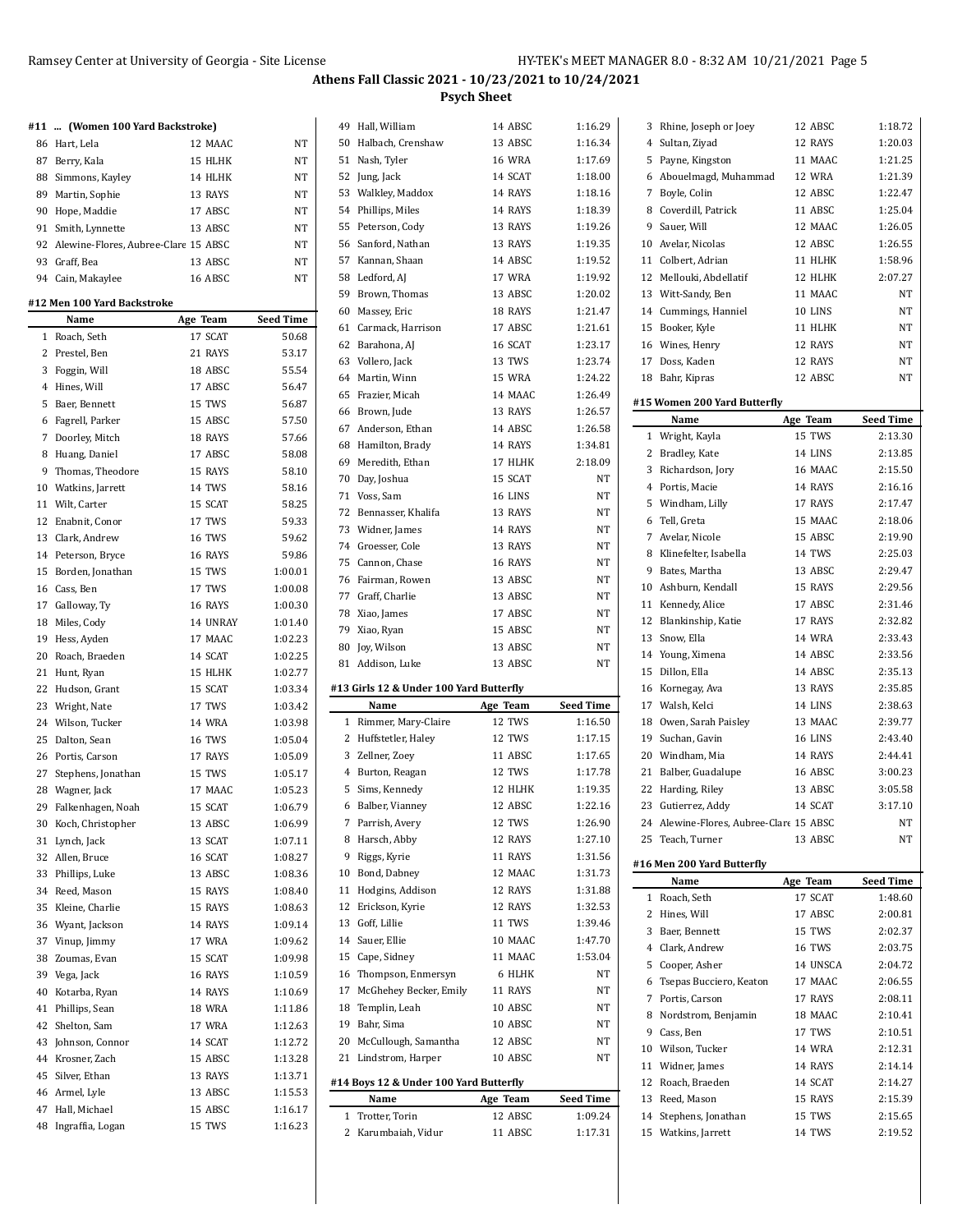## Athens Fall Classic 2021 - 10/23/2021 to 10/24/2021

### Psych Sheet

#### #11 ... (Women 100 Yard Backstroke)

| | Name | Age | Team | Seed Time |
|---|---|---|---|---|
| 86 | Hart, Lela | 12 | MAAC | NT |
| 87 | Berry, Kala | 15 | HLHK | NT |
| 88 | Simmons, Kayley | 14 | HLHK | NT |
| 89 | Martin, Sophie | 13 | RAYS | NT |
| 90 | Hope, Maddie | 17 | ABSC | NT |
| 91 | Smith, Lynnette | 13 | ABSC | NT |
| 92 | Alewine-Flores, Aubree-Clare | 15 | ABSC | NT |
| 93 | Graff, Bea | 13 | ABSC | NT |
| 94 | Cain, Makaylee | 16 | ABSC | NT |

#### #12 Men 100 Yard Backstroke

| | Name | Age | Team | Seed Time |
|---|---|---|---|---|
| 1 | Roach, Seth | 17 | SCAT | 50.68 |
| 2 | Prestel, Ben | 21 | RAYS | 53.17 |
| 3 | Foggin, Will | 18 | ABSC | 55.54 |
| 4 | Hines, Will | 17 | ABSC | 56.47 |
| 5 | Baer, Bennett | 15 | TWS | 56.87 |
| 6 | Fagrell, Parker | 15 | ABSC | 57.50 |
| 7 | Doorley, Mitch | 18 | RAYS | 57.66 |
| 8 | Huang, Daniel | 17 | ABSC | 58.08 |
| 9 | Thomas, Theodore | 15 | RAYS | 58.10 |
| 10 | Watkins, Jarrett | 14 | TWS | 58.16 |
| 11 | Wilt, Carter | 15 | SCAT | 58.25 |
| 12 | Enabnit, Conor | 17 | TWS | 59.33 |
| 13 | Clark, Andrew | 16 | TWS | 59.62 |
| 14 | Peterson, Bryce | 16 | RAYS | 59.86 |
| 15 | Borden, Jonathan | 15 | TWS | 1:00.01 |
| 16 | Cass, Ben | 17 | TWS | 1:00.08 |
| 17 | Galloway, Ty | 16 | RAYS | 1:00.30 |
| 18 | Miles, Cody | 14 | UNRAY | 1:01.40 |
| 19 | Hess, Ayden | 17 | MAAC | 1:02.23 |
| 20 | Roach, Braeden | 14 | SCAT | 1:02.25 |
| 21 | Hunt, Ryan | 15 | HLHK | 1:02.77 |
| 22 | Hudson, Grant | 15 | SCAT | 1:03.34 |
| 23 | Wright, Nate | 17 | TWS | 1:03.42 |
| 24 | Wilson, Tucker | 14 | WRA | 1:03.98 |
| 25 | Dalton, Sean | 16 | TWS | 1:05.04 |
| 26 | Portis, Carson | 17 | RAYS | 1:05.09 |
| 27 | Stephens, Jonathan | 15 | TWS | 1:05.17 |
| 28 | Wagner, Jack | 17 | MAAC | 1:05.23 |
| 29 | Falkenhagen, Noah | 15 | SCAT | 1:06.79 |
| 30 | Koch, Christopher | 13 | ABSC | 1:06.99 |
| 31 | Lynch, Jack | 13 | SCAT | 1:07.11 |
| 32 | Allen, Bruce | 16 | SCAT | 1:08.27 |
| 33 | Phillips, Luke | 13 | ABSC | 1:08.36 |
| 34 | Reed, Mason | 15 | RAYS | 1:08.40 |
| 35 | Kleine, Charlie | 15 | RAYS | 1:08.63 |
| 36 | Wyant, Jackson | 14 | RAYS | 1:09.14 |
| 37 | Vinup, Jimmy | 17 | WRA | 1:09.62 |
| 38 | Zoumas, Evan | 15 | SCAT | 1:09.98 |
| 39 | Vega, Jack | 16 | RAYS | 1:10.59 |
| 40 | Kotarba, Ryan | 14 | RAYS | 1:10.69 |
| 41 | Phillips, Sean | 18 | WRA | 1:11.86 |
| 42 | Shelton, Sam | 17 | WRA | 1:12.63 |
| 43 | Johnson, Connor | 14 | SCAT | 1:12.72 |
| 44 | Krosner, Zach | 15 | ABSC | 1:13.28 |
| 45 | Silver, Ethan | 13 | RAYS | 1:13.71 |
| 46 | Armel, Lyle | 13 | ABSC | 1:15.53 |
| 47 | Hall, Michael | 15 | ABSC | 1:16.17 |
| 48 | Ingraffia, Logan | 15 | TWS | 1:16.23 |
| 49 | Hall, William | 14 | ABSC | 1:16.29 |
| 50 | Halbach, Crenshaw | 13 | ABSC | 1:16.34 |
| 51 | Nash, Tyler | 16 | WRA | 1:17.69 |
| 52 | Jung, Jack | 14 | SCAT | 1:18.00 |
| 53 | Walkley, Maddox | 14 | RAYS | 1:18.16 |
| 54 | Phillips, Miles | 14 | RAYS | 1:18.39 |
| 55 | Peterson, Cody | 13 | RAYS | 1:19.26 |
| 56 | Sanford, Nathan | 13 | RAYS | 1:19.35 |
| 57 | Kannan, Shaan | 14 | ABSC | 1:19.52 |
| 58 | Ledford, AJ | 17 | WRA | 1:19.92 |
| 59 | Brown, Thomas | 13 | ABSC | 1:20.02 |
| 60 | Massey, Eric | 18 | RAYS | 1:21.47 |
| 61 | Carmack, Harrison | 17 | ABSC | 1:21.61 |
| 62 | Barahona, AJ | 16 | SCAT | 1:23.17 |
| 63 | Vollero, Jack | 13 | TWS | 1:23.74 |
| 64 | Martin, Winn | 15 | WRA | 1:24.22 |
| 65 | Frazier, Micah | 14 | MAAC | 1:26.49 |
| 66 | Brown, Jude | 13 | RAYS | 1:26.57 |
| 67 | Anderson, Ethan | 14 | ABSC | 1:26.58 |
| 68 | Hamilton, Brady | 14 | RAYS | 1:34.81 |
| 69 | Meredith, Ethan | 17 | HLHK | 2:18.09 |
| 70 | Day, Joshua | 15 | SCAT | NT |
| 71 | Voss, Sam | 16 | LINS | NT |
| 72 | Bennasser, Khalifa | 13 | RAYS | NT |
| 73 | Widner, James | 14 | RAYS | NT |
| 74 | Groesser, Cole | 13 | RAYS | NT |
| 75 | Cannon, Chase | 16 | RAYS | NT |
| 76 | Fairman, Rowen | 13 | ABSC | NT |
| 77 | Graff, Charlie | 13 | ABSC | NT |
| 78 | Xiao, James | 17 | ABSC | NT |
| 79 | Xiao, Ryan | 15 | ABSC | NT |
| 80 | Joy, Wilson | 13 | ABSC | NT |
| 81 | Addison, Luke | 13 | ABSC | NT |

#### #13 Girls 12 & Under 100 Yard Butterfly

| | Name | Age | Team | Seed Time |
|---|---|---|---|---|
| 1 | Rimmer, Mary-Claire | 12 | TWS | 1:16.50 |
| 2 | Huffstetler, Haley | 12 | TWS | 1:17.15 |
| 3 | Zellner, Zoey | 11 | ABSC | 1:17.65 |
| 4 | Burton, Reagan | 12 | TWS | 1:17.78 |
| 5 | Sims, Kennedy | 12 | HLHK | 1:19.35 |
| 6 | Balber, Vianney | 12 | ABSC | 1:22.16 |
| 7 | Parrish, Avery | 12 | TWS | 1:26.90 |
| 8 | Harsch, Abby | 12 | RAYS | 1:27.10 |
| 9 | Riggs, Kyrie | 11 | RAYS | 1:31.56 |
| 10 | Bond, Dabney | 12 | MAAC | 1:31.73 |
| 11 | Hodgins, Addison | 12 | RAYS | 1:31.88 |
| 12 | Erickson, Kyrie | 12 | RAYS | 1:32.53 |
| 13 | Goff, Lillie | 11 | TWS | 1:39.46 |
| 14 | Sauer, Ellie | 10 | MAAC | 1:47.70 |
| 15 | Cape, Sidney | 11 | MAAC | 1:53.04 |
| 16 | Thompson, Enmersyn | 6 | HLHK | NT |
| 17 | McGhehey Becker, Emily | 11 | RAYS | NT |
| 18 | Templin, Leah | 10 | ABSC | NT |
| 19 | Bahr, Sima | 10 | ABSC | NT |
| 20 | McCullough, Samantha | 12 | ABSC | NT |
| 21 | Lindstrom, Harper | 10 | ABSC | NT |

#### #14 Boys 12 & Under 100 Yard Butterfly

| | Name | Age | Team | Seed Time |
|---|---|---|---|---|
| 1 | Trotter, Torin | 12 | ABSC | 1:09.24 |
| 2 | Karumbaiah, Vidur | 11 | ABSC | 1:17.31 |
| 3 | Rhine, Joseph or Joey | 12 | ABSC | 1:18.72 |
| 4 | Sultan, Ziyad | 12 | RAYS | 1:20.03 |
| 5 | Payne, Kingston | 11 | MAAC | 1:21.25 |
| 6 | Abouelmagd, Muhammad | 12 | WRA | 1:21.39 |
| 7 | Boyle, Colin | 12 | ABSC | 1:22.47 |
| 8 | Coverdill, Patrick | 11 | ABSC | 1:25.04 |
| 9 | Sauer, Will | 12 | MAAC | 1:26.05 |
| 10 | Avelar, Nicolas | 12 | ABSC | 1:26.55 |
| 11 | Colbert, Adrian | 11 | HLHK | 1:58.96 |
| 12 | Mellouki, Abdellatif | 12 | HLHK | 2:07.27 |
| 13 | Witt-Sandy, Ben | 11 | MAAC | NT |
| 14 | Cummings, Hanniel | 10 | LINS | NT |
| 15 | Booker, Kyle | 11 | HLHK | NT |
| 16 | Wines, Henry | 12 | RAYS | NT |
| 17 | Doss, Kaden | 12 | RAYS | NT |
| 18 | Bahr, Kipras | 12 | ABSC | NT |

#### #15 Women 200 Yard Butterfly

| | Name | Age | Team | Seed Time |
|---|---|---|---|---|
| 1 | Wright, Kayla | 15 | TWS | 2:13.30 |
| 2 | Bradley, Kate | 14 | LINS | 2:13.85 |
| 3 | Richardson, Jory | 16 | MAAC | 2:15.50 |
| 4 | Portis, Macie | 14 | RAYS | 2:16.16 |
| 5 | Windham, Lilly | 17 | RAYS | 2:17.47 |
| 6 | Tell, Greta | 15 | MAAC | 2:18.06 |
| 7 | Avelar, Nicole | 15 | ABSC | 2:19.90 |
| 8 | Klinefelter, Isabella | 14 | TWS | 2:25.03 |
| 9 | Bates, Martha | 13 | ABSC | 2:29.47 |
| 10 | Ashburn, Kendall | 15 | RAYS | 2:29.56 |
| 11 | Kennedy, Alice | 17 | ABSC | 2:31.46 |
| 12 | Blankinship, Katie | 17 | RAYS | 2:32.82 |
| 13 | Snow, Ella | 14 | WRA | 2:33.43 |
| 14 | Young, Ximena | 14 | ABSC | 2:33.56 |
| 15 | Dillon, Ella | 14 | ABSC | 2:35.13 |
| 16 | Kornegay, Ava | 13 | RAYS | 2:35.85 |
| 17 | Walsh, Kelci | 14 | LINS | 2:38.63 |
| 18 | Owen, Sarah Paisley | 13 | MAAC | 2:39.77 |
| 19 | Suchan, Gavin | 16 | LINS | 2:43.40 |
| 20 | Windham, Mia | 14 | RAYS | 2:44.41 |
| 21 | Balber, Guadalupe | 16 | ABSC | 3:00.23 |
| 22 | Harding, Riley | 13 | ABSC | 3:05.58 |
| 23 | Gutierrez, Addy | 14 | SCAT | 3:17.10 |
| 24 | Alewine-Flores, Aubree-Clare | 15 | ABSC | NT |
| 25 | Teach, Turner | 13 | ABSC | NT |

#### #16 Men 200 Yard Butterfly

| | Name | Age | Team | Seed Time |
|---|---|---|---|---|
| 1 | Roach, Seth | 17 | SCAT | 1:48.60 |
| 2 | Hines, Will | 17 | ABSC | 2:00.81 |
| 3 | Baer, Bennett | 15 | TWS | 2:02.37 |
| 4 | Clark, Andrew | 16 | TWS | 2:03.75 |
| 5 | Cooper, Asher | 14 | UNSCA | 2:04.72 |
| 6 | Tsepas Bucciero, Keaton | 17 | MAAC | 2:06.55 |
| 7 | Portis, Carson | 17 | RAYS | 2:08.11 |
| 8 | Nordstrom, Benjamin | 18 | MAAC | 2:10.41 |
| 9 | Cass, Ben | 17 | TWS | 2:10.51 |
| 10 | Wilson, Tucker | 14 | WRA | 2:12.31 |
| 11 | Widner, James | 14 | RAYS | 2:14.14 |
| 12 | Roach, Braeden | 14 | SCAT | 2:14.27 |
| 13 | Reed, Mason | 15 | RAYS | 2:15.39 |
| 14 | Stephens, Jonathan | 15 | TWS | 2:15.65 |
| 15 | Watkins, Jarrett | 14 | TWS | 2:19.52 |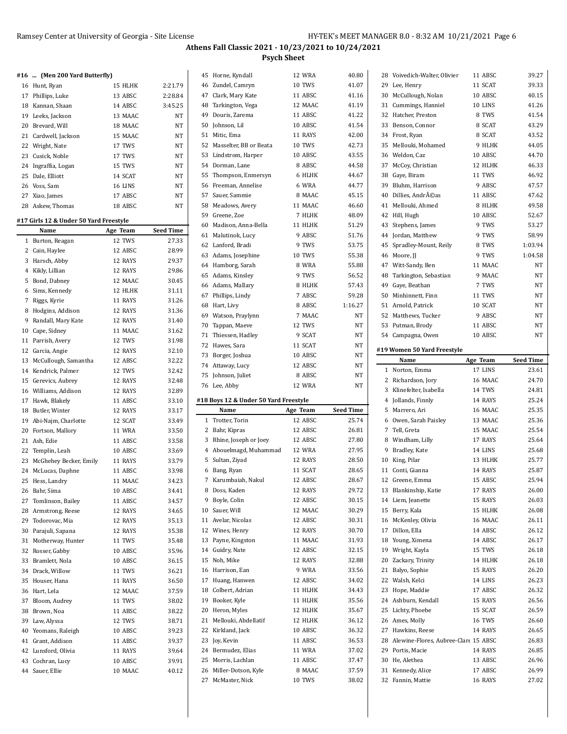# Athens Fall Classic 2021 - 10/23/2021 to 10/24/2021

## Psych Sheet

### #16 ... (Men 200 Yard Butterfly)

| | Name | Age | Team | Seed Time |
|---|---|---|---|---|
| 16 | Hunt, Ryan | 15 | HLHK | 2:21.79 |
| 17 | Phillips, Luke | 13 | ABSC | 2:28.84 |
| 18 | Kannan, Shaan | 14 | ABSC | 3:45.25 |
| 19 | Leeks, Jackson | 13 | MAAC | NT |
| 20 | Brevard, Will | 18 | MAAC | NT |
| 21 | Cardwell, Jackson | 15 | MAAC | NT |
| 22 | Wright, Nate | 17 | TWS | NT |
| 23 | Cusick, Noble | 17 | TWS | NT |
| 24 | Ingraffia, Logan | 15 | TWS | NT |
| 25 | Dale, Elliott | 14 | SCAT | NT |
| 26 | Voss, Sam | 16 | LINS | NT |
| 27 | Xiao, James | 17 | ABSC | NT |
| 28 | Askew, Thomas | 18 | ABSC | NT |

### #17 Girls 12 & Under 50 Yard Freestyle

| | Name | Age | Team | Seed Time |
|---|---|---|---|---|
| 1 | Burton, Reagan | 12 | TWS | 27.33 |
| 2 | Cain, Haylee | 12 | ABSC | 28.99 |
| 3 | Harsch, Abby | 12 | RAYS | 29.37 |
| 4 | Kikly, Lillian | 12 | RAYS | 29.86 |
| 5 | Bond, Dabney | 12 | MAAC | 30.45 |
| 6 | Sims, Kennedy | 12 | HLHK | 31.11 |
| 7 | Riggs, Kyrie | 11 | RAYS | 31.26 |
| 8 | Hodgins, Addison | 12 | RAYS | 31.36 |
| 9 | Randall, Mary Kate | 12 | RAYS | 31.40 |
| 10 | Cape, Sidney | 11 | MAAC | 31.62 |
| 11 | Parrish, Avery | 12 | TWS | 31.98 |
| 12 | Garcia, Angie | 12 | RAYS | 32.10 |
| 13 | McCullough, Samantha | 12 | ABSC | 32.22 |
| 14 | Kendrick, Palmer | 12 | TWS | 32.42 |
| 15 | Gerevics, Aubrey | 12 | RAYS | 32.48 |
| 16 | Williams, Addison | 12 | RAYS | 32.89 |
| 17 | Hawk, Blakely | 11 | ABSC | 33.10 |
| 18 | Butler, Winter | 12 | RAYS | 33.17 |
| 19 | Abi-Najm, Charlotte | 12 | SCAT | 33.49 |
| 20 | Fortson, Mallory | 11 | WRA | 33.50 |
| 21 | Ash, Edie | 11 | ABSC | 33.58 |
| 22 | Templin, Leah | 10 | ABSC | 33.69 |
| 23 | McGehey Becker, Emily | 11 | RAYS | 33.79 |
| 24 | McLucas, Daphne | 11 | ABSC | 33.98 |
| 25 | Hess, Landry | 11 | MAAC | 34.23 |
| 26 | Bahr, Sima | 10 | ABSC | 34.41 |
| 27 | Tomlinson, Bailey | 11 | ABSC | 34.57 |
| 28 | Armstrong, Reese | 12 | RAYS | 34.65 |
| 29 | Todorovac, Mia | 12 | RAYS | 35.13 |
| 30 | Parajuli, Sapana | 12 | RAYS | 35.38 |
| 31 | Motherway, Hunter | 11 | TWS | 35.48 |
| 32 | Rosser, Gabby | 10 | ABSC | 35.96 |
| 33 | Bramlett, Nola | 10 | ABSC | 36.15 |
| 34 | Drack, Willow | 11 | TWS | 36.21 |
| 35 | Houser, Hana | 11 | RAYS | 36.50 |
| 36 | Hart, Lela | 12 | MAAC | 37.59 |
| 37 | Bloom, Audrey | 11 | TWS | 38.02 |
| 38 | Brown, Noa | 11 | ABSC | 38.22 |
| 39 | Law, Alyssa | 12 | TWS | 38.71 |
| 40 | Yeomans, Raleigh | 10 | ABSC | 39.23 |
| 41 | Grant, Addison | 11 | ABSC | 39.37 |
| 42 | Lunsford, Olivia | 11 | RAYS | 39.64 |
| 43 | Cochran, Lucy | 10 | ABSC | 39.91 |
| 44 | Sauer, Ellie | 10 | MAAC | 40.12 |
| 45 | Horne, Kyndall | 12 | WRA | 40.80 |
| 46 | Zundel, Camryn | 10 | TWS | 41.07 |
| 47 | Clark, Mary Kate | 11 | ABSC | 41.16 |
| 48 | Tarkington, Vega | 12 | MAAC | 41.19 |
| 49 | Douris, Zarema | 11 | ABSC | 41.22 |
| 50 | Johnson, Lil | 10 | ABSC | 41.34 |
| 51 | Mitic, Ema | 11 | RAYS | 42.00 |
| 52 | Masselter, BB or Beata | 10 | TWS | 42.73 |
| 53 | Lindstrom, Harper | 10 | ABSC | 43.55 |
| 54 | Dorman, Lane | 8 | ABSC | 44.58 |
| 55 | Thompson, Enmersyn | 6 | HLHK | 44.67 |
| 56 | Freeman, Annelise | 6 | WRA | 44.77 |
| 57 | Sauer, Sammie | 8 | MAAC | 45.15 |
| 58 | Meadows, Avery | 11 | MAAC | 46.60 |
| 59 | Greene, Zoe | 7 | HLHK | 48.09 |
| 60 | Madison, Anna-Bella | 11 | HLHK | 51.29 |
| 61 | Malutinok, Lucy | 9 | ABSC | 51.76 |
| 62 | Lanford, Bradi | 9 | TWS | 53.75 |
| 63 | Adams, Josephine | 10 | TWS | 55.38 |
| 64 | Hamborg, Sarah | 8 | WRA | 55.88 |
| 65 | Adams, Kinsley | 9 | TWS | 56.52 |
| 66 | Adams, Mallary | 8 | HLHK | 57.43 |
| 67 | Phillips, Lindy | 7 | ABSC | 59.28 |
| 68 | Hart, Livy | 8 | ABSC | 1:16.27 |
| 69 | Watson, Praylynn | 7 | MAAC | NT |
| 70 | Tappan, Maeve | 12 | TWS | NT |
| 71 | Thiessen, Hadley | 9 | SCAT | NT |
| 72 | Hawes, Sara | 11 | SCAT | NT |
| 73 | Borger, Joshua | 10 | ABSC | NT |
| 74 | Attaway, Lucy | 12 | ABSC | NT |
| 75 | Johnson, Juliet | 8 | ABSC | NT |
| 76 | Lee, Abby | 12 | WRA | NT |

### #18 Boys 12 & Under 50 Yard Freestyle

| | Name | Age | Team | Seed Time |
|---|---|---|---|---|
| 1 | Trotter, Torin | 12 | ABSC | 25.74 |
| 2 | Bahr, Kipras | 12 | ABSC | 26.81 |
| 3 | Rhine, Joseph or Joey | 12 | ABSC | 27.80 |
| 4 | Abouelmagd, Muhammad | 12 | WRA | 27.95 |
| 5 | Sultan, Ziyad | 12 | RAYS | 28.50 |
| 6 | Bang, Ryan | 11 | SCAT | 28.65 |
| 7 | Karumbaiah, Nakul | 12 | ABSC | 28.67 |
| 8 | Doss, Kaden | 12 | RAYS | 29.72 |
| 9 | Boyle, Colin | 12 | ABSC | 30.15 |
| 10 | Sauer, Will | 12 | MAAC | 30.29 |
| 11 | Avelar, Nicolas | 12 | ABSC | 30.31 |
| 12 | Wines, Henry | 12 | RAYS | 30.70 |
| 13 | Payne, Kingston | 11 | MAAC | 31.93 |
| 14 | Guidry, Nate | 12 | ABSC | 32.15 |
| 15 | Noh, Mike | 12 | RAYS | 32.88 |
| 16 | Harrison, Ean | 9 | WRA | 33.56 |
| 17 | Huang, Hanwen | 12 | ABSC | 34.02 |
| 18 | Colbert, Adrian | 11 | HLHK | 34.43 |
| 19 | Booker, Kyle | 11 | HLHK | 35.56 |
| 20 | Heron, Myles | 12 | HLHK | 35.67 |
| 21 | Mellouki, Abdellatif | 12 | HLHK | 36.12 |
| 22 | Kirkland, Jack | 10 | ABSC | 36.32 |
| 23 | Joy, Kevin | 11 | ABSC | 36.53 |
| 24 | Bermudez, Elias | 11 | WRA | 37.02 |
| 25 | Morris, Lachlan | 11 | ABSC | 37.47 |
| 26 | Miller-Dotson, Kyle | 8 | MAAC | 37.59 |
| 27 | McMaster, Nick | 10 | TWS | 38.02 |
| 28 | Voivedich-Walter, Olivier | 11 | ABSC | 39.27 |
| 29 | Lee, Henry | 11 | SCAT | 39.33 |
| 30 | McCullough, Nolan | 10 | ABSC | 40.15 |
| 31 | Cummings, Hanniel | 10 | LINS | 41.26 |
| 32 | Hatcher, Preston | 8 | TWS | 41.54 |
| 33 | Benson, Connor | 8 | SCAT | 43.29 |
| 34 | Frost, Ryan | 8 | SCAT | 43.52 |
| 35 | Mellouki, Mohamed | 9 | HLHK | 44.05 |
| 36 | Weldon, Caz | 10 | ABSC | 44.70 |
| 37 | McCoy, Christian | 12 | HLHK | 46.33 |
| 38 | Gaye, Biram | 11 | TWS | 46.92 |
| 39 | Bluhm, Harrison | 9 | ABSC | 47.57 |
| 40 | Dillies, AndrÃ©as | 11 | ABSC | 47.62 |
| 41 | Mellouki, Ahmed | 8 | HLHK | 49.58 |
| 42 | Hill, Hugh | 10 | ABSC | 52.67 |
| 43 | Stephens, James | 9 | TWS | 53.27 |
| 44 | Jordan, Matthew | 9 | TWS | 58.99 |
| 45 | Spradley-Mount, Reily | 8 | TWS | 1:03.94 |
| 46 | Moore, JJ | 9 | TWS | 1:04.58 |
| 47 | Witt-Sandy, Ben | 11 | MAAC | NT |
| 48 | Tarkington, Sebastian | 9 | MAAC | NT |
| 49 | Gaye, Beathan | 7 | TWS | NT |
| 50 | Minhinnett, Finn | 11 | TWS | NT |
| 51 | Arnold, Patrick | 10 | SCAT | NT |
| 52 | Matthews, Tucker | 9 | ABSC | NT |
| 53 | Putman, Brody | 11 | ABSC | NT |
| 54 | Campagna, Owen | 10 | ABSC | NT |

### #19 Women 50 Yard Freestyle

| | Name | Age | Team | Seed Time |
|---|---|---|---|---|
| 1 | Norton, Emma | 17 | LINS | 23.61 |
| 2 | Richardson, Jory | 16 | MAAC | 24.70 |
| 3 | Klinefelter, Isabella | 14 | TWS | 24.81 |
| 4 | Jollands, Finnly | 14 | RAYS | 25.24 |
| 5 | Marrero, Ari | 16 | MAAC | 25.35 |
| 6 | Owen, Sarah Paisley | 13 | MAAC | 25.36 |
| 7 | Tell, Greta | 15 | MAAC | 25.54 |
| 8 | Windham, Lilly | 17 | RAYS | 25.64 |
| 9 | Bradley, Kate | 14 | LINS | 25.68 |
| 10 | King, Pilar | 13 | HLHK | 25.77 |
| 11 | Conti, Gianna | 14 | RAYS | 25.87 |
| 12 | Greene, Emma | 15 | ABSC | 25.94 |
| 13 | Blankinship, Katie | 17 | RAYS | 26.00 |
| 14 | Liem, Jeanette | 15 | RAYS | 26.03 |
| 15 | Berry, Kala | 15 | HLHK | 26.08 |
| 16 | McKenley, Olivia | 16 | MAAC | 26.11 |
| 17 | Dillon, Ella | 14 | ABSC | 26.12 |
| 18 | Young, Ximena | 14 | ABSC | 26.17 |
| 19 | Wright, Kayla | 15 | TWS | 26.18 |
| 20 | Zackary, Trinity | 14 | HLHK | 26.18 |
| 21 | Balyo, Sophie | 15 | RAYS | 26.20 |
| 22 | Walsh, Kelci | 14 | LINS | 26.23 |
| 23 | Hope, Maddie | 17 | ABSC | 26.32 |
| 24 | Ashburn, Kendall | 15 | RAYS | 26.56 |
| 25 | Lichty, Phoebe | 15 | SCAT | 26.59 |
| 26 | Ames, Molly | 16 | TWS | 26.60 |
| 27 | Hawkins, Reese | 14 | RAYS | 26.65 |
| 28 | Alewine-Flores, Aubree-Clare | 15 | ABSC | 26.83 |
| 29 | Portis, Macie | 14 | RAYS | 26.85 |
| 30 | He, Alethea | 13 | ABSC | 26.96 |
| 31 | Kennedy, Alice | 17 | ABSC | 26.99 |
| 32 | Fannin, Mattie | 16 | RAYS | 27.02 |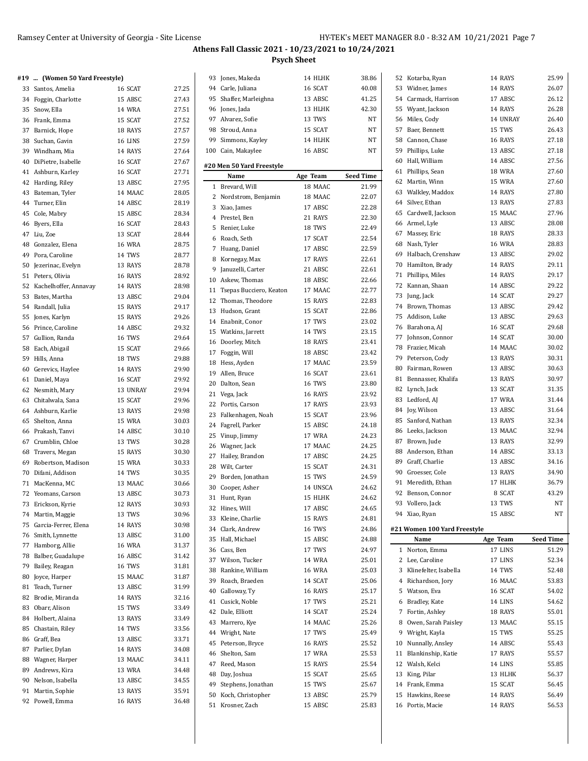## Athens Fall Classic 2021 - 10/23/2021 to 10/24/2021

### Psych Sheet

#### #19 ... (Women 50 Yard Freestyle)

| | Name | Age | Team | Seed Time |
|---|---|---|---|---|
| 33 | Santos, Amelia | 16 | SCAT | 27.25 |
| 34 | Foggin, Charlotte | 15 | ABSC | 27.43 |
| 35 | Snow, Ella | 14 | WRA | 27.51 |
| 36 | Frank, Emma | 15 | SCAT | 27.52 |
| 37 | Barnick, Hope | 18 | RAYS | 27.57 |
| 38 | Suchan, Gavin | 16 | LINS | 27.59 |
| 39 | Windham, Mia | 14 | RAYS | 27.64 |
| 40 | DiPietre, Isabelle | 16 | SCAT | 27.67 |
| 41 | Ashburn, Karley | 16 | SCAT | 27.71 |
| 42 | Harding, Riley | 13 | ABSC | 27.95 |
| 43 | Bateman, Tyler | 14 | MAAC | 28.05 |
| 44 | Turner, Elin | 14 | ABSC | 28.19 |
| 45 | Cole, Mabry | 15 | ABSC | 28.34 |
| 46 | Byers, Ella | 16 | SCAT | 28.43 |
| 47 | Liu, Zoe | 13 | SCAT | 28.44 |
| 48 | Gonzalez, Elena | 16 | WRA | 28.75 |
| 49 | Pora, Caroline | 14 | TWS | 28.77 |
| 50 | Jezerinac, Evelyn | 13 | RAYS | 28.78 |
| 51 | Peters, Olivia | 16 | RAYS | 28.92 |
| 52 | Kachelhoffer, Annavay | 14 | RAYS | 28.98 |
| 53 | Bates, Martha | 13 | ABSC | 29.04 |
| 54 | Randall, Julia | 15 | RAYS | 29.17 |
| 55 | Jones, Karlyn | 15 | RAYS | 29.26 |
| 56 | Prince, Caroline | 14 | ABSC | 29.32 |
| 57 | Gullion, Randa | 16 | TWS | 29.64 |
| 58 | Each, Abigail | 15 | SCAT | 29.66 |
| 59 | Hills, Anna | 18 | TWS | 29.88 |
| 60 | Gerevics, Haylee | 14 | RAYS | 29.90 |
| 61 | Daniel, Maya | 16 | SCAT | 29.92 |
| 62 | Nesmith, Mary | 13 | UNRAY | 29.94 |
| 63 | Chitalwala, Sana | 15 | SCAT | 29.96 |
| 64 | Ashburn, Karlie | 13 | RAYS | 29.98 |
| 65 | Shelton, Anna | 15 | WRA | 30.03 |
| 66 | Prakash, Tanvi | 14 | ABSC | 30.10 |
| 67 | Crumblin, Chloe | 13 | TWS | 30.28 |
| 68 | Travers, Megan | 15 | RAYS | 30.30 |
| 69 | Robertson, Madison | 15 | WRA | 30.33 |
| 70 | Difani, Addison | 14 | TWS | 30.35 |
| 71 | MacKenna, MC | 13 | MAAC | 30.66 |
| 72 | Yeomans, Carson | 13 | ABSC | 30.73 |
| 73 | Erickson, Kyrie | 12 | RAYS | 30.93 |
| 74 | Martin, Maggie | 13 | TWS | 30.96 |
| 75 | Garcia-Ferrer, Elena | 14 | RAYS | 30.98 |
| 76 | Smith, Lynnette | 13 | ABSC | 31.00 |
| 77 | Hamborg, Allie | 16 | WRA | 31.37 |
| 78 | Balber, Guadalupe | 16 | ABSC | 31.42 |
| 79 | Bailey, Reagan | 16 | TWS | 31.81 |
| 80 | Joyce, Harper | 15 | MAAC | 31.87 |
| 81 | Teach, Turner | 13 | ABSC | 31.99 |
| 82 | Brodie, Miranda | 14 | RAYS | 32.16 |
| 83 | Obarr, Alison | 15 | TWS | 33.49 |
| 84 | Holbert, Alaina | 13 | RAYS | 33.49 |
| 85 | Chastain, Riley | 14 | TWS | 33.56 |
| 86 | Graff, Bea | 13 | ABSC | 33.71 |
| 87 | Parlier, Dylan | 14 | RAYS | 34.08 |
| 88 | Wagner, Harper | 13 | MAAC | 34.11 |
| 89 | Andrews, Kira | 13 | WRA | 34.48 |
| 90 | Nelson, Isabella | 13 | ABSC | 34.55 |
| 91 | Martin, Sophie | 13 | RAYS | 35.91 |
| 92 | Powell, Emma | 16 | RAYS | 36.48 |
| 93 | Jones, Makeda | 14 | HLHK | 38.86 |
| 94 | Carle, Juliana | 16 | SCAT | 40.08 |
| 95 | Shaffer, Marleighna | 13 | ABSC | 41.25 |
| 96 | Jones, Jada | 13 | HLHK | 42.30 |
| 97 | Alvarez, Sofie | 13 | TWS | NT |
| 98 | Stroud, Anna | 15 | SCAT | NT |
| 99 | Simmons, Kayley | 14 | HLHK | NT |
| 100 | Cain, Makaylee | 16 | ABSC | NT |

#### #20 Men 50 Yard Freestyle

| | Name | Age | Team | Seed Time |
|---|---|---|---|---|
| 1 | Brevard, Will | 18 | MAAC | 21.99 |
| 2 | Nordstrom, Benjamin | 18 | MAAC | 22.07 |
| 3 | Xiao, James | 17 | ABSC | 22.28 |
| 4 | Prestel, Ben | 21 | RAYS | 22.30 |
| 5 | Renier, Luke | 18 | TWS | 22.49 |
| 6 | Roach, Seth | 17 | SCAT | 22.54 |
| 7 | Huang, Daniel | 17 | ABSC | 22.59 |
| 8 | Kornegay, Max | 17 | RAYS | 22.61 |
| 9 | Januzelli, Carter | 21 | ABSC | 22.61 |
| 10 | Askew, Thomas | 18 | ABSC | 22.66 |
| 11 | Tsepas Bucciero, Keaton | 17 | MAAC | 22.77 |
| 12 | Thomas, Theodore | 15 | RAYS | 22.83 |
| 13 | Hudson, Grant | 15 | SCAT | 22.86 |
| 14 | Enabnit, Conor | 17 | TWS | 23.02 |
| 15 | Watkins, Jarrett | 14 | TWS | 23.15 |
| 16 | Doorley, Mitch | 18 | RAYS | 23.41 |
| 17 | Foggin, Will | 18 | ABSC | 23.42 |
| 18 | Hess, Ayden | 17 | MAAC | 23.59 |
| 19 | Allen, Bruce | 16 | SCAT | 23.61 |
| 20 | Dalton, Sean | 16 | TWS | 23.80 |
| 21 | Vega, Jack | 16 | RAYS | 23.92 |
| 22 | Portis, Carson | 17 | RAYS | 23.93 |
| 23 | Falkenhagen, Noah | 15 | SCAT | 23.96 |
| 24 | Fagrell, Parker | 15 | ABSC | 24.18 |
| 25 | Vinup, Jimmy | 17 | WRA | 24.23 |
| 26 | Wagner, Jack | 17 | MAAC | 24.25 |
| 27 | Hailey, Brandon | 17 | ABSC | 24.25 |
| 28 | Wilt, Carter | 15 | SCAT | 24.31 |
| 29 | Borden, Jonathan | 15 | TWS | 24.59 |
| 30 | Cooper, Asher | 14 | UNSCA | 24.62 |
| 31 | Hunt, Ryan | 15 | HLHK | 24.62 |
| 32 | Hines, Will | 17 | ABSC | 24.65 |
| 33 | Kleine, Charlie | 15 | RAYS | 24.81 |
| 34 | Clark, Andrew | 16 | TWS | 24.86 |
| 35 | Hall, Michael | 15 | ABSC | 24.88 |
| 36 | Cass, Ben | 17 | TWS | 24.97 |
| 37 | Wilson, Tucker | 14 | WRA | 25.01 |
| 38 | Rankine, William | 16 | WRA | 25.03 |
| 39 | Roach, Braeden | 14 | SCAT | 25.06 |
| 40 | Galloway, Ty | 16 | RAYS | 25.17 |
| 41 | Cusick, Noble | 17 | TWS | 25.21 |
| 42 | Dale, Elliott | 14 | SCAT | 25.24 |
| 43 | Marrero, Kye | 14 | MAAC | 25.26 |
| 44 | Wright, Nate | 17 | TWS | 25.49 |
| 45 | Peterson, Bryce | 16 | RAYS | 25.52 |
| 46 | Shelton, Sam | 17 | WRA | 25.53 |
| 47 | Reed, Mason | 15 | RAYS | 25.54 |
| 48 | Day, Joshua | 15 | SCAT | 25.65 |
| 49 | Stephens, Jonathan | 15 | TWS | 25.67 |
| 50 | Koch, Christopher | 13 | ABSC | 25.79 |
| 51 | Krosner, Zach | 15 | ABSC | 25.83 |
| 52 | Kotarba, Ryan | 14 | RAYS | 25.99 |
| 53 | Widner, James | 14 | RAYS | 26.07 |
| 54 | Carmack, Harrison | 17 | ABSC | 26.12 |
| 55 | Wyant, Jackson | 14 | RAYS | 26.28 |
| 56 | Miles, Cody | 14 | UNRAY | 26.40 |
| 57 | Baer, Bennett | 15 | TWS | 26.43 |
| 58 | Cannon, Chase | 16 | RAYS | 27.18 |
| 59 | Phillips, Luke | 13 | ABSC | 27.18 |
| 60 | Hall, William | 14 | ABSC | 27.56 |
| 61 | Phillips, Sean | 18 | WRA | 27.60 |
| 62 | Martin, Winn | 15 | WRA | 27.60 |
| 63 | Walkley, Maddox | 14 | RAYS | 27.80 |
| 64 | Silver, Ethan | 13 | RAYS | 27.83 |
| 65 | Cardwell, Jackson | 15 | MAAC | 27.96 |
| 66 | Armel, Lyle | 13 | ABSC | 28.08 |
| 67 | Massey, Eric | 18 | RAYS | 28.33 |
| 68 | Nash, Tyler | 16 | WRA | 28.83 |
| 69 | Halbach, Crenshaw | 13 | ABSC | 29.02 |
| 70 | Hamilton, Brady | 14 | RAYS | 29.11 |
| 71 | Phillips, Miles | 14 | RAYS | 29.17 |
| 72 | Kannan, Shaan | 14 | ABSC | 29.22 |
| 73 | Jung, Jack | 14 | SCAT | 29.27 |
| 74 | Brown, Thomas | 13 | ABSC | 29.42 |
| 75 | Addison, Luke | 13 | ABSC | 29.63 |
| 76 | Barahona, AJ | 16 | SCAT | 29.68 |
| 77 | Johnson, Connor | 14 | SCAT | 30.00 |
| 78 | Frazier, Micah | 14 | MAAC | 30.02 |
| 79 | Peterson, Cody | 13 | RAYS | 30.31 |
| 80 | Fairman, Rowen | 13 | ABSC | 30.63 |
| 81 | Bennasser, Khalifa | 13 | RAYS | 30.97 |
| 82 | Lynch, Jack | 13 | SCAT | 31.35 |
| 83 | Ledford, AJ | 17 | WRA | 31.44 |
| 84 | Joy, Wilson | 13 | ABSC | 31.64 |
| 85 | Sanford, Nathan | 13 | RAYS | 32.34 |
| 86 | Leeks, Jackson | 13 | MAAC | 32.94 |
| 87 | Brown, Jude | 13 | RAYS | 32.99 |
| 88 | Anderson, Ethan | 14 | ABSC | 33.13 |
| 89 | Graff, Charlie | 13 | ABSC | 34.16 |
| 90 | Groesser, Cole | 13 | RAYS | 34.90 |
| 91 | Meredith, Ethan | 17 | HLHK | 36.79 |
| 92 | Benson, Connor | 8 | SCAT | 43.29 |
| 93 | Vollero, Jack | 13 | TWS | NT |
| 94 | Xiao, Ryan | 15 | ABSC | NT |

#### #21 Women 100 Yard Freestyle

| | Name | Age | Team | Seed Time |
|---|---|---|---|---|
| 1 | Norton, Emma | 17 | LINS | 51.29 |
| 2 | Lee, Caroline | 17 | LINS | 52.34 |
| 3 | Klinefelter, Isabella | 14 | TWS | 52.48 |
| 4 | Richardson, Jory | 16 | MAAC | 53.83 |
| 5 | Watson, Eva | 16 | SCAT | 54.02 |
| 6 | Bradley, Kate | 14 | LINS | 54.62 |
| 7 | Fortin, Ashley | 18 | RAYS | 55.01 |
| 8 | Owen, Sarah Paisley | 13 | MAAC | 55.15 |
| 9 | Wright, Kayla | 15 | TWS | 55.25 |
| 10 | Nunnally, Ansley | 14 | ABSC | 55.43 |
| 11 | Blankinship, Katie | 17 | RAYS | 55.57 |
| 12 | Walsh, Kelci | 14 | LINS | 55.85 |
| 13 | King, Pilar | 13 | HLHK | 56.37 |
| 14 | Frank, Emma | 15 | SCAT | 56.45 |
| 15 | Hawkins, Reese | 14 | RAYS | 56.49 |
| 16 | Portis, Macie | 14 | RAYS | 56.53 |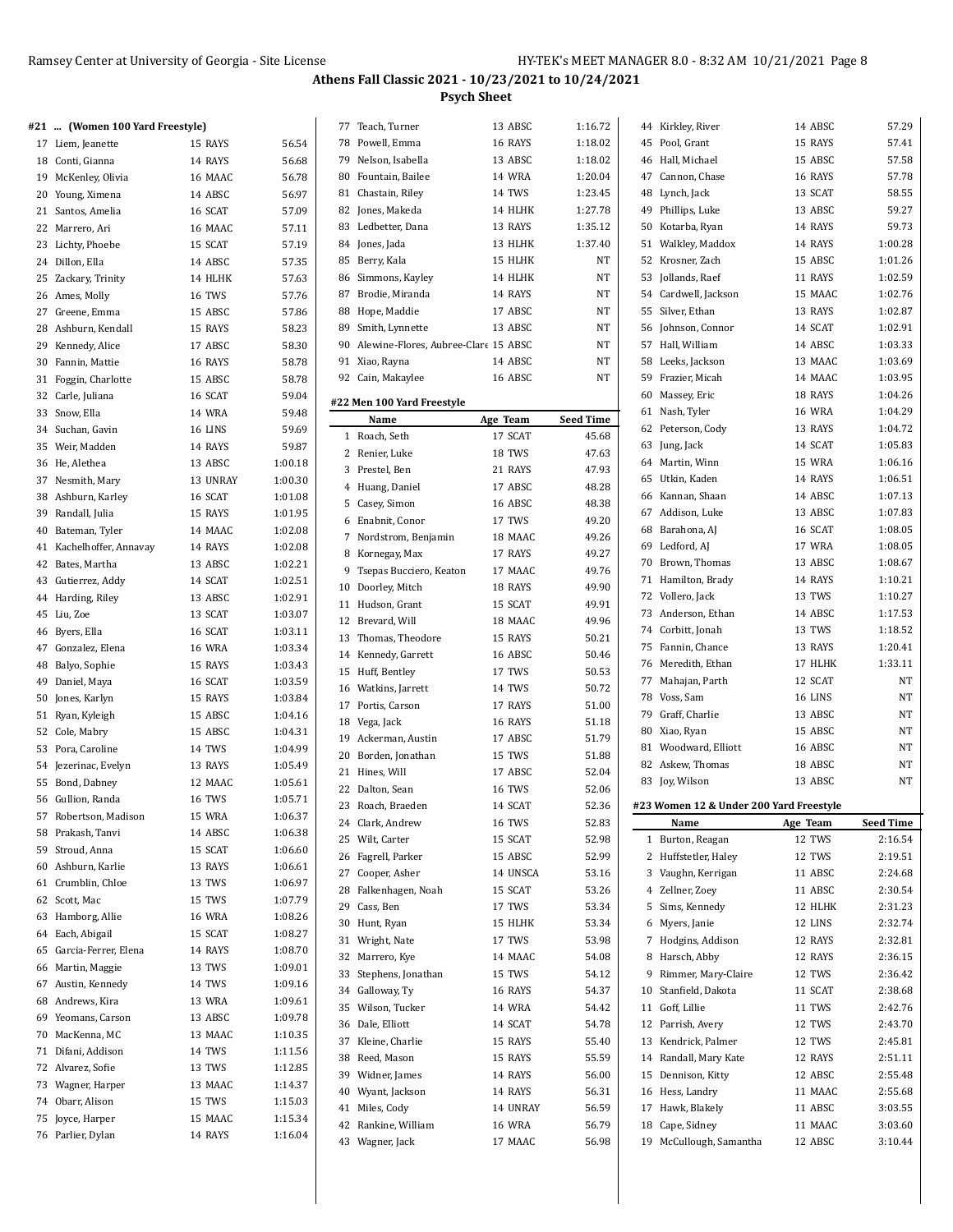## Athens Fall Classic 2021 - 10/23/2021 to 10/24/2021

### Psych Sheet

#### #21 ... (Women 100 Yard Freestyle)

| | Name | Age | Team | Seed Time |
|---|---|---|---|---|
| 17 | Liem, Jeanette | 15 | RAYS | 56.54 |
| 18 | Conti, Gianna | 14 | RAYS | 56.68 |
| 19 | McKenley, Olivia | 16 | MAAC | 56.78 |
| 20 | Young, Ximena | 14 | ABSC | 56.97 |
| 21 | Santos, Amelia | 16 | SCAT | 57.09 |
| 22 | Marrero, Ari | 16 | MAAC | 57.11 |
| 23 | Lichty, Phoebe | 15 | SCAT | 57.19 |
| 24 | Dillon, Ella | 14 | ABSC | 57.35 |
| 25 | Zackary, Trinity | 14 | HLHK | 57.63 |
| 26 | Ames, Molly | 16 | TWS | 57.76 |
| 27 | Greene, Emma | 15 | ABSC | 57.86 |
| 28 | Ashburn, Kendall | 15 | RAYS | 58.23 |
| 29 | Kennedy, Alice | 17 | ABSC | 58.30 |
| 30 | Fannin, Mattie | 16 | RAYS | 58.78 |
| 31 | Foggin, Charlotte | 15 | ABSC | 58.78 |
| 32 | Carle, Juliana | 16 | SCAT | 59.04 |
| 33 | Snow, Ella | 14 | WRA | 59.48 |
| 34 | Suchan, Gavin | 16 | LINS | 59.69 |
| 35 | Weir, Madden | 14 | RAYS | 59.87 |
| 36 | He, Alethea | 13 | ABSC | 1:00.18 |
| 37 | Nesmith, Mary | 13 | UNRAY | 1:00.30 |
| 38 | Ashburn, Karley | 16 | SCAT | 1:01.08 |
| 39 | Randall, Julia | 15 | RAYS | 1:01.95 |
| 40 | Bateman, Tyler | 14 | MAAC | 1:02.08 |
| 41 | Kachelhoffer, Annavay | 14 | RAYS | 1:02.08 |
| 42 | Bates, Martha | 13 | ABSC | 1:02.21 |
| 43 | Gutierrez, Addy | 14 | SCAT | 1:02.51 |
| 44 | Harding, Riley | 13 | ABSC | 1:02.91 |
| 45 | Liu, Zoe | 13 | SCAT | 1:03.07 |
| 46 | Byers, Ella | 16 | SCAT | 1:03.11 |
| 47 | Gonzalez, Elena | 16 | WRA | 1:03.34 |
| 48 | Balyo, Sophie | 15 | RAYS | 1:03.43 |
| 49 | Daniel, Maya | 16 | SCAT | 1:03.59 |
| 50 | Jones, Karlyn | 15 | RAYS | 1:03.84 |
| 51 | Ryan, Kyleigh | 15 | ABSC | 1:04.16 |
| 52 | Cole, Mabry | 15 | ABSC | 1:04.31 |
| 53 | Pora, Caroline | 14 | TWS | 1:04.99 |
| 54 | Jezerinac, Evelyn | 13 | RAYS | 1:05.49 |
| 55 | Bond, Dabney | 12 | MAAC | 1:05.61 |
| 56 | Gullion, Randa | 16 | TWS | 1:05.71 |
| 57 | Robertson, Madison | 15 | WRA | 1:06.37 |
| 58 | Prakash, Tanvi | 14 | ABSC | 1:06.38 |
| 59 | Stroud, Anna | 15 | SCAT | 1:06.60 |
| 60 | Ashburn, Karlie | 13 | RAYS | 1:06.61 |
| 61 | Crumblin, Chloe | 13 | TWS | 1:06.97 |
| 62 | Scott, Mac | 15 | TWS | 1:07.79 |
| 63 | Hamborg, Allie | 16 | WRA | 1:08.26 |
| 64 | Each, Abigail | 15 | SCAT | 1:08.27 |
| 65 | Garcia-Ferrer, Elena | 14 | RAYS | 1:08.70 |
| 66 | Martin, Maggie | 13 | TWS | 1:09.01 |
| 67 | Austin, Kennedy | 14 | TWS | 1:09.16 |
| 68 | Andrews, Kira | 13 | WRA | 1:09.61 |
| 69 | Yeomans, Carson | 13 | ABSC | 1:09.78 |
| 70 | MacKenna, MC | 13 | MAAC | 1:10.35 |
| 71 | Difani, Addison | 14 | TWS | 1:11.56 |
| 72 | Alvarez, Sofie | 13 | TWS | 1:12.85 |
| 73 | Wagner, Harper | 13 | MAAC | 1:14.37 |
| 74 | Obarr, Alison | 15 | TWS | 1:15.03 |
| 75 | Joyce, Harper | 15 | MAAC | 1:15.34 |
| 76 | Parlier, Dylan | 14 | RAYS | 1:16.04 |
| 77 | Teach, Turner | 13 | ABSC | 1:16.72 |
| 78 | Powell, Emma | 16 | RAYS | 1:18.02 |
| 79 | Nelson, Isabella | 13 | ABSC | 1:18.02 |
| 80 | Fountain, Bailee | 14 | WRA | 1:20.04 |
| 81 | Chastain, Riley | 14 | TWS | 1:23.45 |
| 82 | Jones, Makeda | 14 | HLHK | 1:27.78 |
| 83 | Ledbetter, Dana | 13 | RAYS | 1:35.12 |
| 84 | Jones, Jada | 13 | HLHK | 1:37.40 |
| 85 | Berry, Kala | 15 | HLHK | NT |
| 86 | Simmons, Kayley | 14 | HLHK | NT |
| 87 | Brodie, Miranda | 14 | RAYS | NT |
| 88 | Hope, Maddie | 17 | ABSC | NT |
| 89 | Smith, Lynnette | 13 | ABSC | NT |
| 90 | Alewine-Flores, Aubree-Clare | 15 | ABSC | NT |
| 91 | Xiao, Rayna | 14 | ABSC | NT |
| 92 | Cain, Makaylee | 16 | ABSC | NT |

#### #22 Men 100 Yard Freestyle

| | Name | Age | Team | Seed Time |
|---|---|---|---|---|
| 1 | Roach, Seth | 17 | SCAT | 45.68 |
| 2 | Renier, Luke | 18 | TWS | 47.63 |
| 3 | Prestel, Ben | 21 | RAYS | 47.93 |
| 4 | Huang, Daniel | 17 | ABSC | 48.28 |
| 5 | Casey, Simon | 16 | ABSC | 48.38 |
| 6 | Enabnit, Conor | 17 | TWS | 49.20 |
| 7 | Nordstrom, Benjamin | 18 | MAAC | 49.26 |
| 8 | Kornegay, Max | 17 | RAYS | 49.27 |
| 9 | Tsepas Bucciero, Keaton | 17 | MAAC | 49.76 |
| 10 | Doorley, Mitch | 18 | RAYS | 49.90 |
| 11 | Hudson, Grant | 15 | SCAT | 49.91 |
| 12 | Brevard, Will | 18 | MAAC | 49.96 |
| 13 | Thomas, Theodore | 15 | RAYS | 50.21 |
| 14 | Kennedy, Garrett | 16 | ABSC | 50.46 |
| 15 | Huff, Bentley | 17 | TWS | 50.53 |
| 16 | Watkins, Jarrett | 14 | TWS | 50.72 |
| 17 | Portis, Carson | 17 | RAYS | 51.00 |
| 18 | Vega, Jack | 16 | RAYS | 51.18 |
| 19 | Ackerman, Austin | 17 | ABSC | 51.79 |
| 20 | Borden, Jonathan | 15 | TWS | 51.88 |
| 21 | Hines, Will | 17 | ABSC | 52.04 |
| 22 | Dalton, Sean | 16 | TWS | 52.06 |
| 23 | Roach, Braeden | 14 | SCAT | 52.36 |
| 24 | Clark, Andrew | 16 | TWS | 52.83 |
| 25 | Wilt, Carter | 15 | SCAT | 52.98 |
| 26 | Fagrell, Parker | 15 | ABSC | 52.99 |
| 27 | Cooper, Asher | 14 | UNSCA | 53.16 |
| 28 | Falkenhagen, Noah | 15 | SCAT | 53.26 |
| 29 | Cass, Ben | 17 | TWS | 53.34 |
| 30 | Hunt, Ryan | 15 | HLHK | 53.34 |
| 31 | Wright, Nate | 17 | TWS | 53.98 |
| 32 | Marrero, Kye | 14 | MAAC | 54.08 |
| 33 | Stephens, Jonathan | 15 | TWS | 54.12 |
| 34 | Galloway, Ty | 16 | RAYS | 54.37 |
| 35 | Wilson, Tucker | 14 | WRA | 54.42 |
| 36 | Dale, Elliott | 14 | SCAT | 54.78 |
| 37 | Kleine, Charlie | 15 | RAYS | 55.40 |
| 38 | Reed, Mason | 15 | RAYS | 55.59 |
| 39 | Widner, James | 14 | RAYS | 56.00 |
| 40 | Wyant, Jackson | 14 | RAYS | 56.31 |
| 41 | Miles, Cody | 14 | UNRAY | 56.59 |
| 42 | Rankine, William | 16 | WRA | 56.79 |
| 43 | Wagner, Jack | 17 | MAAC | 56.98 |
| 44 | Kirkley, River | 14 | ABSC | 57.29 |
| 45 | Pool, Grant | 15 | RAYS | 57.41 |
| 46 | Hall, Michael | 15 | ABSC | 57.58 |
| 47 | Cannon, Chase | 16 | RAYS | 57.78 |
| 48 | Lynch, Jack | 13 | SCAT | 58.55 |
| 49 | Phillips, Luke | 13 | ABSC | 59.27 |
| 50 | Kotarba, Ryan | 14 | RAYS | 59.73 |
| 51 | Walkley, Maddox | 14 | RAYS | 1:00.28 |
| 52 | Krosner, Zach | 15 | ABSC | 1:01.26 |
| 53 | Jollands, Raef | 11 | RAYS | 1:02.59 |
| 54 | Cardwell, Jackson | 15 | MAAC | 1:02.76 |
| 55 | Silver, Ethan | 13 | RAYS | 1:02.87 |
| 56 | Johnson, Connor | 14 | SCAT | 1:02.91 |
| 57 | Hall, William | 14 | ABSC | 1:03.33 |
| 58 | Leeks, Jackson | 13 | MAAC | 1:03.69 |
| 59 | Frazier, Micah | 14 | MAAC | 1:03.95 |
| 60 | Massey, Eric | 18 | RAYS | 1:04.26 |
| 61 | Nash, Tyler | 16 | WRA | 1:04.29 |
| 62 | Peterson, Cody | 13 | RAYS | 1:04.72 |
| 63 | Jung, Jack | 14 | SCAT | 1:05.83 |
| 64 | Martin, Winn | 15 | WRA | 1:06.16 |
| 65 | Utkin, Kaden | 14 | RAYS | 1:06.51 |
| 66 | Kannan, Shaan | 14 | ABSC | 1:07.13 |
| 67 | Addison, Luke | 13 | ABSC | 1:07.83 |
| 68 | Barahona, AJ | 16 | SCAT | 1:08.05 |
| 69 | Ledford, AJ | 17 | WRA | 1:08.05 |
| 70 | Brown, Thomas | 13 | ABSC | 1:08.67 |
| 71 | Hamilton, Brady | 14 | RAYS | 1:10.21 |
| 72 | Vollero, Jack | 13 | TWS | 1:10.27 |
| 73 | Anderson, Ethan | 14 | ABSC | 1:17.53 |
| 74 | Corbitt, Jonah | 13 | TWS | 1:18.52 |
| 75 | Fannin, Chance | 13 | RAYS | 1:20.41 |
| 76 | Meredith, Ethan | 17 | HLHK | 1:33.11 |
| 77 | Mahajan, Parth | 12 | SCAT | NT |
| 78 | Voss, Sam | 16 | LINS | NT |
| 79 | Graff, Charlie | 13 | ABSC | NT |
| 80 | Xiao, Ryan | 15 | ABSC | NT |
| 81 | Woodward, Elliott | 16 | ABSC | NT |
| 82 | Askew, Thomas | 18 | ABSC | NT |
| 83 | Joy, Wilson | 13 | ABSC | NT |

#### #23 Women 12 & Under 200 Yard Freestyle

| | Name | Age | Team | Seed Time |
|---|---|---|---|---|
| 1 | Burton, Reagan | 12 | TWS | 2:16.54 |
| 2 | Huffstetler, Haley | 12 | TWS | 2:19.51 |
| 3 | Vaughn, Kerrigan | 11 | ABSC | 2:24.68 |
| 4 | Zellner, Zoey | 11 | ABSC | 2:30.54 |
| 5 | Sims, Kennedy | 12 | HLHK | 2:31.23 |
| 6 | Myers, Janie | 12 | LINS | 2:32.74 |
| 7 | Hodgins, Addison | 12 | RAYS | 2:32.81 |
| 8 | Harsch, Abby | 12 | RAYS | 2:36.15 |
| 9 | Rimmer, Mary-Claire | 12 | TWS | 2:36.42 |
| 10 | Stanfield, Dakota | 11 | SCAT | 2:38.68 |
| 11 | Goff, Lillie | 11 | TWS | 2:42.76 |
| 12 | Parrish, Avery | 12 | TWS | 2:43.70 |
| 13 | Kendrick, Palmer | 12 | TWS | 2:45.81 |
| 14 | Randall, Mary Kate | 12 | RAYS | 2:51.11 |
| 15 | Dennison, Kitty | 12 | ABSC | 2:55.48 |
| 16 | Hess, Landry | 11 | MAAC | 2:55.68 |
| 17 | Hawk, Blakely | 11 | ABSC | 3:03.55 |
| 18 | Cape, Sidney | 11 | MAAC | 3:03.60 |
| 19 | McCullough, Samantha | 12 | ABSC | 3:10.44 |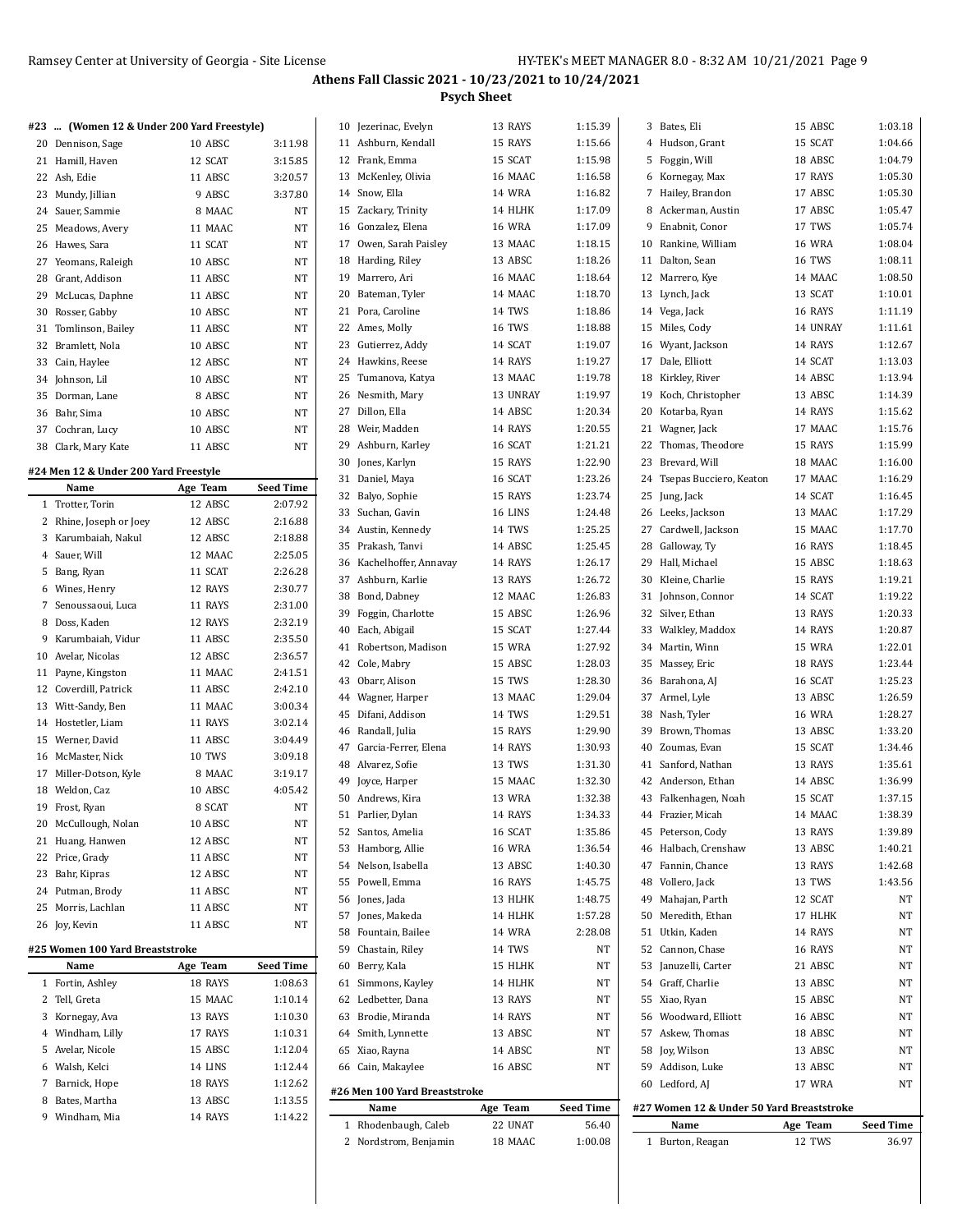## Athens Fall Classic 2021 - 10/23/2021 to 10/24/2021

### Psych Sheet

#### #23 ... (Women 12 & Under 200 Yard Freestyle)

| | Name | Age | Team | Seed Time |
|---|---|---|---|---|
| 20 | Dennison, Sage | 10 | ABSC | 3:11.98 |
| 21 | Hamill, Haven | 12 | SCAT | 3:15.85 |
| 22 | Ash, Edie | 11 | ABSC | 3:20.57 |
| 23 | Mundy, Jillian | 9 | ABSC | 3:37.80 |
| 24 | Sauer, Sammie | 8 | MAAC | NT |
| 25 | Meadows, Avery | 11 | MAAC | NT |
| 26 | Hawes, Sara | 11 | SCAT | NT |
| 27 | Yeomans, Raleigh | 10 | ABSC | NT |
| 28 | Grant, Addison | 11 | ABSC | NT |
| 29 | McLucas, Daphne | 11 | ABSC | NT |
| 30 | Rosser, Gabby | 10 | ABSC | NT |
| 31 | Tomlinson, Bailey | 11 | ABSC | NT |
| 32 | Bramlett, Nola | 10 | ABSC | NT |
| 33 | Cain, Haylee | 12 | ABSC | NT |
| 34 | Johnson, Lil | 10 | ABSC | NT |
| 35 | Dorman, Lane | 8 | ABSC | NT |
| 36 | Bahr, Sima | 10 | ABSC | NT |
| 37 | Cochran, Lucy | 10 | ABSC | NT |
| 38 | Clark, Mary Kate | 11 | ABSC | NT |

#### #24 Men 12 & Under 200 Yard Freestyle

| | Name | Age | Team | Seed Time |
|---|---|---|---|---|
| 1 | Trotter, Torin | 12 | ABSC | 2:07.92 |
| 2 | Rhine, Joseph or Joey | 12 | ABSC | 2:16.88 |
| 3 | Karumbaiah, Nakul | 12 | ABSC | 2:18.88 |
| 4 | Sauer, Will | 12 | MAAC | 2:25.05 |
| 5 | Bang, Ryan | 11 | SCAT | 2:26.28 |
| 6 | Wines, Henry | 12 | RAYS | 2:30.77 |
| 7 | Senoussaoui, Luca | 11 | RAYS | 2:31.00 |
| 8 | Doss, Kaden | 12 | RAYS | 2:32.19 |
| 9 | Karumbaiah, Vidur | 11 | ABSC | 2:35.50 |
| 10 | Avelar, Nicolas | 12 | ABSC | 2:36.57 |
| 11 | Payne, Kingston | 11 | MAAC | 2:41.51 |
| 12 | Coverdill, Patrick | 11 | ABSC | 2:42.10 |
| 13 | Witt-Sandy, Ben | 11 | MAAC | 3:00.34 |
| 14 | Hostetler, Liam | 11 | RAYS | 3:02.14 |
| 15 | Werner, David | 11 | ABSC | 3:04.49 |
| 16 | McMaster, Nick | 10 | TWS | 3:09.18 |
| 17 | Miller-Dotson, Kyle | 8 | MAAC | 3:19.17 |
| 18 | Weldon, Caz | 10 | ABSC | 4:05.42 |
| 19 | Frost, Ryan | 8 | SCAT | NT |
| 20 | McCullough, Nolan | 10 | ABSC | NT |
| 21 | Huang, Hanwen | 12 | ABSC | NT |
| 22 | Price, Grady | 11 | ABSC | NT |
| 23 | Bahr, Kipras | 12 | ABSC | NT |
| 24 | Putman, Brody | 11 | ABSC | NT |
| 25 | Morris, Lachlan | 11 | ABSC | NT |
| 26 | Joy, Kevin | 11 | ABSC | NT |

#### #25 Women 100 Yard Breaststroke

| | Name | Age | Team | Seed Time |
|---|---|---|---|---|
| 1 | Fortin, Ashley | 18 | RAYS | 1:08.63 |
| 2 | Tell, Greta | 15 | MAAC | 1:10.14 |
| 3 | Kornegay, Ava | 13 | RAYS | 1:10.30 |
| 4 | Windham, Lilly | 17 | RAYS | 1:10.31 |
| 5 | Avelar, Nicole | 15 | ABSC | 1:12.04 |
| 6 | Walsh, Kelci | 14 | LINS | 1:12.44 |
| 7 | Barnick, Hope | 18 | RAYS | 1:12.62 |
| 8 | Bates, Martha | 13 | ABSC | 1:13.55 |
| 9 | Windham, Mia | 14 | RAYS | 1:14.22 |
| 10 | Jezerinac, Evelyn | 13 | RAYS | 1:15.39 |
| 11 | Ashburn, Kendall | 15 | RAYS | 1:15.66 |
| 12 | Frank, Emma | 15 | SCAT | 1:15.98 |
| 13 | McKenley, Olivia | 16 | MAAC | 1:16.58 |
| 14 | Snow, Ella | 14 | WRA | 1:16.82 |
| 15 | Zackary, Trinity | 14 | HLHK | 1:17.09 |
| 16 | Gonzalez, Elena | 16 | WRA | 1:17.09 |
| 17 | Owen, Sarah Paisley | 13 | MAAC | 1:18.15 |
| 18 | Harding, Riley | 13 | ABSC | 1:18.26 |
| 19 | Marrero, Ari | 16 | MAAC | 1:18.64 |
| 20 | Bateman, Tyler | 14 | MAAC | 1:18.70 |
| 21 | Pora, Caroline | 14 | TWS | 1:18.86 |
| 22 | Ames, Molly | 16 | TWS | 1:18.88 |
| 23 | Gutierrez, Addy | 14 | SCAT | 1:19.07 |
| 24 | Hawkins, Reese | 14 | RAYS | 1:19.27 |
| 25 | Tumanova, Katya | 13 | MAAC | 1:19.78 |
| 26 | Nesmith, Mary | 13 | UNRAY | 1:19.97 |
| 27 | Dillon, Ella | 14 | ABSC | 1:20.34 |
| 28 | Weir, Madden | 14 | RAYS | 1:20.55 |
| 29 | Ashburn, Karley | 16 | SCAT | 1:21.21 |
| 30 | Jones, Karlyn | 15 | RAYS | 1:22.90 |
| 31 | Daniel, Maya | 16 | SCAT | 1:23.26 |
| 32 | Balyo, Sophie | 15 | RAYS | 1:23.74 |
| 33 | Suchan, Gavin | 16 | LINS | 1:24.48 |
| 34 | Austin, Kennedy | 14 | TWS | 1:25.25 |
| 35 | Prakash, Tanvi | 14 | ABSC | 1:25.45 |
| 36 | Kachelhoffer, Annavay | 14 | RAYS | 1:26.17 |
| 37 | Ashburn, Karlie | 13 | RAYS | 1:26.72 |
| 38 | Bond, Dabney | 12 | MAAC | 1:26.83 |
| 39 | Foggin, Charlotte | 15 | ABSC | 1:26.96 |
| 40 | Each, Abigail | 15 | SCAT | 1:27.44 |
| 41 | Robertson, Madison | 15 | WRA | 1:27.92 |
| 42 | Cole, Mabry | 15 | ABSC | 1:28.03 |
| 43 | Obarr, Alison | 15 | TWS | 1:28.30 |
| 44 | Wagner, Harper | 13 | MAAC | 1:29.04 |
| 45 | Difani, Addison | 14 | TWS | 1:29.51 |
| 46 | Randall, Julia | 15 | RAYS | 1:29.90 |
| 47 | Garcia-Ferrer, Elena | 14 | RAYS | 1:30.93 |
| 48 | Alvarez, Sofie | 13 | TWS | 1:31.30 |
| 49 | Joyce, Harper | 15 | MAAC | 1:32.30 |
| 50 | Andrews, Kira | 13 | WRA | 1:32.38 |
| 51 | Parlier, Dylan | 14 | RAYS | 1:34.33 |
| 52 | Santos, Amelia | 16 | SCAT | 1:35.86 |
| 53 | Hamborg, Allie | 16 | WRA | 1:36.54 |
| 54 | Nelson, Isabella | 13 | ABSC | 1:40.30 |
| 55 | Powell, Emma | 16 | RAYS | 1:45.75 |
| 56 | Jones, Jada | 13 | HLHK | 1:48.75 |
| 57 | Jones, Makeda | 14 | HLHK | 1:57.28 |
| 58 | Fountain, Bailee | 14 | WRA | 2:28.08 |
| 59 | Chastain, Riley | 14 | TWS | NT |
| 60 | Berry, Kala | 15 | HLHK | NT |
| 61 | Simmons, Kayley | 14 | HLHK | NT |
| 62 | Ledbetter, Dana | 13 | RAYS | NT |
| 63 | Brodie, Miranda | 14 | RAYS | NT |
| 64 | Smith, Lynnette | 13 | ABSC | NT |
| 65 | Xiao, Rayna | 14 | ABSC | NT |
| 66 | Cain, Makaylee | 16 | ABSC | NT |

#### #26 Men 100 Yard Breaststroke

| | Name | Age | Team | Seed Time |
|---|---|---|---|---|
| 1 | Rhodenbaugh, Caleb | 22 | UNAT | 56.40 |
| 2 | Nordstrom, Benjamin | 18 | MAAC | 1:00.08 |
| 3 | Bates, Eli | 15 | ABSC | 1:03.18 |
| 4 | Hudson, Grant | 15 | SCAT | 1:04.66 |
| 5 | Foggin, Will | 18 | ABSC | 1:04.79 |
| 6 | Kornegay, Max | 17 | RAYS | 1:05.30 |
| 7 | Hailey, Brandon | 17 | ABSC | 1:05.30 |
| 8 | Ackerman, Austin | 17 | ABSC | 1:05.47 |
| 9 | Enabnit, Conor | 17 | TWS | 1:05.74 |
| 10 | Rankine, William | 16 | WRA | 1:08.04 |
| 11 | Dalton, Sean | 16 | TWS | 1:08.11 |
| 12 | Marrero, Kye | 14 | MAAC | 1:08.50 |
| 13 | Lynch, Jack | 13 | SCAT | 1:10.01 |
| 14 | Vega, Jack | 16 | RAYS | 1:11.19 |
| 15 | Miles, Cody | 14 | UNRAY | 1:11.61 |
| 16 | Wyant, Jackson | 14 | RAYS | 1:12.67 |
| 17 | Dale, Elliott | 14 | SCAT | 1:13.03 |
| 18 | Kirkley, River | 14 | ABSC | 1:13.94 |
| 19 | Koch, Christopher | 13 | ABSC | 1:14.39 |
| 20 | Kotarba, Ryan | 14 | RAYS | 1:15.62 |
| 21 | Wagner, Jack | 17 | MAAC | 1:15.76 |
| 22 | Thomas, Theodore | 15 | RAYS | 1:15.99 |
| 23 | Brevard, Will | 18 | MAAC | 1:16.00 |
| 24 | Tsepas Bucciero, Keaton | 17 | MAAC | 1:16.29 |
| 25 | Jung, Jack | 14 | SCAT | 1:16.45 |
| 26 | Leeks, Jackson | 13 | MAAC | 1:17.29 |
| 27 | Cardwell, Jackson | 15 | MAAC | 1:17.70 |
| 28 | Galloway, Ty | 16 | RAYS | 1:18.45 |
| 29 | Hall, Michael | 15 | ABSC | 1:18.63 |
| 30 | Kleine, Charlie | 15 | RAYS | 1:19.21 |
| 31 | Johnson, Connor | 14 | SCAT | 1:19.22 |
| 32 | Silver, Ethan | 13 | RAYS | 1:20.33 |
| 33 | Walkley, Maddox | 14 | RAYS | 1:20.87 |
| 34 | Martin, Winn | 15 | WRA | 1:22.01 |
| 35 | Massey, Eric | 18 | RAYS | 1:23.44 |
| 36 | Barahona, AJ | 16 | SCAT | 1:25.23 |
| 37 | Armel, Lyle | 13 | ABSC | 1:26.59 |
| 38 | Nash, Tyler | 16 | WRA | 1:28.27 |
| 39 | Brown, Thomas | 13 | ABSC | 1:33.20 |
| 40 | Zoumas, Evan | 15 | SCAT | 1:34.46 |
| 41 | Sanford, Nathan | 13 | RAYS | 1:35.61 |
| 42 | Anderson, Ethan | 14 | ABSC | 1:36.99 |
| 43 | Falkenhagen, Noah | 15 | SCAT | 1:37.15 |
| 44 | Frazier, Micah | 14 | MAAC | 1:38.39 |
| 45 | Peterson, Cody | 13 | RAYS | 1:39.89 |
| 46 | Halbach, Crenshaw | 13 | ABSC | 1:40.21 |
| 47 | Fannin, Chance | 13 | RAYS | 1:42.68 |
| 48 | Vollero, Jack | 13 | TWS | 1:43.56 |
| 49 | Mahajan, Parth | 12 | SCAT | NT |
| 50 | Meredith, Ethan | 17 | HLHK | NT |
| 51 | Utkin, Kaden | 14 | RAYS | NT |
| 52 | Cannon, Chase | 16 | RAYS | NT |
| 53 | Januzelli, Carter | 21 | ABSC | NT |
| 54 | Graff, Charlie | 13 | ABSC | NT |
| 55 | Xiao, Ryan | 15 | ABSC | NT |
| 56 | Woodward, Elliott | 16 | ABSC | NT |
| 57 | Askew, Thomas | 18 | ABSC | NT |
| 58 | Joy, Wilson | 13 | ABSC | NT |
| 59 | Addison, Luke | 13 | ABSC | NT |
| 60 | Ledford, AJ | 17 | WRA | NT |

#### #27 Women 12 & Under 50 Yard Breaststroke

| | Name | Age | Team | Seed Time |
|---|---|---|---|---|
| 1 | Burton, Reagan | 12 | TWS | 36.97 |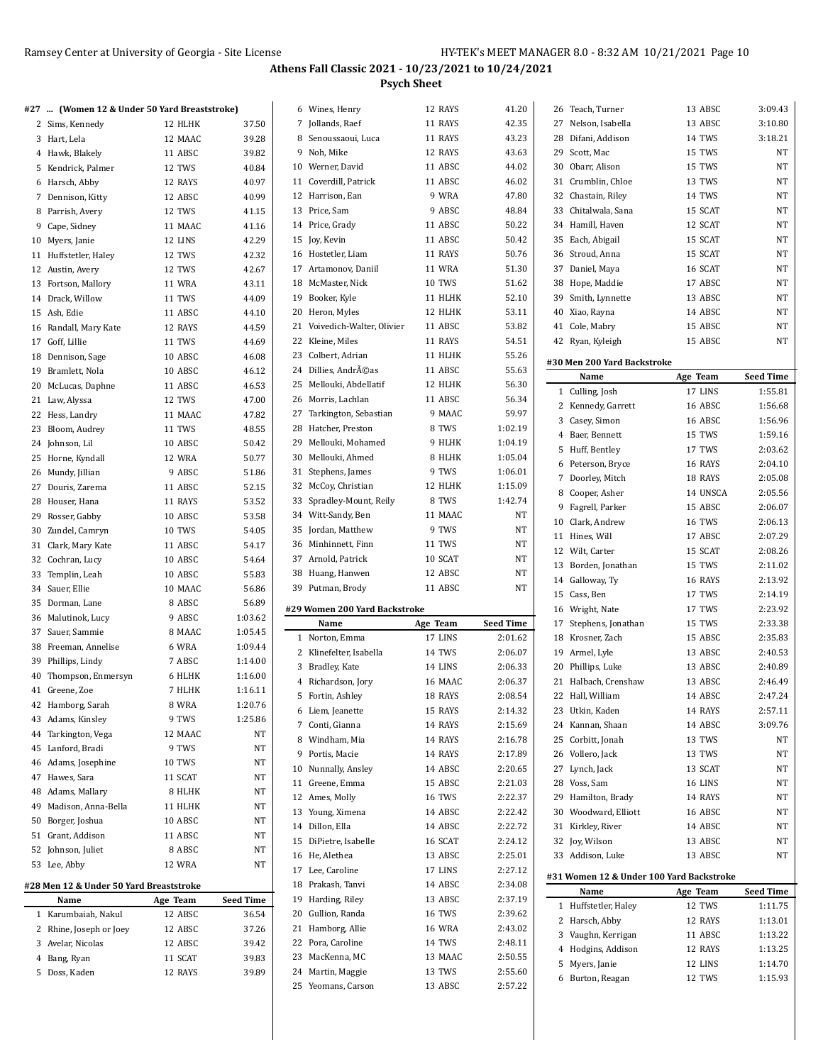## Athens Fall Classic 2021 - 10/23/2021 to 10/24/2021

### Psych Sheet

#### #27 ... (Women 12 & Under 50 Yard Breaststroke)

| | Name | Age | Team | Seed Time |
|---|---|---|---|---|
| 2 | Sims, Kennedy | 12 | HLHK | 37.50 |
| 3 | Hart, Lela | 12 | MAAC | 39.28 |
| 4 | Hawk, Blakely | 11 | ABSC | 39.82 |
| 5 | Kendrick, Palmer | 12 | TWS | 40.84 |
| 6 | Harsch, Abby | 12 | RAYS | 40.97 |
| 7 | Dennison, Kitty | 12 | ABSC | 40.99 |
| 8 | Parrish, Avery | 12 | TWS | 41.15 |
| 9 | Cape, Sidney | 11 | MAAC | 41.16 |
| 10 | Myers, Janie | 12 | LINS | 42.29 |
| 11 | Huffstetler, Haley | 12 | TWS | 42.32 |
| 12 | Austin, Avery | 12 | TWS | 42.67 |
| 13 | Fortson, Mallory | 11 | WRA | 43.11 |
| 14 | Drack, Willow | 11 | TWS | 44.09 |
| 15 | Ash, Edie | 11 | ABSC | 44.10 |
| 16 | Randall, Mary Kate | 12 | RAYS | 44.59 |
| 17 | Goff, Lillie | 11 | TWS | 44.69 |
| 18 | Dennison, Sage | 10 | ABSC | 46.08 |
| 19 | Bramlett, Nola | 10 | ABSC | 46.12 |
| 20 | McLucas, Daphne | 11 | ABSC | 46.53 |
| 21 | Law, Alyssa | 12 | TWS | 47.00 |
| 22 | Hess, Landry | 11 | MAAC | 47.82 |
| 23 | Bloom, Audrey | 11 | TWS | 48.55 |
| 24 | Johnson, Lil | 10 | ABSC | 50.42 |
| 25 | Horne, Kyndall | 12 | WRA | 50.77 |
| 26 | Mundy, Jillian | 9 | ABSC | 51.86 |
| 27 | Douris, Zarema | 11 | ABSC | 52.15 |
| 28 | Houser, Hana | 11 | RAYS | 53.52 |
| 29 | Rosser, Gabby | 10 | ABSC | 53.58 |
| 30 | Zundel, Camryn | 10 | TWS | 54.05 |
| 31 | Clark, Mary Kate | 11 | ABSC | 54.17 |
| 32 | Cochran, Lucy | 10 | ABSC | 54.64 |
| 33 | Templin, Leah | 10 | ABSC | 55.83 |
| 34 | Sauer, Ellie | 10 | MAAC | 56.86 |
| 35 | Dorman, Lane | 8 | ABSC | 56.89 |
| 36 | Malutinok, Lucy | 9 | ABSC | 1:03.62 |
| 37 | Sauer, Sammie | 8 | MAAC | 1:05.45 |
| 38 | Freeman, Annelise | 6 | WRA | 1:09.44 |
| 39 | Phillips, Lindy | 7 | ABSC | 1:14.00 |
| 40 | Thompson, Enmersyn | 6 | HLHK | 1:16.00 |
| 41 | Greene, Zoe | 7 | HLHK | 1:16.11 |
| 42 | Hamborg, Sarah | 8 | WRA | 1:20.76 |
| 43 | Adams, Kinsley | 9 | TWS | 1:25.86 |
| 44 | Tarkington, Vega | 12 | MAAC | NT |
| 45 | Lanford, Bradi | 9 | TWS | NT |
| 46 | Adams, Josephine | 10 | TWS | NT |
| 47 | Hawes, Sara | 11 | SCAT | NT |
| 48 | Adams, Mallary | 8 | HLHK | NT |
| 49 | Madison, Anna-Bella | 11 | HLHK | NT |
| 50 | Borger, Joshua | 10 | ABSC | NT |
| 51 | Grant, Addison | 11 | ABSC | NT |
| 52 | Johnson, Juliet | 8 | ABSC | NT |
| 53 | Lee, Abby | 12 | WRA | NT |

#### #28 Men 12 & Under 50 Yard Breaststroke

| | Name | Age | Team | Seed Time |
|---|---|---|---|---|
| 1 | Karumbaiah, Nakul | 12 | ABSC | 36.54 |
| 2 | Rhine, Joseph or Joey | 12 | ABSC | 37.26 |
| 3 | Avelar, Nicolas | 12 | ABSC | 39.42 |
| 4 | Bang, Ryan | 11 | SCAT | 39.83 |
| 5 | Doss, Kaden | 12 | RAYS | 39.89 |
| 6 | Wines, Henry | 12 | RAYS | 41.20 |
| 7 | Jollands, Raef | 11 | RAYS | 42.35 |
| 8 | Senoussaoui, Luca | 11 | RAYS | 43.23 |
| 9 | Noh, Mike | 12 | RAYS | 43.63 |
| 10 | Werner, David | 11 | ABSC | 44.02 |
| 11 | Coverdill, Patrick | 11 | ABSC | 46.02 |
| 12 | Harrison, Ean | 9 | WRA | 47.80 |
| 13 | Price, Sam | 9 | ABSC | 48.84 |
| 14 | Price, Grady | 11 | ABSC | 50.22 |
| 15 | Joy, Kevin | 11 | ABSC | 50.42 |
| 16 | Hostetler, Liam | 11 | RAYS | 50.76 |
| 17 | Artamonov, Daniil | 11 | WRA | 51.30 |
| 18 | McMaster, Nick | 10 | TWS | 51.62 |
| 19 | Booker, Kyle | 11 | HLHK | 52.10 |
| 20 | Heron, Myles | 12 | HLHK | 53.11 |
| 21 | Voivedich-Walter, Olivier | 11 | ABSC | 53.82 |
| 22 | Kleine, Miles | 11 | RAYS | 54.51 |
| 23 | Colbert, Adrian | 11 | HLHK | 55.26 |
| 24 | Dillies, AndrÃ©as | 11 | ABSC | 55.63 |
| 25 | Mellouki, Abdellatif | 12 | HLHK | 56.30 |
| 26 | Morris, Lachlan | 11 | ABSC | 56.34 |
| 27 | Tarkington, Sebastian | 9 | MAAC | 59.97 |
| 28 | Hatcher, Preston | 8 | TWS | 1:02.19 |
| 29 | Mellouki, Mohamed | 9 | HLHK | 1:04.19 |
| 30 | Mellouki, Ahmed | 8 | HLHK | 1:05.04 |
| 31 | Stephens, James | 9 | TWS | 1:06.01 |
| 32 | McCoy, Christian | 12 | HLHK | 1:15.09 |
| 33 | Spradley-Mount, Reily | 8 | TWS | 1:42.74 |
| 34 | Witt-Sandy, Ben | 11 | MAAC | NT |
| 35 | Jordan, Matthew | 9 | TWS | NT |
| 36 | Minhinnett, Finn | 11 | TWS | NT |
| 37 | Arnold, Patrick | 10 | SCAT | NT |
| 38 | Huang, Hanwen | 12 | ABSC | NT |
| 39 | Putman, Brody | 11 | ABSC | NT |

#### #29 Women 200 Yard Backstroke

| | Name | Age | Team | Seed Time |
|---|---|---|---|---|
| 1 | Norton, Emma | 17 | LINS | 2:01.62 |
| 2 | Klinefelter, Isabella | 14 | TWS | 2:06.07 |
| 3 | Bradley, Kate | 14 | LINS | 2:06.33 |
| 4 | Richardson, Jory | 16 | MAAC | 2:06.37 |
| 5 | Fortin, Ashley | 18 | RAYS | 2:08.54 |
| 6 | Liem, Jeanette | 15 | RAYS | 2:14.32 |
| 7 | Conti, Gianna | 14 | RAYS | 2:15.69 |
| 8 | Windham, Mia | 14 | RAYS | 2:16.78 |
| 9 | Portis, Macie | 14 | RAYS | 2:17.89 |
| 10 | Nunnally, Ansley | 14 | ABSC | 2:20.65 |
| 11 | Greene, Emma | 15 | ABSC | 2:21.03 |
| 12 | Ames, Molly | 16 | TWS | 2:22.37 |
| 13 | Young, Ximena | 14 | ABSC | 2:22.42 |
| 14 | Dillon, Ella | 14 | ABSC | 2:22.72 |
| 15 | DiPietre, Isabelle | 16 | SCAT | 2:24.12 |
| 16 | He, Alethea | 13 | ABSC | 2:25.01 |
| 17 | Lee, Caroline | 17 | LINS | 2:27.12 |
| 18 | Prakash, Tanvi | 14 | ABSC | 2:34.08 |
| 19 | Harding, Riley | 13 | ABSC | 2:37.19 |
| 20 | Gullion, Randa | 16 | TWS | 2:39.62 |
| 21 | Hamborg, Allie | 16 | WRA | 2:43.02 |
| 22 | Pora, Caroline | 14 | TWS | 2:48.11 |
| 23 | MacKenna, MC | 13 | MAAC | 2:50.55 |
| 24 | Martin, Maggie | 13 | TWS | 2:55.60 |
| 25 | Yeomans, Carson | 13 | ABSC | 2:57.22 |
| 26 | Teach, Turner | 13 | ABSC | 3:09.43 |
| 27 | Nelson, Isabella | 13 | ABSC | 3:10.80 |
| 28 | Difani, Addison | 14 | TWS | 3:18.21 |
| 29 | Scott, Mac | 15 | TWS | NT |
| 30 | Obarr, Alison | 15 | TWS | NT |
| 31 | Crumblin, Chloe | 13 | TWS | NT |
| 32 | Chastain, Riley | 14 | TWS | NT |
| 33 | Chitalwala, Sana | 15 | SCAT | NT |
| 34 | Hamill, Haven | 12 | SCAT | NT |
| 35 | Each, Abigail | 15 | SCAT | NT |
| 36 | Stroud, Anna | 15 | SCAT | NT |
| 37 | Daniel, Maya | 16 | SCAT | NT |
| 38 | Hope, Maddie | 17 | ABSC | NT |
| 39 | Smith, Lynnette | 13 | ABSC | NT |
| 40 | Xiao, Rayna | 14 | ABSC | NT |
| 41 | Cole, Mabry | 15 | ABSC | NT |
| 42 | Ryan, Kyleigh | 15 | ABSC | NT |

#### #30 Men 200 Yard Backstroke

| | Name | Age | Team | Seed Time |
|---|---|---|---|---|
| 1 | Culling, Josh | 17 | LINS | 1:55.81 |
| 2 | Kennedy, Garrett | 16 | ABSC | 1:56.68 |
| 3 | Casey, Simon | 16 | ABSC | 1:56.96 |
| 4 | Baer, Bennett | 15 | TWS | 1:59.16 |
| 5 | Huff, Bentley | 17 | TWS | 2:03.62 |
| 6 | Peterson, Bryce | 16 | RAYS | 2:04.10 |
| 7 | Doorley, Mitch | 18 | RAYS | 2:05.08 |
| 8 | Cooper, Asher | 14 | UNSCA | 2:05.56 |
| 9 | Fagrell, Parker | 15 | ABSC | 2:06.07 |
| 10 | Clark, Andrew | 16 | TWS | 2:06.13 |
| 11 | Hines, Will | 17 | ABSC | 2:07.29 |
| 12 | Wilt, Carter | 15 | SCAT | 2:08.26 |
| 13 | Borden, Jonathan | 15 | TWS | 2:11.02 |
| 14 | Galloway, Ty | 16 | RAYS | 2:13.92 |
| 15 | Cass, Ben | 17 | TWS | 2:14.19 |
| 16 | Wright, Nate | 17 | TWS | 2:23.92 |
| 17 | Stephens, Jonathan | 15 | TWS | 2:33.38 |
| 18 | Krosner, Zach | 15 | ABSC | 2:35.83 |
| 19 | Armel, Lyle | 13 | ABSC | 2:40.53 |
| 20 | Phillips, Luke | 13 | ABSC | 2:40.89 |
| 21 | Halbach, Crenshaw | 13 | ABSC | 2:46.49 |
| 22 | Hall, William | 14 | ABSC | 2:47.24 |
| 23 | Utkin, Kaden | 14 | RAYS | 2:57.11 |
| 24 | Kannan, Shaan | 14 | ABSC | 3:09.76 |
| 25 | Corbitt, Jonah | 13 | TWS | NT |
| 26 | Vollero, Jack | 13 | TWS | NT |
| 27 | Lynch, Jack | 13 | SCAT | NT |
| 28 | Voss, Sam | 16 | LINS | NT |
| 29 | Hamilton, Brady | 14 | RAYS | NT |
| 30 | Woodward, Elliott | 16 | ABSC | NT |
| 31 | Kirkley, River | 14 | ABSC | NT |
| 32 | Joy, Wilson | 13 | ABSC | NT |
| 33 | Addison, Luke | 13 | ABSC | NT |

#### #31 Women 12 & Under 100 Yard Backstroke

| | Name | Age | Team | Seed Time |
|---|---|---|---|---|
| 1 | Huffstetler, Haley | 12 | TWS | 1:11.75 |
| 2 | Harsch, Abby | 12 | RAYS | 1:13.01 |
| 3 | Vaughn, Kerrigan | 11 | ABSC | 1:13.22 |
| 4 | Hodgins, Addison | 12 | RAYS | 1:13.25 |
| 5 | Myers, Janie | 12 | LINS | 1:14.70 |
| 6 | Burton, Reagan | 12 | TWS | 1:15.93 |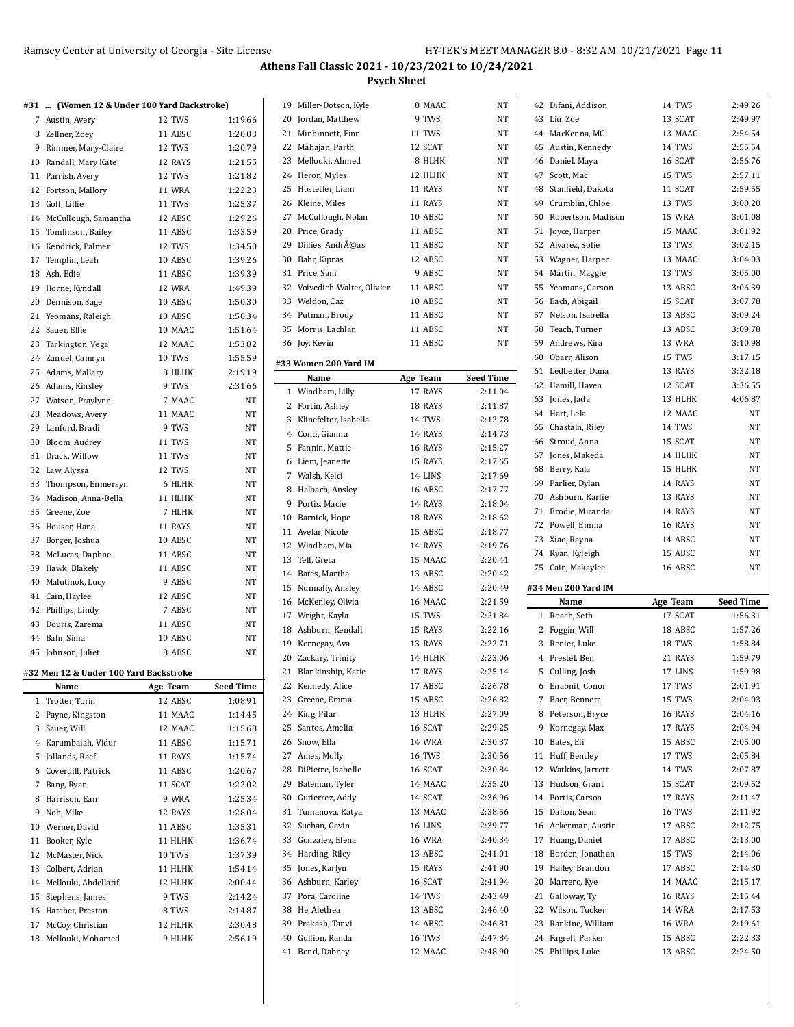## Athens Fall Classic 2021 - 10/23/2021 to 10/24/2021

### Psych Sheet

#### #31 ... (Women 12 & Under 100 Yard Backstroke)

| | Name | Age | Team | Seed Time |
|---|---|---|---|---|
| 7 | Austin, Avery | 12 | TWS | 1:19.66 |
| 8 | Zellner, Zoey | 11 | ABSC | 1:20.03 |
| 9 | Rimmer, Mary-Claire | 12 | TWS | 1:20.79 |
| 10 | Randall, Mary Kate | 12 | RAYS | 1:21.55 |
| 11 | Parrish, Avery | 12 | TWS | 1:21.82 |
| 12 | Fortson, Mallory | 11 | WRA | 1:22.23 |
| 13 | Goff, Lillie | 11 | TWS | 1:25.37 |
| 14 | McCullough, Samantha | 12 | ABSC | 1:29.26 |
| 15 | Tomlinson, Bailey | 11 | ABSC | 1:33.59 |
| 16 | Kendrick, Palmer | 12 | TWS | 1:34.50 |
| 17 | Templin, Leah | 10 | ABSC | 1:39.26 |
| 18 | Ash, Edie | 11 | ABSC | 1:39.39 |
| 19 | Horne, Kyndall | 12 | WRA | 1:49.39 |
| 20 | Dennison, Sage | 10 | ABSC | 1:50.30 |
| 21 | Yeomans, Raleigh | 10 | ABSC | 1:50.34 |
| 22 | Sauer, Ellie | 10 | MAAC | 1:51.64 |
| 23 | Tarkington, Vega | 12 | MAAC | 1:53.82 |
| 24 | Zundel, Camryn | 10 | TWS | 1:55.59 |
| 25 | Adams, Mallary | 8 | HLHK | 2:19.19 |
| 26 | Adams, Kinsley | 9 | TWS | 2:31.66 |
| 27 | Watson, Praylynn | 7 | MAAC | NT |
| 28 | Meadows, Avery | 11 | MAAC | NT |
| 29 | Lanford, Bradi | 9 | TWS | NT |
| 30 | Bloom, Audrey | 11 | TWS | NT |
| 31 | Drack, Willow | 11 | TWS | NT |
| 32 | Law, Alyssa | 12 | TWS | NT |
| 33 | Thompson, Enmersyn | 6 | HLHK | NT |
| 34 | Madison, Anna-Bella | 11 | HLHK | NT |
| 35 | Greene, Zoe | 7 | HLHK | NT |
| 36 | Houser, Hana | 11 | RAYS | NT |
| 37 | Borger, Joshua | 10 | ABSC | NT |
| 38 | McLucas, Daphne | 11 | ABSC | NT |
| 39 | Hawk, Blakely | 11 | ABSC | NT |
| 40 | Malutinok, Lucy | 9 | ABSC | NT |
| 41 | Cain, Haylee | 12 | ABSC | NT |
| 42 | Phillips, Lindy | 7 | ABSC | NT |
| 43 | Douris, Zarema | 11 | ABSC | NT |
| 44 | Bahr, Sima | 10 | ABSC | NT |
| 45 | Johnson, Juliet | 8 | ABSC | NT |

#### #32 Men 12 & Under 100 Yard Backstroke

| | Name | Age | Team | Seed Time |
|---|---|---|---|---|
| 1 | Trotter, Torin | 12 | ABSC | 1:08.91 |
| 2 | Payne, Kingston | 11 | MAAC | 1:14.45 |
| 3 | Sauer, Will | 12 | MAAC | 1:15.68 |
| 4 | Karumbaiah, Vidur | 11 | ABSC | 1:15.71 |
| 5 | Jollands, Raef | 11 | RAYS | 1:15.74 |
| 6 | Coverdill, Patrick | 11 | ABSC | 1:20.67 |
| 7 | Bang, Ryan | 11 | SCAT | 1:22.02 |
| 8 | Harrison, Ean | 9 | WRA | 1:25.34 |
| 9 | Noh, Mike | 12 | RAYS | 1:28.04 |
| 10 | Werner, David | 11 | ABSC | 1:35.31 |
| 11 | Booker, Kyle | 11 | HLHK | 1:36.74 |
| 12 | McMaster, Nick | 10 | TWS | 1:37.39 |
| 13 | Colbert, Adrian | 11 | HLHK | 1:54.14 |
| 14 | Mellouki, Abdellatif | 12 | HLHK | 2:00.44 |
| 15 | Stephens, James | 9 | TWS | 2:14.24 |
| 16 | Hatcher, Preston | 8 | TWS | 2:14.87 |
| 17 | McCoy, Christian | 12 | HLHK | 2:30.48 |
| 18 | Mellouki, Mohamed | 9 | HLHK | 2:56.19 |
| 19 | Miller-Dotson, Kyle | 8 | MAAC | NT |
| 20 | Jordan, Matthew | 9 | TWS | NT |
| 21 | Minhinnett, Finn | 11 | TWS | NT |
| 22 | Mahajan, Parth | 12 | SCAT | NT |
| 23 | Mellouki, Ahmed | 8 | HLHK | NT |
| 24 | Heron, Myles | 12 | HLHK | NT |
| 25 | Hostetler, Liam | 11 | RAYS | NT |
| 26 | Kleine, Miles | 11 | RAYS | NT |
| 27 | McCullough, Nolan | 10 | ABSC | NT |
| 28 | Price, Grady | 11 | ABSC | NT |
| 29 | Dillies, AndrÃ©as | 11 | ABSC | NT |
| 30 | Bahr, Kipras | 12 | ABSC | NT |
| 31 | Price, Sam | 9 | ABSC | NT |
| 32 | Voivedich-Walter, Olivier | 11 | ABSC | NT |
| 33 | Weldon, Caz | 10 | ABSC | NT |
| 34 | Putman, Brody | 11 | ABSC | NT |
| 35 | Morris, Lachlan | 11 | ABSC | NT |
| 36 | Joy, Kevin | 11 | ABSC | NT |

#### #33 Women 200 Yard IM

| | Name | Age | Team | Seed Time |
|---|---|---|---|---|
| 1 | Windham, Lilly | 17 | RAYS | 2:11.04 |
| 2 | Fortin, Ashley | 18 | RAYS | 2:11.87 |
| 3 | Klinefelter, Isabella | 14 | TWS | 2:12.78 |
| 4 | Conti, Gianna | 14 | RAYS | 2:14.73 |
| 5 | Fannin, Mattie | 16 | RAYS | 2:15.27 |
| 6 | Liem, Jeanette | 15 | RAYS | 2:17.65 |
| 7 | Walsh, Kelci | 14 | LINS | 2:17.69 |
| 8 | Halbach, Ansley | 16 | ABSC | 2:17.77 |
| 9 | Portis, Macie | 14 | RAYS | 2:18.04 |
| 10 | Barnick, Hope | 18 | RAYS | 2:18.62 |
| 11 | Avelar, Nicole | 15 | ABSC | 2:18.77 |
| 12 | Windham, Mia | 14 | RAYS | 2:19.76 |
| 13 | Tell, Greta | 15 | MAAC | 2:20.41 |
| 14 | Bates, Martha | 13 | ABSC | 2:20.42 |
| 15 | Nunnally, Ansley | 14 | ABSC | 2:20.49 |
| 16 | McKenley, Olivia | 16 | MAAC | 2:21.59 |
| 17 | Wright, Kayla | 15 | TWS | 2:21.84 |
| 18 | Ashburn, Kendall | 15 | RAYS | 2:22.16 |
| 19 | Kornegay, Ava | 13 | RAYS | 2:22.71 |
| 20 | Zackary, Trinity | 14 | HLHK | 2:23.06 |
| 21 | Blankinship, Katie | 17 | RAYS | 2:25.14 |
| 22 | Kennedy, Alice | 17 | ABSC | 2:26.78 |
| 23 | Greene, Emma | 15 | ABSC | 2:26.82 |
| 24 | King, Pilar | 13 | HLHK | 2:27.09 |
| 25 | Santos, Amelia | 16 | SCAT | 2:29.25 |
| 26 | Snow, Ella | 14 | WRA | 2:30.37 |
| 27 | Ames, Molly | 16 | TWS | 2:30.56 |
| 28 | DiPietre, Isabelle | 16 | SCAT | 2:30.84 |
| 29 | Bateman, Tyler | 14 | MAAC | 2:35.20 |
| 30 | Gutierrez, Addy | 14 | SCAT | 2:36.96 |
| 31 | Tumanova, Katya | 13 | MAAC | 2:38.56 |
| 32 | Suchan, Gavin | 16 | LINS | 2:39.77 |
| 33 | Gonzalez, Elena | 16 | WRA | 2:40.34 |
| 34 | Harding, Riley | 13 | ABSC | 2:41.01 |
| 35 | Jones, Karlyn | 15 | RAYS | 2:41.90 |
| 36 | Ashburn, Karley | 16 | SCAT | 2:41.94 |
| 37 | Pora, Caroline | 14 | TWS | 2:43.49 |
| 38 | He, Alethea | 13 | ABSC | 2:46.40 |
| 39 | Prakash, Tanvi | 14 | ABSC | 2:46.81 |
| 40 | Gullion, Randa | 16 | TWS | 2:47.84 |
| 41 | Bond, Dabney | 12 | MAAC | 2:48.90 |
| 42 | Difani, Addison | 14 | TWS | 2:49.26 |
| 43 | Liu, Zoe | 13 | SCAT | 2:49.97 |
| 44 | MacKenna, MC | 13 | MAAC | 2:54.54 |
| 45 | Austin, Kennedy | 14 | TWS | 2:55.54 |
| 46 | Daniel, Maya | 16 | SCAT | 2:56.76 |
| 47 | Scott, Mac | 15 | TWS | 2:57.11 |
| 48 | Stanfield, Dakota | 11 | SCAT | 2:59.55 |
| 49 | Crumblin, Chloe | 13 | TWS | 3:00.20 |
| 50 | Robertson, Madison | 15 | WRA | 3:01.08 |
| 51 | Joyce, Harper | 15 | MAAC | 3:01.92 |
| 52 | Alvarez, Sofie | 13 | TWS | 3:02.15 |
| 53 | Wagner, Harper | 13 | MAAC | 3:04.03 |
| 54 | Martin, Maggie | 13 | TWS | 3:05.00 |
| 55 | Yeomans, Carson | 13 | ABSC | 3:06.39 |
| 56 | Each, Abigail | 15 | SCAT | 3:07.78 |
| 57 | Nelson, Isabella | 13 | ABSC | 3:09.24 |
| 58 | Teach, Turner | 13 | ABSC | 3:09.78 |
| 59 | Andrews, Kira | 13 | WRA | 3:10.98 |
| 60 | Obarr, Alison | 15 | TWS | 3:17.15 |
| 61 | Ledbetter, Dana | 13 | RAYS | 3:32.18 |
| 62 | Hamill, Haven | 12 | SCAT | 3:36.55 |
| 63 | Jones, Jada | 13 | HLHK | 4:06.87 |
| 64 | Hart, Lela | 12 | MAAC | NT |
| 65 | Chastain, Riley | 14 | TWS | NT |
| 66 | Stroud, Anna | 15 | SCAT | NT |
| 67 | Jones, Makeda | 14 | HLHK | NT |
| 68 | Berry, Kala | 15 | HLHK | NT |
| 69 | Parlier, Dylan | 14 | RAYS | NT |
| 70 | Ashburn, Karlie | 13 | RAYS | NT |
| 71 | Brodie, Miranda | 14 | RAYS | NT |
| 72 | Powell, Emma | 16 | RAYS | NT |
| 73 | Xiao, Rayna | 14 | ABSC | NT |
| 74 | Ryan, Kyleigh | 15 | ABSC | NT |
| 75 | Cain, Makaylee | 16 | ABSC | NT |

#### #34 Men 200 Yard IM

| | Name | Age | Team | Seed Time |
|---|---|---|---|---|
| 1 | Roach, Seth | 17 | SCAT | 1:56.31 |
| 2 | Foggin, Will | 18 | ABSC | 1:57.26 |
| 3 | Renier, Luke | 18 | TWS | 1:58.84 |
| 4 | Prestel, Ben | 21 | RAYS | 1:59.79 |
| 5 | Culling, Josh | 17 | LINS | 1:59.98 |
| 6 | Enabnit, Conor | 17 | TWS | 2:01.91 |
| 7 | Baer, Bennett | 15 | TWS | 2:04.03 |
| 8 | Peterson, Bryce | 16 | RAYS | 2:04.16 |
| 9 | Kornegay, Max | 17 | RAYS | 2:04.94 |
| 10 | Bates, Eli | 15 | ABSC | 2:05.00 |
| 11 | Huff, Bentley | 17 | TWS | 2:05.84 |
| 12 | Watkins, Jarrett | 14 | TWS | 2:07.87 |
| 13 | Hudson, Grant | 15 | SCAT | 2:09.52 |
| 14 | Portis, Carson | 17 | RAYS | 2:11.47 |
| 15 | Dalton, Sean | 16 | TWS | 2:11.92 |
| 16 | Ackerman, Austin | 17 | ABSC | 2:12.75 |
| 17 | Huang, Daniel | 17 | ABSC | 2:13.00 |
| 18 | Borden, Jonathan | 15 | TWS | 2:14.06 |
| 19 | Hailey, Brandon | 17 | ABSC | 2:14.30 |
| 20 | Marrero, Kye | 14 | MAAC | 2:15.17 |
| 21 | Galloway, Ty | 16 | RAYS | 2:15.44 |
| 22 | Wilson, Tucker | 14 | WRA | 2:17.53 |
| 23 | Rankine, William | 16 | WRA | 2:19.61 |
| 24 | Fagrell, Parker | 15 | ABSC | 2:22.33 |
| 25 | Phillips, Luke | 13 | ABSC | 2:24.50 |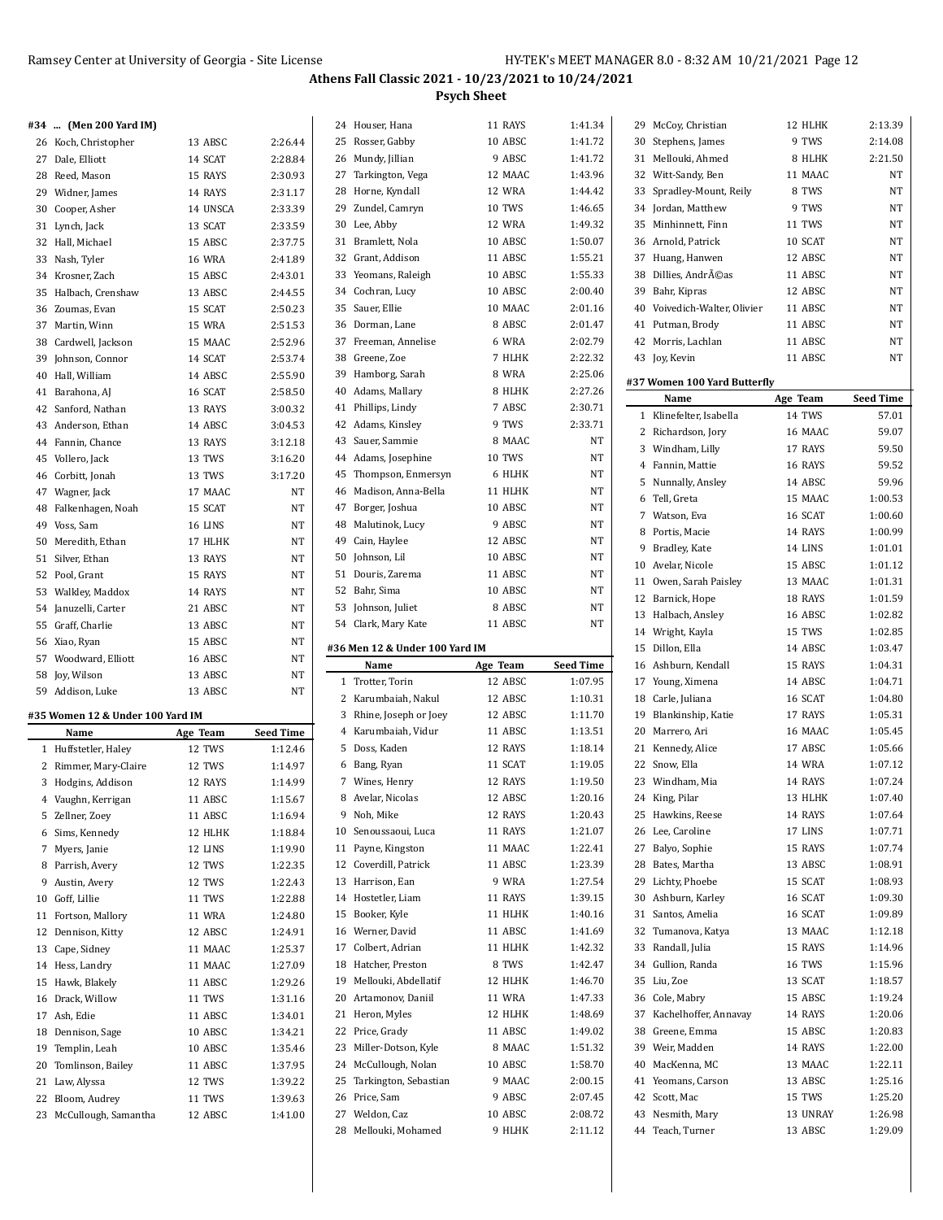## Athens Fall Classic 2021 - 10/23/2021 to 10/24/2021

### Psych Sheet

#### #34 ... (Men 200 Yard IM)

| | Name | Age | Team | Seed Time |
|---|---|---|---|---|
| 26 | Koch, Christopher | 13 | ABSC | 2:26.44 |
| 27 | Dale, Elliott | 14 | SCAT | 2:28.84 |
| 28 | Reed, Mason | 15 | RAYS | 2:30.93 |
| 29 | Widner, James | 14 | RAYS | 2:31.17 |
| 30 | Cooper, Asher | 14 | UNSCA | 2:33.39 |
| 31 | Lynch, Jack | 13 | SCAT | 2:33.59 |
| 32 | Hall, Michael | 15 | ABSC | 2:37.75 |
| 33 | Nash, Tyler | 16 | WRA | 2:41.89 |
| 34 | Krosner, Zach | 15 | ABSC | 2:43.01 |
| 35 | Halbach, Crenshaw | 13 | ABSC | 2:44.55 |
| 36 | Zoumas, Evan | 15 | SCAT | 2:50.23 |
| 37 | Martin, Winn | 15 | WRA | 2:51.53 |
| 38 | Cardwell, Jackson | 15 | MAAC | 2:52.96 |
| 39 | Johnson, Connor | 14 | SCAT | 2:53.74 |
| 40 | Hall, William | 14 | ABSC | 2:55.90 |
| 41 | Barahona, AJ | 16 | SCAT | 2:58.50 |
| 42 | Sanford, Nathan | 13 | RAYS | 3:00.32 |
| 43 | Anderson, Ethan | 14 | ABSC | 3:04.53 |
| 44 | Fannin, Chance | 13 | RAYS | 3:12.18 |
| 45 | Vollero, Jack | 13 | TWS | 3:16.20 |
| 46 | Corbitt, Jonah | 13 | TWS | 3:17.20 |
| 47 | Wagner, Jack | 17 | MAAC | NT |
| 48 | Falkenhagen, Noah | 15 | SCAT | NT |
| 49 | Voss, Sam | 16 | LINS | NT |
| 50 | Meredith, Ethan | 17 | HLHK | NT |
| 51 | Silver, Ethan | 13 | RAYS | NT |
| 52 | Pool, Grant | 15 | RAYS | NT |
| 53 | Walkley, Maddox | 14 | RAYS | NT |
| 54 | Januzelli, Carter | 21 | ABSC | NT |
| 55 | Graff, Charlie | 13 | ABSC | NT |
| 56 | Xiao, Ryan | 15 | ABSC | NT |
| 57 | Woodward, Elliott | 16 | ABSC | NT |
| 58 | Joy, Wilson | 13 | ABSC | NT |
| 59 | Addison, Luke | 13 | ABSC | NT |

#### #35 Women 12 & Under 100 Yard IM

| | Name | Age | Team | Seed Time |
|---|---|---|---|---|
| 1 | Huffstetler, Haley | 12 | TWS | 1:12.46 |
| 2 | Rimmer, Mary-Claire | 12 | TWS | 1:14.97 |
| 3 | Hodgins, Addison | 12 | RAYS | 1:14.99 |
| 4 | Vaughn, Kerrigan | 11 | ABSC | 1:15.67 |
| 5 | Zellner, Zoey | 11 | ABSC | 1:16.94 |
| 6 | Sims, Kennedy | 12 | HLHK | 1:18.84 |
| 7 | Myers, Janie | 12 | LINS | 1:19.90 |
| 8 | Parrish, Avery | 12 | TWS | 1:22.35 |
| 9 | Austin, Avery | 12 | TWS | 1:22.43 |
| 10 | Goff, Lillie | 11 | TWS | 1:22.88 |
| 11 | Fortson, Mallory | 11 | WRA | 1:24.80 |
| 12 | Dennison, Kitty | 12 | ABSC | 1:24.91 |
| 13 | Cape, Sidney | 11 | MAAC | 1:25.37 |
| 14 | Hess, Landry | 11 | MAAC | 1:27.09 |
| 15 | Hawk, Blakely | 11 | ABSC | 1:29.26 |
| 16 | Drack, Willow | 11 | TWS | 1:31.16 |
| 17 | Ash, Edie | 11 | ABSC | 1:34.01 |
| 18 | Dennison, Sage | 10 | ABSC | 1:34.21 |
| 19 | Templin, Leah | 10 | ABSC | 1:35.46 |
| 20 | Tomlinson, Bailey | 11 | ABSC | 1:37.95 |
| 21 | Law, Alyssa | 12 | TWS | 1:39.22 |
| 22 | Bloom, Audrey | 11 | TWS | 1:39.63 |
| 23 | McCullough, Samantha | 12 | ABSC | 1:41.00 |
| 24 | Houser, Hana | 11 | RAYS | 1:41.34 |
| 25 | Rosser, Gabby | 10 | ABSC | 1:41.72 |
| 26 | Mundy, Jillian | 9 | ABSC | 1:41.72 |
| 27 | Tarkington, Vega | 12 | MAAC | 1:43.96 |
| 28 | Horne, Kyndall | 12 | WRA | 1:44.42 |
| 29 | Zundel, Camryn | 10 | TWS | 1:46.65 |
| 30 | Lee, Abby | 12 | WRA | 1:49.32 |
| 31 | Bramlett, Nola | 10 | ABSC | 1:50.07 |
| 32 | Grant, Addison | 11 | ABSC | 1:55.21 |
| 33 | Yeomans, Raleigh | 10 | ABSC | 1:55.33 |
| 34 | Cochran, Lucy | 10 | ABSC | 2:00.40 |
| 35 | Sauer, Ellie | 10 | MAAC | 2:01.16 |
| 36 | Dorman, Lane | 8 | ABSC | 2:01.47 |
| 37 | Freeman, Annelise | 6 | WRA | 2:02.79 |
| 38 | Greene, Zoe | 7 | HLHK | 2:22.32 |
| 39 | Hamborg, Sarah | 8 | WRA | 2:25.06 |
| 40 | Adams, Mallary | 8 | HLHK | 2:27.26 |
| 41 | Phillips, Lindy | 7 | ABSC | 2:30.71 |
| 42 | Adams, Kinsley | 9 | TWS | 2:33.71 |
| 43 | Sauer, Sammie | 8 | MAAC | NT |
| 44 | Adams, Josephine | 10 | TWS | NT |
| 45 | Thompson, Enmersyn | 6 | HLHK | NT |
| 46 | Madison, Anna-Bella | 11 | HLHK | NT |
| 47 | Borger, Joshua | 10 | ABSC | NT |
| 48 | Malutinok, Lucy | 9 | ABSC | NT |
| 49 | Cain, Haylee | 12 | ABSC | NT |
| 50 | Johnson, Lil | 10 | ABSC | NT |
| 51 | Douris, Zarema | 11 | ABSC | NT |
| 52 | Bahr, Sima | 10 | ABSC | NT |
| 53 | Johnson, Juliet | 8 | ABSC | NT |
| 54 | Clark, Mary Kate | 11 | ABSC | NT |

#### #36 Men 12 & Under 100 Yard IM

| | Name | Age | Team | Seed Time |
|---|---|---|---|---|
| 1 | Trotter, Torin | 12 | ABSC | 1:07.95 |
| 2 | Karumbaiah, Nakul | 12 | ABSC | 1:10.31 |
| 3 | Rhine, Joseph or Joey | 12 | ABSC | 1:11.70 |
| 4 | Karumbaiah, Vidur | 11 | ABSC | 1:13.51 |
| 5 | Doss, Kaden | 12 | RAYS | 1:18.14 |
| 6 | Bang, Ryan | 11 | SCAT | 1:19.05 |
| 7 | Wines, Henry | 12 | RAYS | 1:19.50 |
| 8 | Avelar, Nicolas | 12 | ABSC | 1:20.16 |
| 9 | Noh, Mike | 12 | RAYS | 1:20.43 |
| 10 | Senoussaoui, Luca | 11 | RAYS | 1:21.07 |
| 11 | Payne, Kingston | 11 | MAAC | 1:22.41 |
| 12 | Coverdill, Patrick | 11 | ABSC | 1:23.39 |
| 13 | Harrison, Ean | 9 | WRA | 1:27.54 |
| 14 | Hostetler, Liam | 11 | RAYS | 1:39.15 |
| 15 | Booker, Kyle | 11 | HLHK | 1:40.16 |
| 16 | Werner, David | 11 | ABSC | 1:41.69 |
| 17 | Colbert, Adrian | 11 | HLHK | 1:42.32 |
| 18 | Hatcher, Preston | 8 | TWS | 1:42.47 |
| 19 | Mellouki, Abdellatif | 12 | HLHK | 1:46.70 |
| 20 | Artamonov, Daniil | 11 | WRA | 1:47.33 |
| 21 | Heron, Myles | 12 | HLHK | 1:48.69 |
| 22 | Price, Grady | 11 | ABSC | 1:49.02 |
| 23 | Miller-Dotson, Kyle | 8 | MAAC | 1:51.32 |
| 24 | McCullough, Nolan | 10 | ABSC | 1:58.70 |
| 25 | Tarkington, Sebastian | 9 | MAAC | 2:00.15 |
| 26 | Price, Sam | 9 | ABSC | 2:07.45 |
| 27 | Weldon, Caz | 10 | ABSC | 2:08.72 |
| 28 | Mellouki, Mohamed | 9 | HLHK | 2:11.12 |
| 29 | McCoy, Christian | 12 | HLHK | 2:13.39 |
| 30 | Stephens, James | 9 | TWS | 2:14.08 |
| 31 | Mellouki, Ahmed | 8 | HLHK | 2:21.50 |
| 32 | Witt-Sandy, Ben | 11 | MAAC | NT |
| 33 | Spradley-Mount, Reily | 8 | TWS | NT |
| 34 | Jordan, Matthew | 9 | TWS | NT |
| 35 | Minhinnett, Finn | 11 | TWS | NT |
| 36 | Arnold, Patrick | 10 | SCAT | NT |
| 37 | Huang, Hanwen | 12 | ABSC | NT |
| 38 | Dillies, AndrÃ©as | 11 | ABSC | NT |
| 39 | Bahr, Kipras | 12 | ABSC | NT |
| 40 | Voivedich-Walter, Olivier | 11 | ABSC | NT |
| 41 | Putman, Brody | 11 | ABSC | NT |
| 42 | Morris, Lachlan | 11 | ABSC | NT |
| 43 | Joy, Kevin | 11 | ABSC | NT |

#### #37 Women 100 Yard Butterfly

| | Name | Age | Team | Seed Time |
|---|---|---|---|---|
| 1 | Klinefelter, Isabella | 14 | TWS | 57.01 |
| 2 | Richardson, Jory | 16 | MAAC | 59.07 |
| 3 | Windham, Lilly | 17 | RAYS | 59.50 |
| 4 | Fannin, Mattie | 16 | RAYS | 59.52 |
| 5 | Nunnally, Ansley | 14 | ABSC | 59.96 |
| 6 | Tell, Greta | 15 | MAAC | 1:00.53 |
| 7 | Watson, Eva | 16 | SCAT | 1:00.60 |
| 8 | Portis, Macie | 14 | RAYS | 1:00.99 |
| 9 | Bradley, Kate | 14 | LINS | 1:01.01 |
| 10 | Avelar, Nicole | 15 | ABSC | 1:01.12 |
| 11 | Owen, Sarah Paisley | 13 | MAAC | 1:01.31 |
| 12 | Barnick, Hope | 18 | RAYS | 1:01.59 |
| 13 | Halbach, Ansley | 16 | ABSC | 1:02.82 |
| 14 | Wright, Kayla | 15 | TWS | 1:02.85 |
| 15 | Dillon, Ella | 14 | ABSC | 1:03.47 |
| 16 | Ashburn, Kendall | 15 | RAYS | 1:04.31 |
| 17 | Young, Ximena | 14 | ABSC | 1:04.71 |
| 18 | Carle, Juliana | 16 | SCAT | 1:04.80 |
| 19 | Blankinship, Katie | 17 | RAYS | 1:05.31 |
| 20 | Marrero, Ari | 16 | MAAC | 1:05.45 |
| 21 | Kennedy, Alice | 17 | ABSC | 1:05.66 |
| 22 | Snow, Ella | 14 | WRA | 1:07.12 |
| 23 | Windham, Mia | 14 | RAYS | 1:07.24 |
| 24 | King, Pilar | 13 | HLHK | 1:07.40 |
| 25 | Hawkins, Reese | 14 | RAYS | 1:07.64 |
| 26 | Lee, Caroline | 17 | LINS | 1:07.71 |
| 27 | Balyo, Sophie | 15 | RAYS | 1:07.74 |
| 28 | Bates, Martha | 13 | ABSC | 1:08.91 |
| 29 | Lichty, Phoebe | 15 | SCAT | 1:08.93 |
| 30 | Ashburn, Karley | 16 | SCAT | 1:09.30 |
| 31 | Santos, Amelia | 16 | SCAT | 1:09.89 |
| 32 | Tumanova, Katya | 13 | MAAC | 1:12.18 |
| 33 | Randall, Julia | 15 | RAYS | 1:14.96 |
| 34 | Gullion, Randa | 16 | TWS | 1:15.96 |
| 35 | Liu, Zoe | 13 | SCAT | 1:18.57 |
| 36 | Cole, Mabry | 15 | ABSC | 1:19.24 |
| 37 | Kachelhoffer, Annavay | 14 | RAYS | 1:20.06 |
| 38 | Greene, Emma | 15 | ABSC | 1:20.83 |
| 39 | Weir, Madden | 14 | RAYS | 1:22.00 |
| 40 | MacKenna, MC | 13 | MAAC | 1:22.11 |
| 41 | Yeomans, Carson | 13 | ABSC | 1:25.16 |
| 42 | Scott, Mac | 15 | TWS | 1:25.20 |
| 43 | Nesmith, Mary | 13 | UNRAY | 1:26.98 |
| 44 | Teach, Turner | 13 | ABSC | 1:29.09 |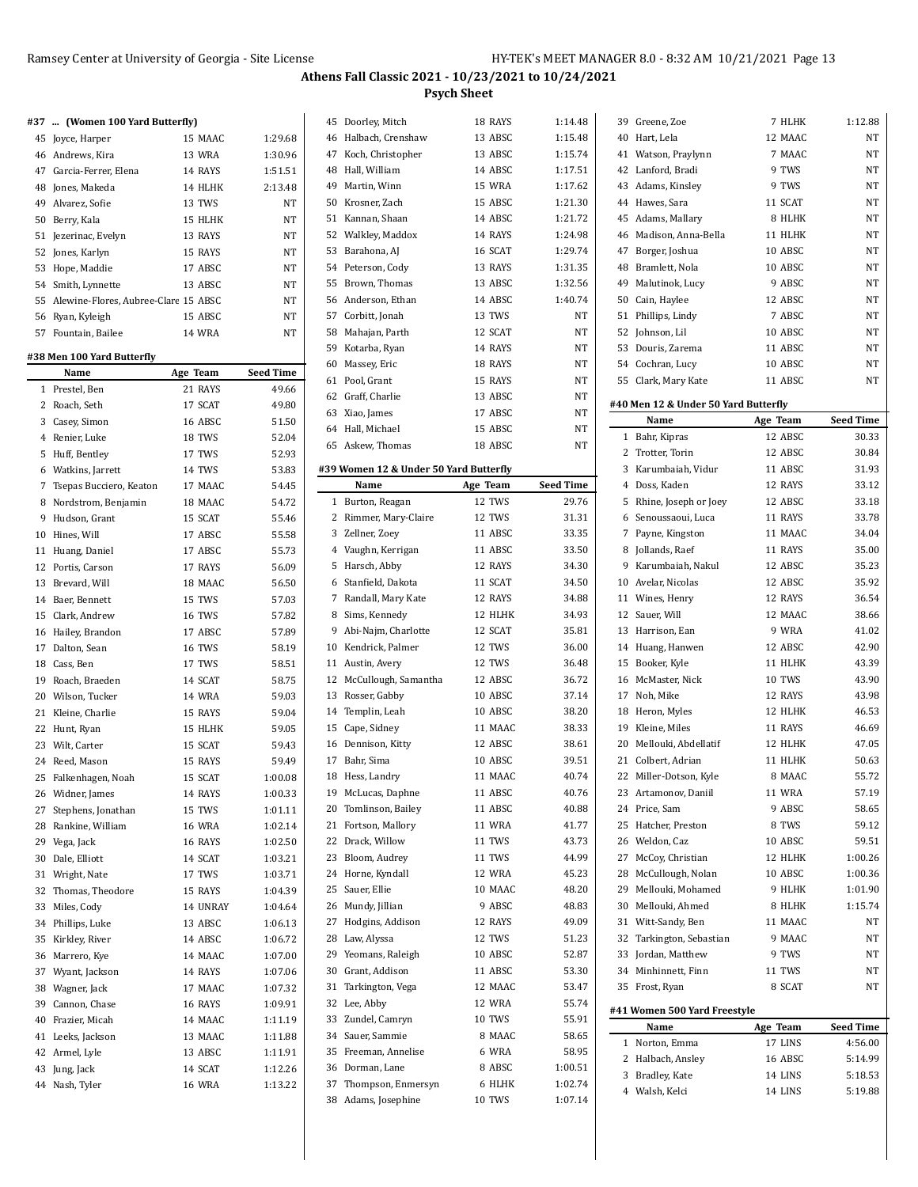## Athens Fall Classic 2021 - 10/23/2021 to 10/24/2021

### Psych Sheet

#### #37 ... (Women 100 Yard Butterfly)

| | Name | Age | Team | Seed Time |
|---|---|---|---|---|
| 45 | Joyce, Harper | 15 | MAAC | 1:29.68 |
| 46 | Andrews, Kira | 13 | WRA | 1:30.96 |
| 47 | Garcia-Ferrer, Elena | 14 | RAYS | 1:51.51 |
| 48 | Jones, Makeda | 14 | HLHK | 2:13.48 |
| 49 | Alvarez, Sofie | 13 | TWS | NT |
| 50 | Berry, Kala | 15 | HLHK | NT |
| 51 | Jezerinac, Evelyn | 13 | RAYS | NT |
| 52 | Jones, Karlyn | 15 | RAYS | NT |
| 53 | Hope, Maddie | 17 | ABSC | NT |
| 54 | Smith, Lynnette | 13 | ABSC | NT |
| 55 | Alewine-Flores, Aubree-Clare | 15 | ABSC | NT |
| 56 | Ryan, Kyleigh | 15 | ABSC | NT |
| 57 | Fountain, Bailee | 14 | WRA | NT |

#### #38 Men 100 Yard Butterfly

| | Name | Age | Team | Seed Time |
|---|---|---|---|---|
| 1 | Prestel, Ben | 21 | RAYS | 49.66 |
| 2 | Roach, Seth | 17 | SCAT | 49.80 |
| 3 | Casey, Simon | 16 | ABSC | 51.50 |
| 4 | Renier, Luke | 18 | TWS | 52.04 |
| 5 | Huff, Bentley | 17 | TWS | 52.93 |
| 6 | Watkins, Jarrett | 14 | TWS | 53.83 |
| 7 | Tsepas Bucciero, Keaton | 17 | MAAC | 54.45 |
| 8 | Nordstrom, Benjamin | 18 | MAAC | 54.72 |
| 9 | Hudson, Grant | 15 | SCAT | 55.46 |
| 10 | Hines, Will | 17 | ABSC | 55.58 |
| 11 | Huang, Daniel | 17 | ABSC | 55.73 |
| 12 | Portis, Carson | 17 | RAYS | 56.09 |
| 13 | Brevard, Will | 18 | MAAC | 56.50 |
| 14 | Baer, Bennett | 15 | TWS | 57.03 |
| 15 | Clark, Andrew | 16 | TWS | 57.82 |
| 16 | Hailey, Brandon | 17 | ABSC | 57.89 |
| 17 | Dalton, Sean | 16 | TWS | 58.19 |
| 18 | Cass, Ben | 17 | TWS | 58.51 |
| 19 | Roach, Braeden | 14 | SCAT | 58.75 |
| 20 | Wilson, Tucker | 14 | WRA | 59.03 |
| 21 | Kleine, Charlie | 15 | RAYS | 59.04 |
| 22 | Hunt, Ryan | 15 | HLHK | 59.05 |
| 23 | Wilt, Carter | 15 | SCAT | 59.43 |
| 24 | Reed, Mason | 15 | RAYS | 59.49 |
| 25 | Falkenhagen, Noah | 15 | SCAT | 1:00.08 |
| 26 | Widner, James | 14 | RAYS | 1:00.33 |
| 27 | Stephens, Jonathan | 15 | TWS | 1:01.11 |
| 28 | Rankine, William | 16 | WRA | 1:02.14 |
| 29 | Vega, Jack | 16 | RAYS | 1:02.50 |
| 30 | Dale, Elliott | 14 | SCAT | 1:03.21 |
| 31 | Wright, Nate | 17 | TWS | 1:03.71 |
| 32 | Thomas, Theodore | 15 | RAYS | 1:04.39 |
| 33 | Miles, Cody | 14 | UNRAY | 1:04.64 |
| 34 | Phillips, Luke | 13 | ABSC | 1:06.13 |
| 35 | Kirkley, River | 14 | ABSC | 1:06.72 |
| 36 | Marrero, Kye | 14 | MAAC | 1:07.00 |
| 37 | Wyant, Jackson | 14 | RAYS | 1:07.06 |
| 38 | Wagner, Jack | 17 | MAAC | 1:07.32 |
| 39 | Cannon, Chase | 16 | RAYS | 1:09.91 |
| 40 | Frazier, Micah | 14 | MAAC | 1:11.19 |
| 41 | Leeks, Jackson | 13 | MAAC | 1:11.88 |
| 42 | Armel, Lyle | 13 | ABSC | 1:11.91 |
| 43 | Jung, Jack | 14 | SCAT | 1:12.26 |
| 44 | Nash, Tyler | 16 | WRA | 1:13.22 |
| 45 | Doorley, Mitch | 18 | RAYS | 1:14.48 |
| 46 | Halbach, Crenshaw | 13 | ABSC | 1:15.48 |
| 47 | Koch, Christopher | 13 | ABSC | 1:15.74 |
| 48 | Hall, William | 14 | ABSC | 1:17.51 |
| 49 | Martin, Winn | 15 | WRA | 1:17.62 |
| 50 | Krosner, Zach | 15 | ABSC | 1:21.30 |
| 51 | Kannan, Shaan | 14 | ABSC | 1:21.72 |
| 52 | Walkley, Maddox | 14 | RAYS | 1:24.98 |
| 53 | Barahona, AJ | 16 | SCAT | 1:29.74 |
| 54 | Peterson, Cody | 13 | RAYS | 1:31.35 |
| 55 | Brown, Thomas | 13 | ABSC | 1:32.56 |
| 56 | Anderson, Ethan | 14 | ABSC | 1:40.74 |
| 57 | Corbitt, Jonah | 13 | TWS | NT |
| 58 | Mahajan, Parth | 12 | SCAT | NT |
| 59 | Kotarba, Ryan | 14 | RAYS | NT |
| 60 | Massey, Eric | 18 | RAYS | NT |
| 61 | Pool, Grant | 15 | RAYS | NT |
| 62 | Graff, Charlie | 13 | ABSC | NT |
| 63 | Xiao, James | 17 | ABSC | NT |
| 64 | Hall, Michael | 15 | ABSC | NT |
| 65 | Askew, Thomas | 18 | ABSC | NT |

#### #39 Women 12 & Under 50 Yard Butterfly

| | Name | Age | Team | Seed Time |
|---|---|---|---|---|
| 1 | Burton, Reagan | 12 | TWS | 29.76 |
| 2 | Rimmer, Mary-Claire | 12 | TWS | 31.31 |
| 3 | Zellner, Zoey | 11 | ABSC | 33.35 |
| 4 | Vaughn, Kerrigan | 11 | ABSC | 33.50 |
| 5 | Harsch, Abby | 12 | RAYS | 34.30 |
| 6 | Stanfield, Dakota | 11 | SCAT | 34.50 |
| 7 | Randall, Mary Kate | 12 | RAYS | 34.88 |
| 8 | Sims, Kennedy | 12 | HLHK | 34.93 |
| 9 | Abi-Najm, Charlotte | 12 | SCAT | 35.81 |
| 10 | Kendrick, Palmer | 12 | TWS | 36.00 |
| 11 | Austin, Avery | 12 | TWS | 36.48 |
| 12 | McCullough, Samantha | 12 | ABSC | 36.72 |
| 13 | Rosser, Gabby | 10 | ABSC | 37.14 |
| 14 | Templin, Leah | 10 | ABSC | 38.20 |
| 15 | Cape, Sidney | 11 | MAAC | 38.33 |
| 16 | Dennison, Kitty | 12 | ABSC | 38.61 |
| 17 | Bahr, Sima | 10 | ABSC | 39.51 |
| 18 | Hess, Landry | 11 | MAAC | 40.74 |
| 19 | McLucas, Daphne | 11 | ABSC | 40.76 |
| 20 | Tomlinson, Bailey | 11 | ABSC | 40.88 |
| 21 | Fortson, Mallory | 11 | WRA | 41.77 |
| 22 | Drack, Willow | 11 | TWS | 43.73 |
| 23 | Bloom, Audrey | 11 | TWS | 44.99 |
| 24 | Horne, Kyndall | 12 | WRA | 45.23 |
| 25 | Sauer, Ellie | 10 | MAAC | 48.20 |
| 26 | Mundy, Jillian | 9 | ABSC | 48.83 |
| 27 | Hodgins, Addison | 12 | RAYS | 49.09 |
| 28 | Law, Alyssa | 12 | TWS | 51.23 |
| 29 | Yeomans, Raleigh | 10 | ABSC | 52.87 |
| 30 | Grant, Addison | 11 | ABSC | 53.30 |
| 31 | Tarkington, Vega | 12 | MAAC | 53.47 |
| 32 | Lee, Abby | 12 | WRA | 55.74 |
| 33 | Zundel, Camryn | 10 | TWS | 55.91 |
| 34 | Sauer, Sammie | 8 | MAAC | 58.65 |
| 35 | Freeman, Annelise | 6 | WRA | 58.95 |
| 36 | Dorman, Lane | 8 | ABSC | 1:00.51 |
| 37 | Thompson, Enmersyn | 6 | HLHK | 1:02.74 |
| 38 | Adams, Josephine | 10 | TWS | 1:07.14 |
| 39 | Greene, Zoe | 7 | HLHK | 1:12.88 |
| 40 | Hart, Lela | 12 | MAAC | NT |
| 41 | Watson, Praylynn | 7 | MAAC | NT |
| 42 | Lanford, Bradi | 9 | TWS | NT |
| 43 | Adams, Kinsley | 9 | TWS | NT |
| 44 | Hawes, Sara | 11 | SCAT | NT |
| 45 | Adams, Mallary | 8 | HLHK | NT |
| 46 | Madison, Anna-Bella | 11 | HLHK | NT |
| 47 | Borger, Joshua | 10 | ABSC | NT |
| 48 | Bramlett, Nola | 10 | ABSC | NT |
| 49 | Malutinok, Lucy | 9 | ABSC | NT |
| 50 | Cain, Haylee | 12 | ABSC | NT |
| 51 | Phillips, Lindy | 7 | ABSC | NT |
| 52 | Johnson, Lil | 10 | ABSC | NT |
| 53 | Douris, Zarema | 11 | ABSC | NT |
| 54 | Cochran, Lucy | 10 | ABSC | NT |
| 55 | Clark, Mary Kate | 11 | ABSC | NT |

#### #40 Men 12 & Under 50 Yard Butterfly

| | Name | Age | Team | Seed Time |
|---|---|---|---|---|
| 1 | Bahr, Kipras | 12 | ABSC | 30.33 |
| 2 | Trotter, Torin | 12 | ABSC | 30.84 |
| 3 | Karumbaiah, Vidur | 11 | ABSC | 31.93 |
| 4 | Doss, Kaden | 12 | RAYS | 33.12 |
| 5 | Rhine, Joseph or Joey | 12 | ABSC | 33.18 |
| 6 | Senoussaoui, Luca | 11 | RAYS | 33.78 |
| 7 | Payne, Kingston | 11 | MAAC | 34.04 |
| 8 | Jollands, Raef | 11 | RAYS | 35.00 |
| 9 | Karumbaiah, Nakul | 12 | ABSC | 35.23 |
| 10 | Avelar, Nicolas | 12 | ABSC | 35.92 |
| 11 | Wines, Henry | 12 | RAYS | 36.54 |
| 12 | Sauer, Will | 12 | MAAC | 38.66 |
| 13 | Harrison, Ean | 9 | WRA | 41.02 |
| 14 | Huang, Hanwen | 12 | ABSC | 42.90 |
| 15 | Booker, Kyle | 11 | HLHK | 43.39 |
| 16 | McMaster, Nick | 10 | TWS | 43.90 |
| 17 | Noh, Mike | 12 | RAYS | 43.98 |
| 18 | Heron, Myles | 12 | HLHK | 46.53 |
| 19 | Kleine, Miles | 11 | RAYS | 46.69 |
| 20 | Mellouki, Abdellatif | 12 | HLHK | 47.05 |
| 21 | Colbert, Adrian | 11 | HLHK | 50.63 |
| 22 | Miller-Dotson, Kyle | 8 | MAAC | 55.72 |
| 23 | Artamonov, Daniil | 11 | WRA | 57.19 |
| 24 | Price, Sam | 9 | ABSC | 58.65 |
| 25 | Hatcher, Preston | 8 | TWS | 59.12 |
| 26 | Weldon, Caz | 10 | ABSC | 59.51 |
| 27 | McCoy, Christian | 12 | HLHK | 1:00.26 |
| 28 | McCullough, Nolan | 10 | ABSC | 1:00.36 |
| 29 | Mellouki, Mohamed | 9 | HLHK | 1:01.90 |
| 30 | Mellouki, Ahmed | 8 | HLHK | 1:15.74 |
| 31 | Witt-Sandy, Ben | 11 | MAAC | NT |
| 32 | Tarkington, Sebastian | 9 | MAAC | NT |
| 33 | Jordan, Matthew | 9 | TWS | NT |
| 34 | Minhinnett, Finn | 11 | TWS | NT |
| 35 | Frost, Ryan | 8 | SCAT | NT |

#### #41 Women 500 Yard Freestyle

| | Name | Age | Team | Seed Time |
|---|---|---|---|---|
| 1 | Norton, Emma | 17 | LINS | 4:56.00 |
| 2 | Halbach, Ansley | 16 | ABSC | 5:14.99 |
| 3 | Bradley, Kate | 14 | LINS | 5:18.53 |
| 4 | Walsh, Kelci | 14 | LINS | 5:19.88 |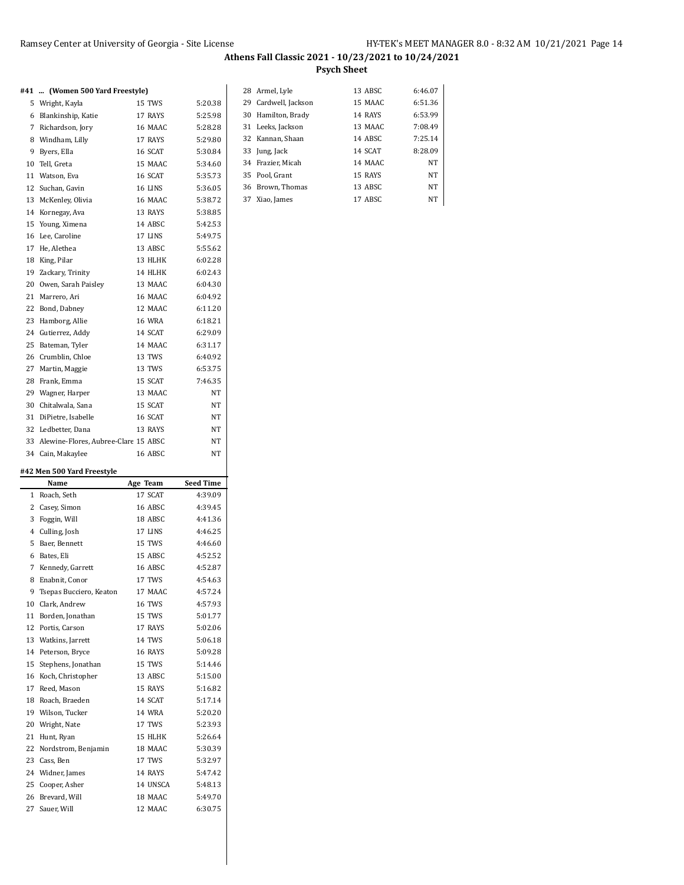## Athens Fall Classic 2021 - 10/23/2021 to 10/24/2021

### Psych Sheet

#### #41 ... (Women 500 Yard Freestyle)

| | Name | Age | Team | Seed Time |
|---|---|---|---|---|
| 5 | Wright, Kayla | 15 | TWS | 5:20.38 |
| 6 | Blankinship, Katie | 17 | RAYS | 5:25.98 |
| 7 | Richardson, Jory | 16 | MAAC | 5:28.28 |
| 8 | Windham, Lilly | 17 | RAYS | 5:29.80 |
| 9 | Byers, Ella | 16 | SCAT | 5:30.84 |
| 10 | Tell, Greta | 15 | MAAC | 5:34.60 |
| 11 | Watson, Eva | 16 | SCAT | 5:35.73 |
| 12 | Suchan, Gavin | 16 | LINS | 5:36.05 |
| 13 | McKenley, Olivia | 16 | MAAC | 5:38.72 |
| 14 | Kornegay, Ava | 13 | RAYS | 5:38.85 |
| 15 | Young, Ximena | 14 | ABSC | 5:42.53 |
| 16 | Lee, Caroline | 17 | LINS | 5:49.75 |
| 17 | He, Alethea | 13 | ABSC | 5:55.62 |
| 18 | King, Pilar | 13 | HLHK | 6:02.28 |
| 19 | Zackary, Trinity | 14 | HLHK | 6:02.43 |
| 20 | Owen, Sarah Paisley | 13 | MAAC | 6:04.30 |
| 21 | Marrero, Ari | 16 | MAAC | 6:04.92 |
| 22 | Bond, Dabney | 12 | MAAC | 6:11.20 |
| 23 | Hamborg, Allie | 16 | WRA | 6:18.21 |
| 24 | Gutierrez, Addy | 14 | SCAT | 6:29.09 |
| 25 | Bateman, Tyler | 14 | MAAC | 6:31.17 |
| 26 | Crumblin, Chloe | 13 | TWS | 6:40.92 |
| 27 | Martin, Maggie | 13 | TWS | 6:53.75 |
| 28 | Frank, Emma | 15 | SCAT | 7:46.35 |
| 29 | Wagner, Harper | 13 | MAAC | NT |
| 30 | Chitalwala, Sana | 15 | SCAT | NT |
| 31 | DiPietre, Isabelle | 16 | SCAT | NT |
| 32 | Ledbetter, Dana | 13 | RAYS | NT |
| 33 | Alewine-Flores, Aubree-Clare | 15 | ABSC | NT |
| 34 | Cain, Makaylee | 16 | ABSC | NT |

#### #42 Men 500 Yard Freestyle

| | Name | Age | Team | Seed Time |
|---|---|---|---|---|
| 1 | Roach, Seth | 17 | SCAT | 4:39.09 |
| 2 | Casey, Simon | 16 | ABSC | 4:39.45 |
| 3 | Foggin, Will | 18 | ABSC | 4:41.36 |
| 4 | Culling, Josh | 17 | LINS | 4:46.25 |
| 5 | Baer, Bennett | 15 | TWS | 4:46.60 |
| 6 | Bates, Eli | 15 | ABSC | 4:52.52 |
| 7 | Kennedy, Garrett | 16 | ABSC | 4:52.87 |
| 8 | Enabnit, Conor | 17 | TWS | 4:54.63 |
| 9 | Tsepas Bucciero, Keaton | 17 | MAAC | 4:57.24 |
| 10 | Clark, Andrew | 16 | TWS | 4:57.93 |
| 11 | Borden, Jonathan | 15 | TWS | 5:01.77 |
| 12 | Portis, Carson | 17 | RAYS | 5:02.06 |
| 13 | Watkins, Jarrett | 14 | TWS | 5:06.18 |
| 14 | Peterson, Bryce | 16 | RAYS | 5:09.28 |
| 15 | Stephens, Jonathan | 15 | TWS | 5:14.46 |
| 16 | Koch, Christopher | 13 | ABSC | 5:15.00 |
| 17 | Reed, Mason | 15 | RAYS | 5:16.82 |
| 18 | Roach, Braeden | 14 | SCAT | 5:17.14 |
| 19 | Wilson, Tucker | 14 | WRA | 5:20.20 |
| 20 | Wright, Nate | 17 | TWS | 5:23.93 |
| 21 | Hunt, Ryan | 15 | HLHK | 5:26.64 |
| 22 | Nordstrom, Benjamin | 18 | MAAC | 5:30.39 |
| 23 | Cass, Ben | 17 | TWS | 5:32.97 |
| 24 | Widner, James | 14 | RAYS | 5:47.42 |
| 25 | Cooper, Asher | 14 | UNSCA | 5:48.13 |
| 26 | Brevard, Will | 18 | MAAC | 5:49.70 |
| 27 | Sauer, Will | 12 | MAAC | 6:30.75 |
| 28 | Armel, Lyle | 13 | ABSC | 6:46.07 |
| 29 | Cardwell, Jackson | 15 | MAAC | 6:51.36 |
| 30 | Hamilton, Brady | 14 | RAYS | 6:53.99 |
| 31 | Leeks, Jackson | 13 | MAAC | 7:08.49 |
| 32 | Kannan, Shaan | 14 | ABSC | 7:25.14 |
| 33 | Jung, Jack | 14 | SCAT | 8:28.09 |
| 34 | Frazier, Micah | 14 | MAAC | NT |
| 35 | Pool, Grant | 15 | RAYS | NT |
| 36 | Brown, Thomas | 13 | ABSC | NT |
| 37 | Xiao, James | 17 | ABSC | NT |